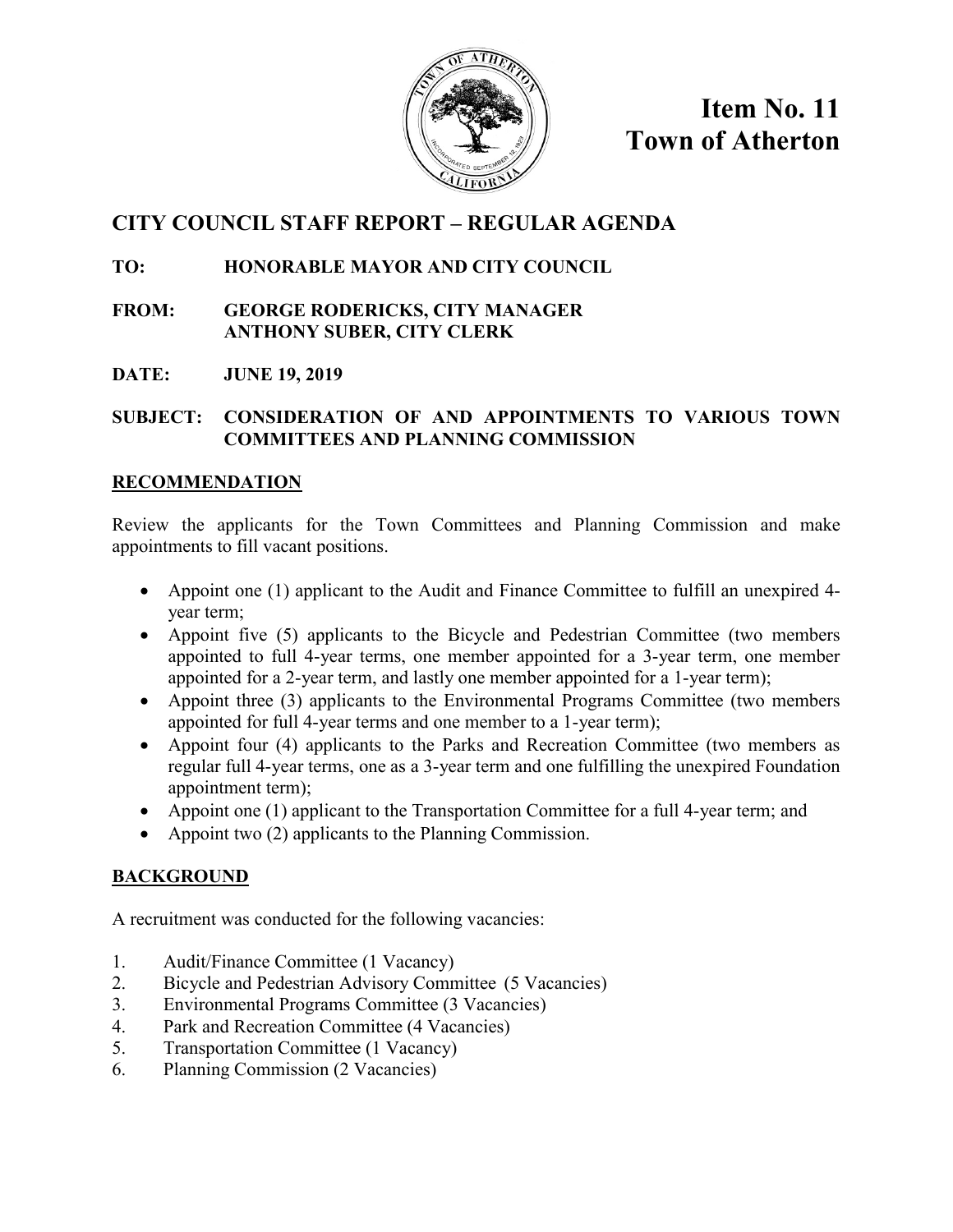# Item No. 11
# Town of Atherton

## CITY COUNCIL STAFF REPORT – REGULAR AGENDA

**TO:** HONORABLE MAYOR AND CITY COUNCIL

**FROM:** GEORGE RODERICKS, CITY MANAGER
ANTHONY SUBER, CITY CLERK

**DATE:** JUNE 19, 2019

**SUBJECT:** CONSIDERATION OF AND APPOINTMENTS TO VARIOUS TOWN COMMITTEES AND PLANNING COMMISSION

## RECOMMENDATION

Review the applicants for the Town Committees and Planning Commission and make appointments to fill vacant positions.

- Appoint one (1) applicant to the Audit and Finance Committee to fulfill an unexpired 4-year term;
- Appoint five (5) applicants to the Bicycle and Pedestrian Committee (two members appointed to full 4-year terms, one member appointed for a 3-year term, one member appointed for a 2-year term, and lastly one member appointed for a 1-year term);
- Appoint three (3) applicants to the Environmental Programs Committee (two members appointed for full 4-year terms and one member to a 1-year term);
- Appoint four (4) applicants to the Parks and Recreation Committee (two members as regular full 4-year terms, one as a 3-year term and one fulfilling the unexpired Foundation appointment term);
- Appoint one (1) applicant to the Transportation Committee for a full 4-year term; and
- Appoint two (2) applicants to the Planning Commission.

## BACKGROUND

A recruitment was conducted for the following vacancies:

1. Audit/Finance Committee (1 Vacancy)
2. Bicycle and Pedestrian Advisory Committee (5 Vacancies)
3. Environmental Programs Committee (3 Vacancies)
4. Park and Recreation Committee (4 Vacancies)
5. Transportation Committee (1 Vacancy)
6. Planning Commission (2 Vacancies)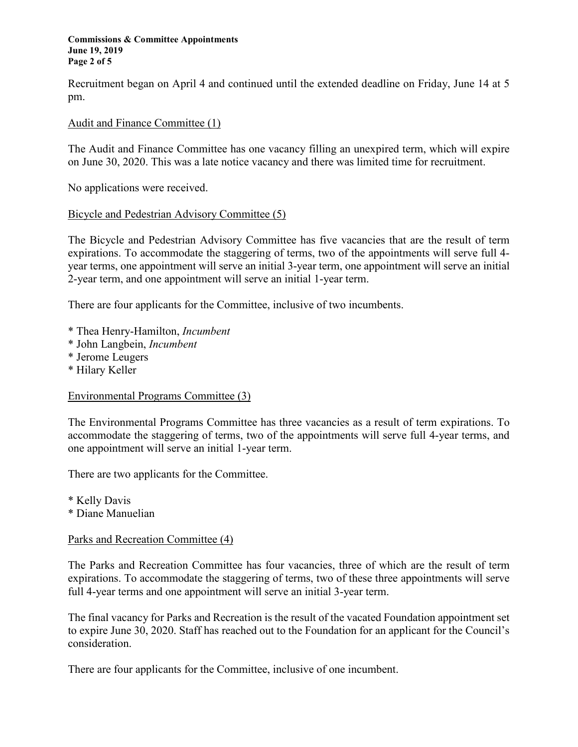Recruitment began on April 4 and continued until the extended deadline on Friday, June 14 at 5 pm.

Audit and Finance Committee (1)

The Audit and Finance Committee has one vacancy filling an unexpired term, which will expire on June 30, 2020. This was a late notice vacancy and there was limited time for recruitment.

No applications were received.

Bicycle and Pedestrian Advisory Committee (5)

The Bicycle and Pedestrian Advisory Committee has five vacancies that are the result of term expirations. To accommodate the staggering of terms, two of the appointments will serve full 4-year terms, one appointment will serve an initial 3-year term, one appointment will serve an initial 2-year term, and one appointment will serve an initial 1-year term.

There are four applicants for the Committee, inclusive of two incumbents.

* Thea Henry-Hamilton, *Incumbent*
* John Langbein, *Incumbent*
* Jerome Leugers
* Hilary Keller

Environmental Programs Committee (3)

The Environmental Programs Committee has three vacancies as a result of term expirations. To accommodate the staggering of terms, two of the appointments will serve full 4-year terms, and one appointment will serve an initial 1-year term.

There are two applicants for the Committee.

* Kelly Davis
* Diane Manuelian

Parks and Recreation Committee (4)

The Parks and Recreation Committee has four vacancies, three of which are the result of term expirations. To accommodate the staggering of terms, two of these three appointments will serve full 4-year terms and one appointment will serve an initial 3-year term.

The final vacancy for Parks and Recreation is the result of the vacated Foundation appointment set to expire June 30, 2020. Staff has reached out to the Foundation for an applicant for the Council's consideration.

There are four applicants for the Committee, inclusive of one incumbent.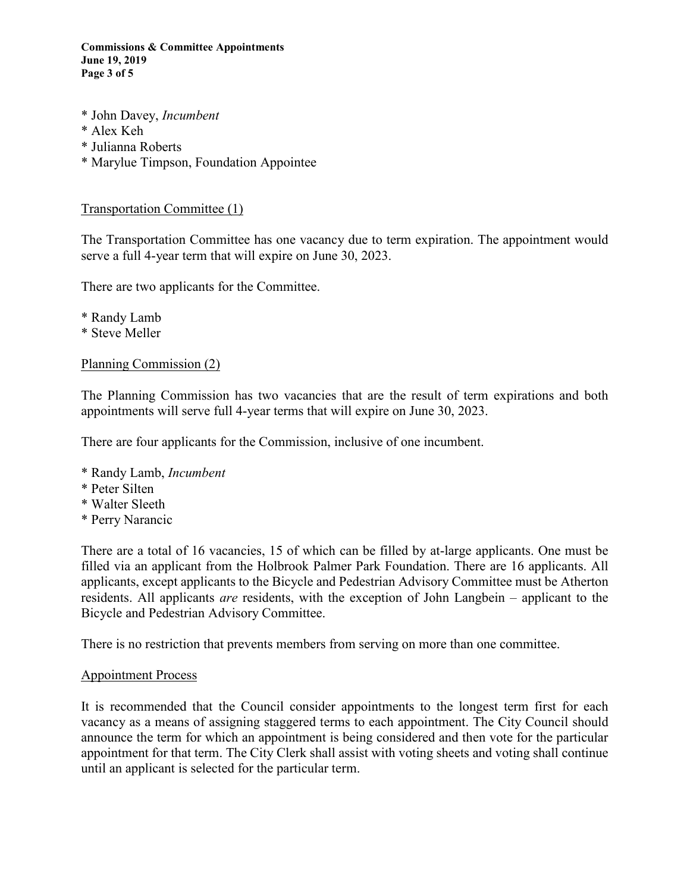* John Davey, *Incumbent*
* Alex Keh
* Julianna Roberts
* Marylue Timpson, Foundation Appointee

Transportation Committee (1)

The Transportation Committee has one vacancy due to term expiration. The appointment would serve a full 4-year term that will expire on June 30, 2023.

There are two applicants for the Committee.

* Randy Lamb
* Steve Meller

Planning Commission (2)

The Planning Commission has two vacancies that are the result of term expirations and both appointments will serve full 4-year terms that will expire on June 30, 2023.

There are four applicants for the Commission, inclusive of one incumbent.

* Randy Lamb, *Incumbent*
* Peter Silten
* Walter Sleeth
* Perry Narancic

There are a total of 16 vacancies, 15 of which can be filled by at-large applicants. One must be filled via an applicant from the Holbrook Palmer Park Foundation. There are 16 applicants. All applicants, except applicants to the Bicycle and Pedestrian Advisory Committee must be Atherton residents. All applicants *are* residents, with the exception of John Langbein – applicant to the Bicycle and Pedestrian Advisory Committee.

There is no restriction that prevents members from serving on more than one committee.

Appointment Process

It is recommended that the Council consider appointments to the longest term first for each vacancy as a means of assigning staggered terms to each appointment. The City Council should announce the term for which an appointment is being considered and then vote for the particular appointment for that term. The City Clerk shall assist with voting sheets and voting shall continue until an applicant is selected for the particular term.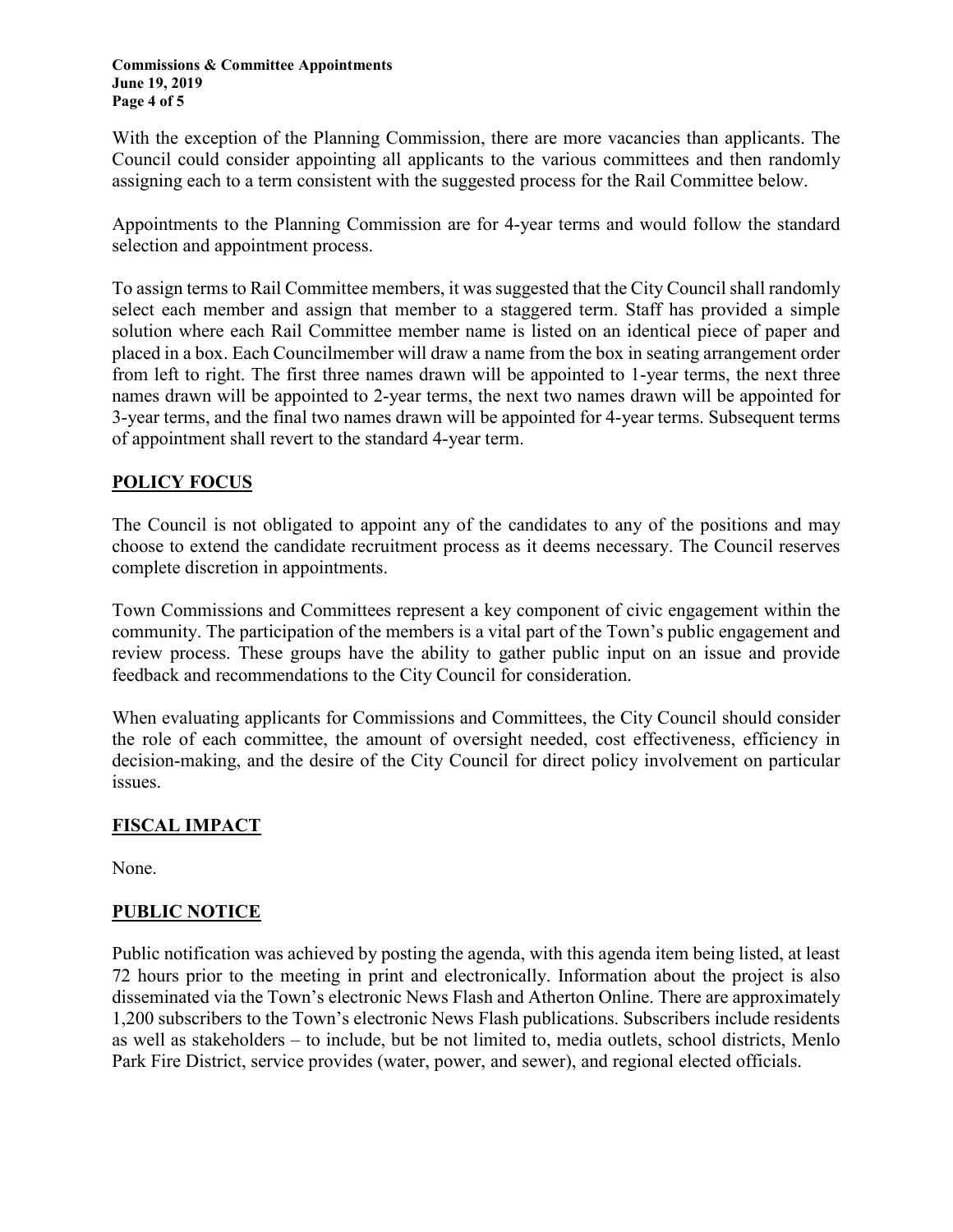With the exception of the Planning Commission, there are more vacancies than applicants. The Council could consider appointing all applicants to the various committees and then randomly assigning each to a term consistent with the suggested process for the Rail Committee below.

Appointments to the Planning Commission are for 4-year terms and would follow the standard selection and appointment process.

To assign terms to Rail Committee members, it was suggested that the City Council shall randomly select each member and assign that member to a staggered term. Staff has provided a simple solution where each Rail Committee member name is listed on an identical piece of paper and placed in a box. Each Councilmember will draw a name from the box in seating arrangement order from left to right. The first three names drawn will be appointed to 1-year terms, the next three names drawn will be appointed to 2-year terms, the next two names drawn will be appointed for 3-year terms, and the final two names drawn will be appointed for 4-year terms. Subsequent terms of appointment shall revert to the standard 4-year term.

## POLICY FOCUS

The Council is not obligated to appoint any of the candidates to any of the positions and may choose to extend the candidate recruitment process as it deems necessary. The Council reserves complete discretion in appointments.

Town Commissions and Committees represent a key component of civic engagement within the community. The participation of the members is a vital part of the Town's public engagement and review process. These groups have the ability to gather public input on an issue and provide feedback and recommendations to the City Council for consideration.

When evaluating applicants for Commissions and Committees, the City Council should consider the role of each committee, the amount of oversight needed, cost effectiveness, efficiency in decision-making, and the desire of the City Council for direct policy involvement on particular issues.

## FISCAL IMPACT

None.

## PUBLIC NOTICE

Public notification was achieved by posting the agenda, with this agenda item being listed, at least 72 hours prior to the meeting in print and electronically. Information about the project is also disseminated via the Town's electronic News Flash and Atherton Online. There are approximately 1,200 subscribers to the Town's electronic News Flash publications. Subscribers include residents as well as stakeholders – to include, but be not limited to, media outlets, school districts, Menlo Park Fire District, service provides (water, power, and sewer), and regional elected officials.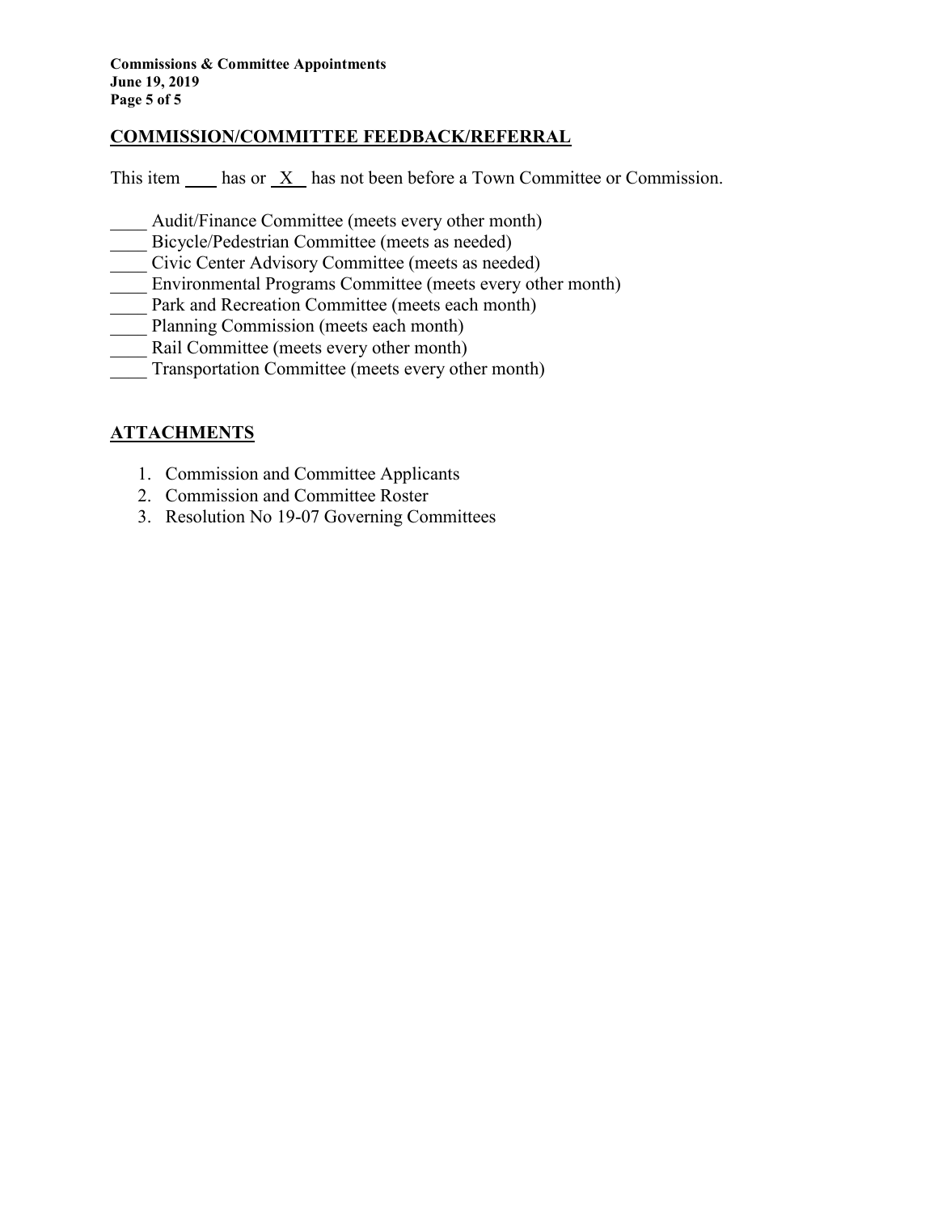## COMMISSION/COMMITTEE FEEDBACK/REFERRAL

This item ____ has or _X_ has not been before a Town Committee or Commission.

____ Audit/Finance Committee (meets every other month)
____ Bicycle/Pedestrian Committee (meets as needed)
____ Civic Center Advisory Committee (meets as needed)
____ Environmental Programs Committee (meets every other month)
____ Park and Recreation Committee (meets each month)
____ Planning Commission (meets each month)
____ Rail Committee (meets every other month)
____ Transportation Committee (meets every other month)

## ATTACHMENTS

1. Commission and Committee Applicants
2. Commission and Committee Roster
3. Resolution No 19-07 Governing Committees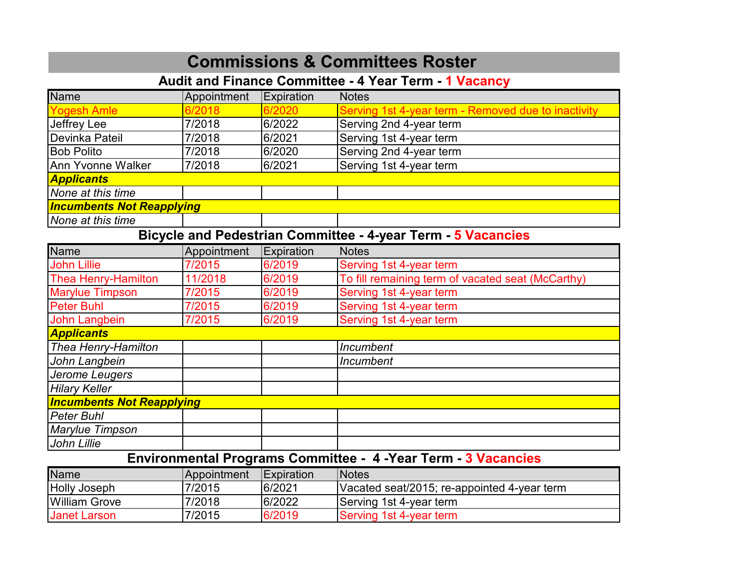# Commissions & Committees Roster

## Audit and Finance Committee - 4 Year Term - 1 Vacancy

| Name | Appointment | Expiration | Notes |
|---|---|---|---|
| Yogesh Amle | 6/2018 | 6/2020 | Serving 1st 4-year term - Removed due to inactivity |
| Jeffrey Lee | 7/2018 | 6/2022 | Serving 2nd 4-year term |
| Devinka Pateil | 7/2018 | 6/2021 | Serving 1st 4-year term |
| Bob Polito | 7/2018 | 6/2020 | Serving 2nd 4-year term |
| Ann Yvonne Walker | 7/2018 | 6/2021 | Serving 1st 4-year term |
| ***Applicants*** | | | |
| *None at this time* | | | |
| ***Incumbents Not Reapplying*** | | | |
| *None at this time* | | | |

## Bicycle and Pedestrian Committee - 4-year Term - 5 Vacancies

| Name | Appointment | Expiration | Notes |
|---|---|---|---|
| John Lillie | 7/2015 | 6/2019 | Serving 1st 4-year term |
| Thea Henry-Hamilton | 11/2018 | 6/2019 | To fill remaining term of vacated seat (McCarthy) |
| Marylue Timpson | 7/2015 | 6/2019 | Serving 1st 4-year term |
| Peter Buhl | 7/2015 | 6/2019 | Serving 1st 4-year term |
| John Langbein | 7/2015 | 6/2019 | Serving 1st 4-year term |
| ***Applicants*** | | | |
| *Thea Henry-Hamilton* | | | *Incumbent* |
| *John Langbein* | | | *Incumbent* |
| *Jerome Leugers* | | | |
| *Hilary Keller* | | | |
| ***Incumbents Not Reapplying*** | | | |
| *Peter Buhl* | | | |
| *Marylue Timpson* | | | |
| *John Lillie* | | | |

## Environmental Programs Committee - 4 -Year Term - 3 Vacancies

| Name | Appointment | Expiration | Notes |
|---|---|---|---|
| Holly Joseph | 7/2015 | 6/2021 | Vacated seat/2015; re-appointed 4-year term |
| William Grove | 7/2018 | 6/2022 | Serving 1st 4-year term |
| Janet Larson | 7/2015 | 6/2019 | Serving 1st 4-year term |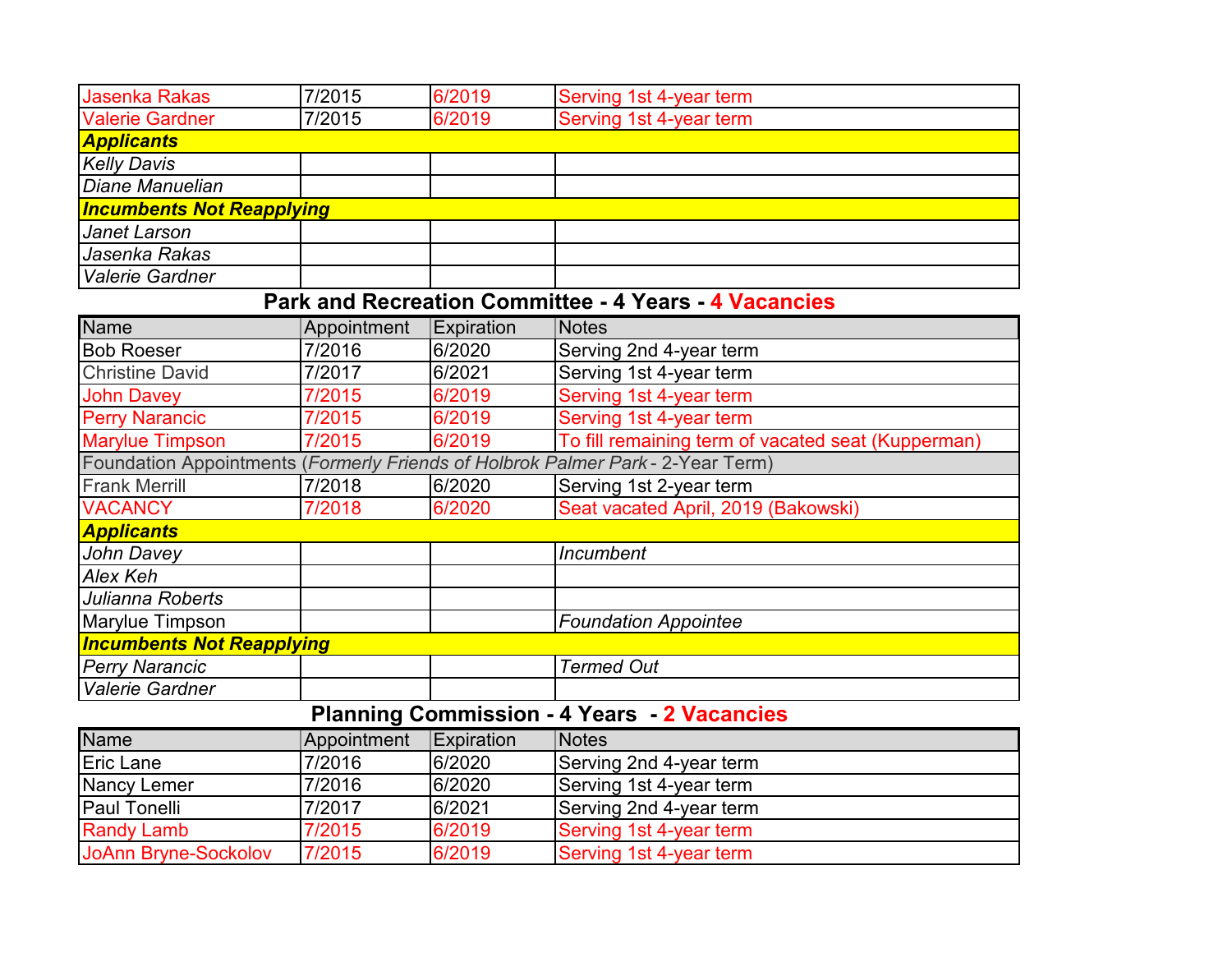| | | | |
|---|---|---|---|
| Jasenka Rakas | 7/2015 | 6/2019 | Serving 1st 4-year term |
| Valerie Gardner | 7/2015 | 6/2019 | Serving 1st 4-year term |
| ***Applicants*** | | | |
| *Kelly Davis* | | | |
| *Diane Manuelian* | | | |
| ***Incumbents Not Reapplying*** | | | |
| *Janet Larson* | | | |
| *Jasenka Rakas* | | | |
| *Valerie Gardner* | | | |

## Park and Recreation Committee - 4 Years - 4 Vacancies

| Name | Appointment | Expiration | Notes |
|---|---|---|---|
| Bob Roeser | 7/2016 | 6/2020 | Serving 2nd 4-year term |
| Christine David | 7/2017 | 6/2021 | Serving 1st 4-year term |
| John Davey | 7/2015 | 6/2019 | Serving 1st 4-year term |
| Perry Narancic | 7/2015 | 6/2019 | Serving 1st 4-year term |
| Marylue Timpson | 7/2015 | 6/2019 | To fill remaining term of vacated seat (Kupperman) |
| Foundation Appointments (*Formerly Friends of Holbrok Palmer Park* - 2-Year Term) | | | |
| Frank Merrill | 7/2018 | 6/2020 | Serving 1st 2-year term |
| VACANCY | 7/2018 | 6/2020 | Seat vacated April, 2019 (Bakowski) |
| ***Applicants*** | | | |
| *John Davey* | | | *Incumbent* |
| *Alex Keh* | | | |
| *Julianna Roberts* | | | |
| Marylue Timpson | | | *Foundation Appointee* |
| ***Incumbents Not Reapplying*** | | | |
| *Perry Narancic* | | | *Termed Out* |
| *Valerie Gardner* | | | |

## Planning Commission - 4 Years - 2 Vacancies

| Name | Appointment | Expiration | Notes |
|---|---|---|---|
| Eric Lane | 7/2016 | 6/2020 | Serving 2nd 4-year term |
| Nancy Lemer | 7/2016 | 6/2020 | Serving 1st 4-year term |
| Paul Tonelli | 7/2017 | 6/2021 | Serving 2nd 4-year term |
| Randy Lamb | 7/2015 | 6/2019 | Serving 1st 4-year term |
| JoAnn Bryne-Sockolov | 7/2015 | 6/2019 | Serving 1st 4-year term |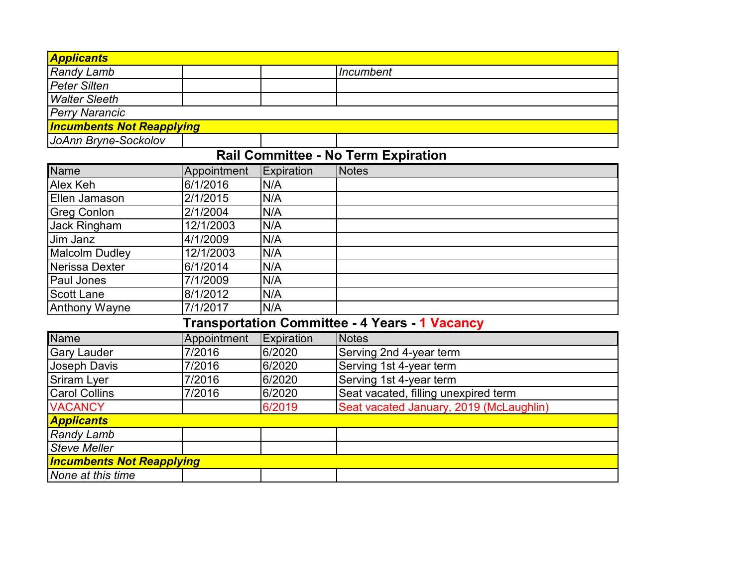| | | | |
|---|---|---|---|
| ***Applicants*** | | | |
| *Randy Lamb* | | | *Incumbent* |
| *Peter Silten* | | | |
| *Walter Sleeth* | | | |
| *Perry Narancic* | | | |
| ***Incumbents Not Reapplying*** | | | |
| *JoAnn Bryne-Sockolov* | | | |

## Rail Committee - No Term Expiration

| Name | Appointment | Expiration | Notes |
|---|---|---|---|
| Alex Keh | 6/1/2016 | N/A | |
| Ellen Jamason | 2/1/2015 | N/A | |
| Greg Conlon | 2/1/2004 | N/A | |
| Jack Ringham | 12/1/2003 | N/A | |
| Jim Janz | 4/1/2009 | N/A | |
| Malcolm Dudley | 12/1/2003 | N/A | |
| Nerissa Dexter | 6/1/2014 | N/A | |
| Paul Jones | 7/1/2009 | N/A | |
| Scott Lane | 8/1/2012 | N/A | |
| Anthony Wayne | 7/1/2017 | N/A | |

## Transportation Committee - 4 Years - 1 Vacancy

| Name | Appointment | Expiration | Notes |
|---|---|---|---|
| Gary Lauder | 7/2016 | 6/2020 | Serving 2nd 4-year term |
| Joseph Davis | 7/2016 | 6/2020 | Serving 1st 4-year term |
| Sriram Lyer | 7/2016 | 6/2020 | Serving 1st 4-year term |
| Carol Collins | 7/2016 | 6/2020 | Seat vacated, filling unexpired term |
| VACANCY | | 6/2019 | Seat vacated January, 2019 (McLaughlin) |
| ***Applicants*** | | | |
| *Randy Lamb* | | | |
| *Steve Meller* | | | |
| ***Incumbents Not Reapplying*** | | | |
| *None at this time* | | | |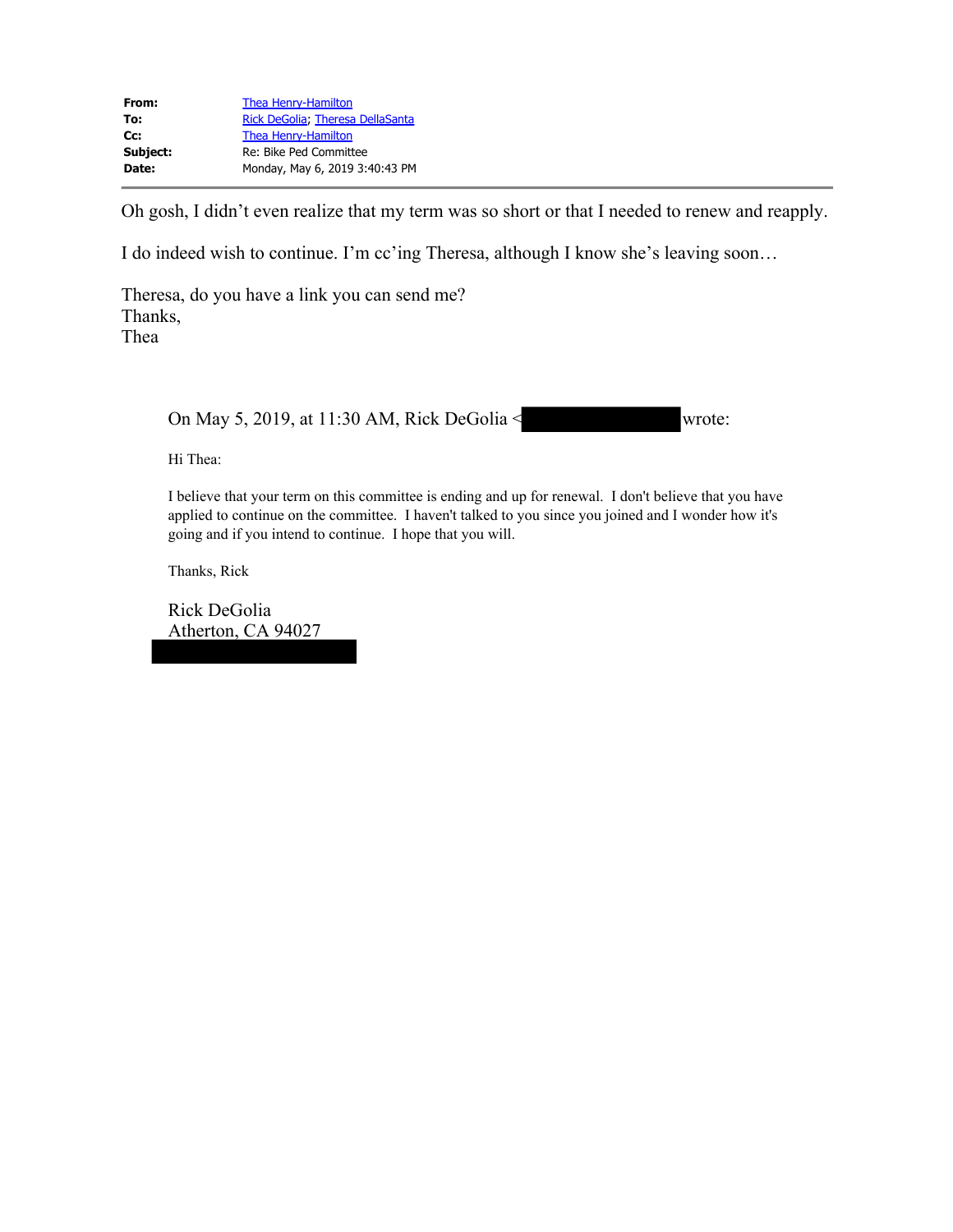**From:** Thea Henry-Hamilton
**To:** Rick DeGolia; Theresa DellaSanta
**Cc:** Thea Henry-Hamilton
**Subject:** Re: Bike Ped Committee
**Date:** Monday, May 6, 2019 3:40:43 PM

---

Oh gosh, I didn't even realize that my term was so short or that I needed to renew and reapply.

I do indeed wish to continue. I'm cc'ing Theresa, although I know she's leaving soon…

Theresa, do you have a link you can send me?
Thanks,
Thea

> On May 5, 2019, at 11:30 AM, Rick DeGolia < wrote:
>
> Hi Thea:
>
> I believe that your term on this committee is ending and up for renewal. I don't believe that you have applied to continue on the committee. I haven't talked to you since you joined and I wonder how it's going and if you intend to continue. I hope that you will.
>
> Thanks, Rick
>
> Rick DeGolia
> Atherton, CA 94027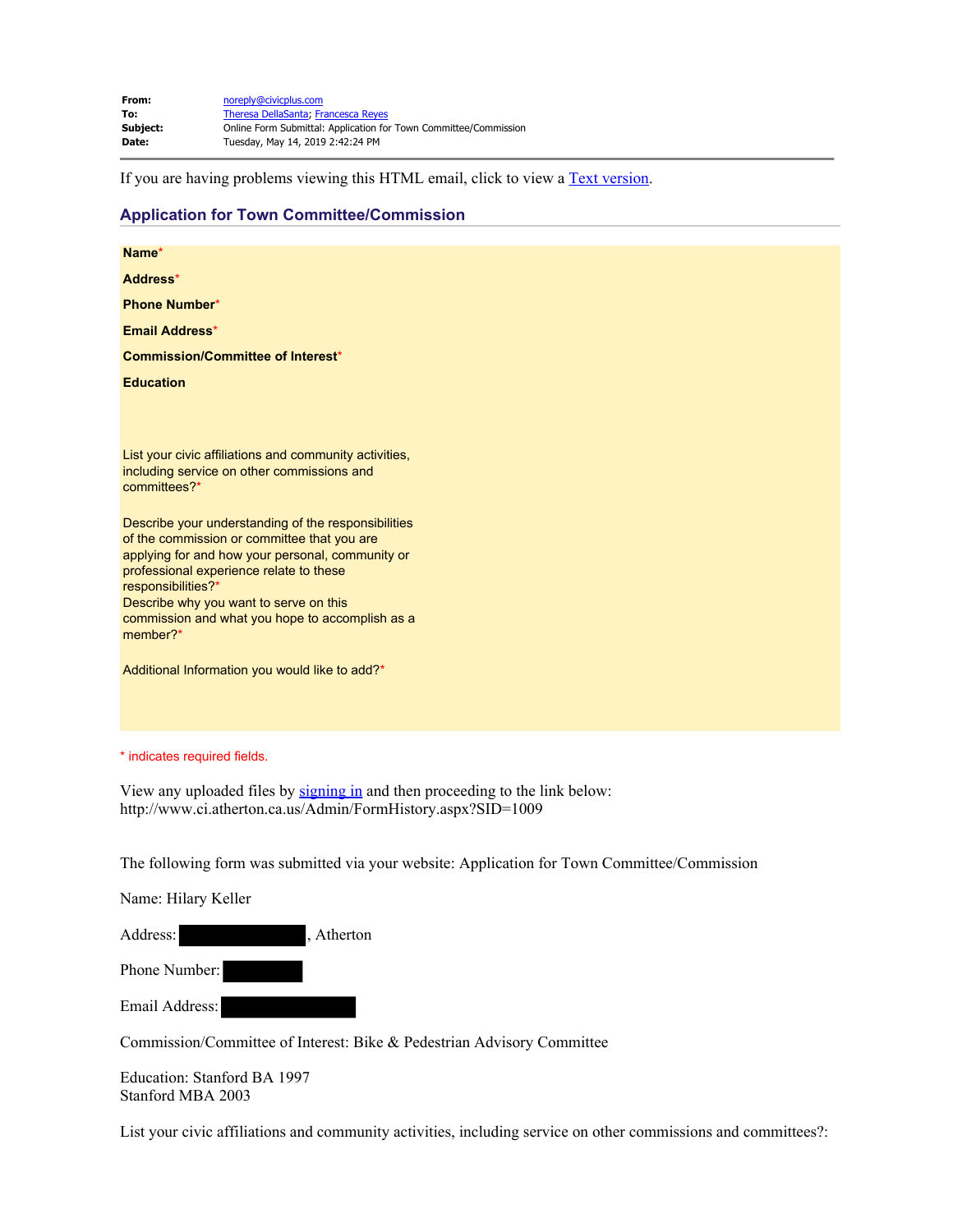**From:** noreply@civicplus.com
**To:** Theresa DellaSanta; Francesca Reyes
**Subject:** Online Form Submittal: Application for Town Committee/Commission
**Date:** Tuesday, May 14, 2019 2:42:24 PM

---

If you are having problems viewing this HTML email, click to view a Text version.

## Application for Town Committee/Commission

**Name***

**Address***

**Phone Number***

**Email Address***

**Commission/Committee of Interest***

**Education**

List your civic affiliations and community activities, including service on other commissions and committees?*

Describe your understanding of the responsibilities of the commission or committee that you are applying for and how your personal, community or professional experience relate to these responsibilities?*

Describe why you want to serve on this commission and what you hope to accomplish as a member?*

Additional Information you would like to add?*

* indicates required fields.

View any uploaded files by signing in and then proceeding to the link below:
http://www.ci.atherton.ca.us/Admin/FormHistory.aspx?SID=1009

The following form was submitted via your website: Application for Town Committee/Commission

Name: Hilary Keller

Address: [REDACTED], Atherton

Phone Number: [REDACTED]

Email Address: [REDACTED]

Commission/Committee of Interest: Bike & Pedestrian Advisory Committee

Education: Stanford BA 1997
Stanford MBA 2003

List your civic affiliations and community activities, including service on other commissions and committees?: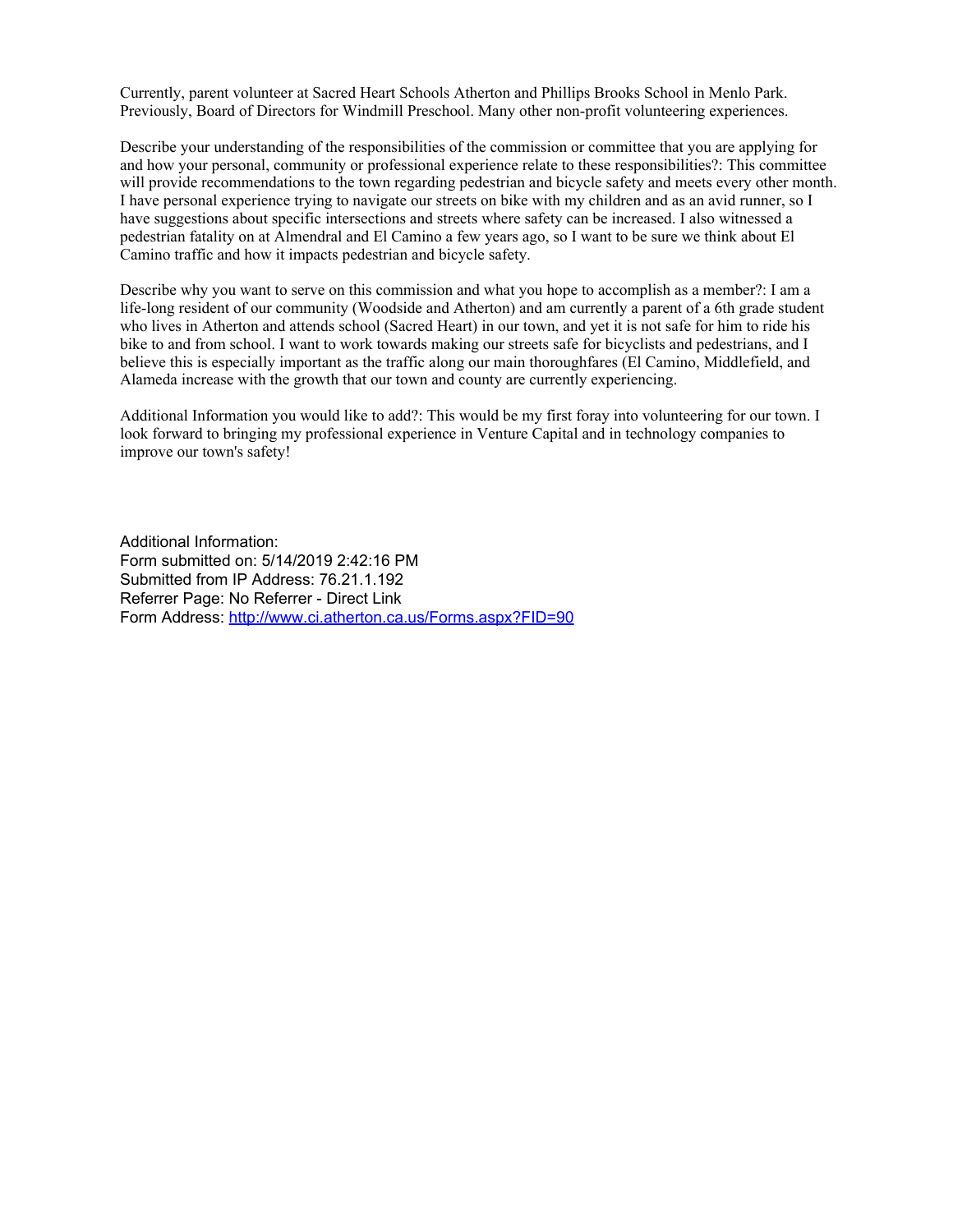Currently, parent volunteer at Sacred Heart Schools Atherton and Phillips Brooks School in Menlo Park. Previously, Board of Directors for Windmill Preschool. Many other non-profit volunteering experiences.

Describe your understanding of the responsibilities of the commission or committee that you are applying for and how your personal, community or professional experience relate to these responsibilities?: This committee will provide recommendations to the town regarding pedestrian and bicycle safety and meets every other month. I have personal experience trying to navigate our streets on bike with my children and as an avid runner, so I have suggestions about specific intersections and streets where safety can be increased. I also witnessed a pedestrian fatality on at Almendral and El Camino a few years ago, so I want to be sure we think about El Camino traffic and how it impacts pedestrian and bicycle safety.

Describe why you want to serve on this commission and what you hope to accomplish as a member?: I am a life-long resident of our community (Woodside and Atherton) and am currently a parent of a 6th grade student who lives in Atherton and attends school (Sacred Heart) in our town, and yet it is not safe for him to ride his bike to and from school. I want to work towards making our streets safe for bicyclists and pedestrians, and I believe this is especially important as the traffic along our main thoroughfares (El Camino, Middlefield, and Alameda increase with the growth that our town and county are currently experiencing.

Additional Information you would like to add?: This would be my first foray into volunteering for our town. I look forward to bringing my professional experience in Venture Capital and in technology companies to improve our town's safety!

Additional Information:
Form submitted on: 5/14/2019 2:42:16 PM
Submitted from IP Address: 76.21.1.192
Referrer Page: No Referrer - Direct Link
Form Address: http://www.ci.atherton.ca.us/Forms.aspx?FID=90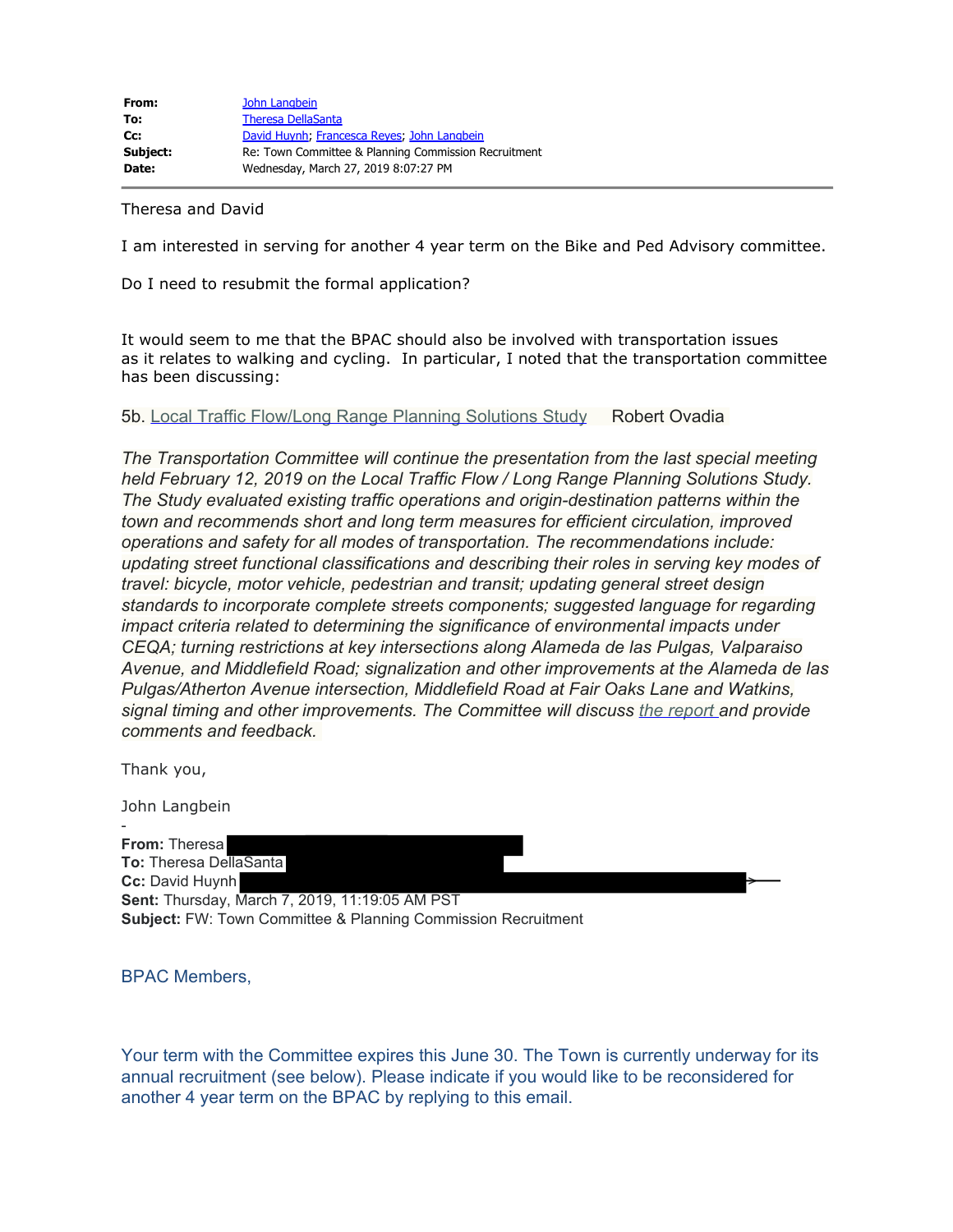| | |
|---|---|
| **From:** | John Langbein |
| **To:** | Theresa DellaSanta |
| **Cc:** | David Huynh; Francesca Reyes; John Langbein |
| **Subject:** | Re: Town Committee & Planning Commission Recruitment |
| **Date:** | Wednesday, March 27, 2019 8:07:27 PM |

Theresa and David

I am interested in serving for another 4 year term on the Bike and Ped Advisory committee.

Do I need to resubmit the formal application?

It would seem to me that the BPAC should also be involved with transportation issues as it relates to walking and cycling. In particular, I noted that the transportation committee has been discussing:

5b. Local Traffic Flow/Long Range Planning Solutions Study    Robert Ovadia

*The Transportation Committee will continue the presentation from the last special meeting held February 12, 2019 on the Local Traffic Flow / Long Range Planning Solutions Study. The Study evaluated existing traffic operations and origin-destination patterns within the town and recommends short and long term measures for efficient circulation, improved operations and safety for all modes of transportation. The recommendations include: updating street functional classifications and describing their roles in serving key modes of travel: bicycle, motor vehicle, pedestrian and transit; updating general street design standards to incorporate complete streets components; suggested language for regarding impact criteria related to determining the significance of environmental impacts under CEQA; turning restrictions at key intersections along Alameda de las Pulgas, Valparaiso Avenue, and Middlefield Road; signalization and other improvements at the Alameda de las Pulgas/Atherton Avenue intersection, Middlefield Road at Fair Oaks Lane and Watkins, signal timing and other improvements. The Committee will discuss the report and provide comments and feedback.*

Thank you,

John Langbein

-

**From:** Theresa [REDACTED]
**To:** Theresa DellaSanta [REDACTED]
**Cc:** David Huynh [REDACTED]
**Sent:** Thursday, March 7, 2019, 11:19:05 AM PST
**Subject:** FW: Town Committee & Planning Commission Recruitment

BPAC Members,

Your term with the Committee expires this June 30. The Town is currently underway for its annual recruitment (see below). Please indicate if you would like to be reconsidered for another 4 year term on the BPAC by replying to this email.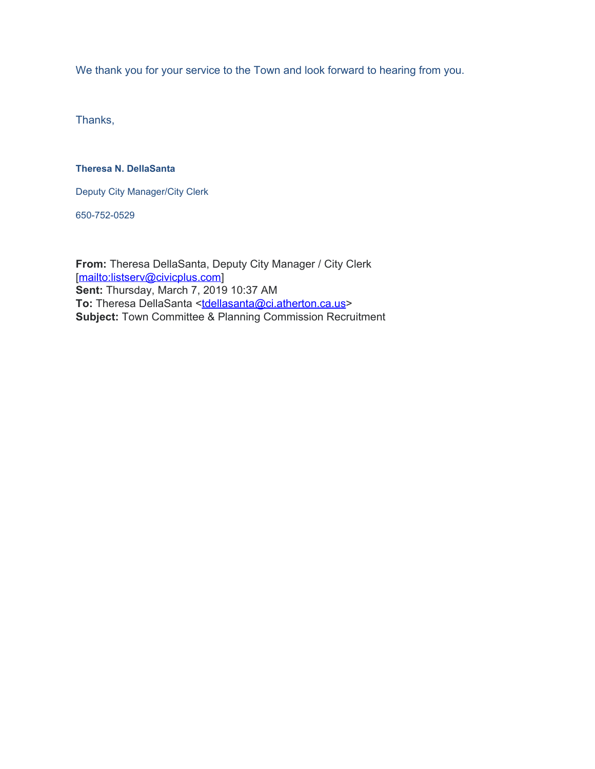We thank you for your service to the Town and look forward to hearing from you.

Thanks,

**Theresa N. DellaSanta**

Deputy City Manager/City Clerk

650-752-0529

**From:** Theresa DellaSanta, Deputy City Manager / City Clerk [mailto:listserv@civicplus.com]
**Sent:** Thursday, March 7, 2019 10:37 AM
**To:** Theresa DellaSanta <tdellasanta@ci.atherton.ca.us>
**Subject:** Town Committee & Planning Commission Recruitment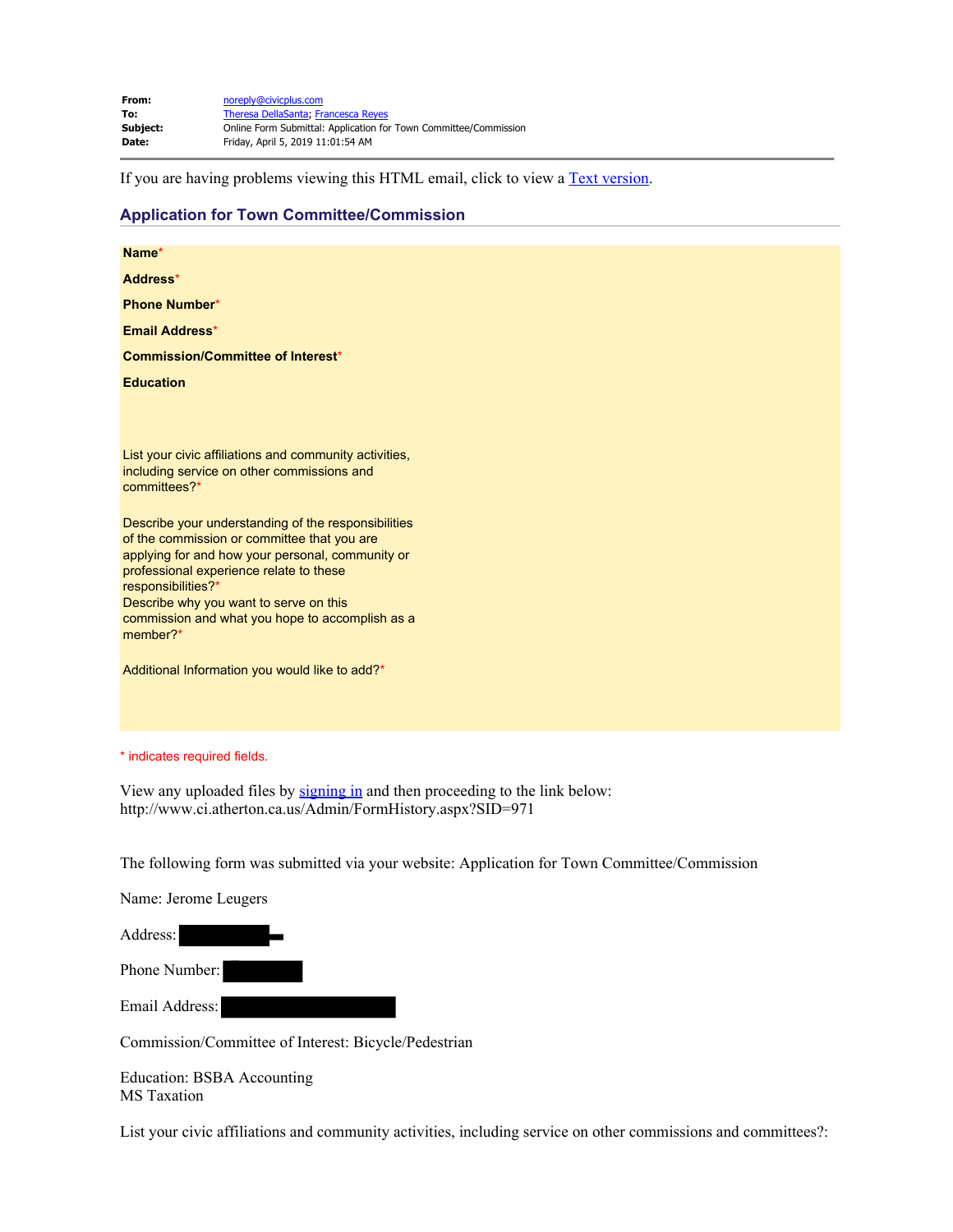| | |
|---|---|
| **From:** | noreply@civicplus.com |
| **To:** | Theresa DellaSanta; Francesca Reyes |
| **Subject:** | Online Form Submittal: Application for Town Committee/Commission |
| **Date:** | Friday, April 5, 2019 11:01:54 AM |

If you are having problems viewing this HTML email, click to view a Text version.

## Application for Town Committee/Commission

**Name***

**Address***

**Phone Number***

**Email Address***

**Commission/Committee of Interest***

**Education**

List your civic affiliations and community activities, including service on other commissions and committees?*

Describe your understanding of the responsibilities of the commission or committee that you are applying for and how your personal, community or professional experience relate to these responsibilities?*

Describe why you want to serve on this commission and what you hope to accomplish as a member?*

Additional Information you would like to add?*

\* indicates required fields.

View any uploaded files by signing in and then proceeding to the link below:
http://www.ci.atherton.ca.us/Admin/FormHistory.aspx?SID=971

The following form was submitted via your website: Application for Town Committee/Commission

Name: Jerome Leugers

Address: [REDACTED]

Phone Number: [REDACTED]

Email Address: [REDACTED]

Commission/Committee of Interest: Bicycle/Pedestrian

Education: BSBA Accounting
MS Taxation

List your civic affiliations and community activities, including service on other commissions and committees?: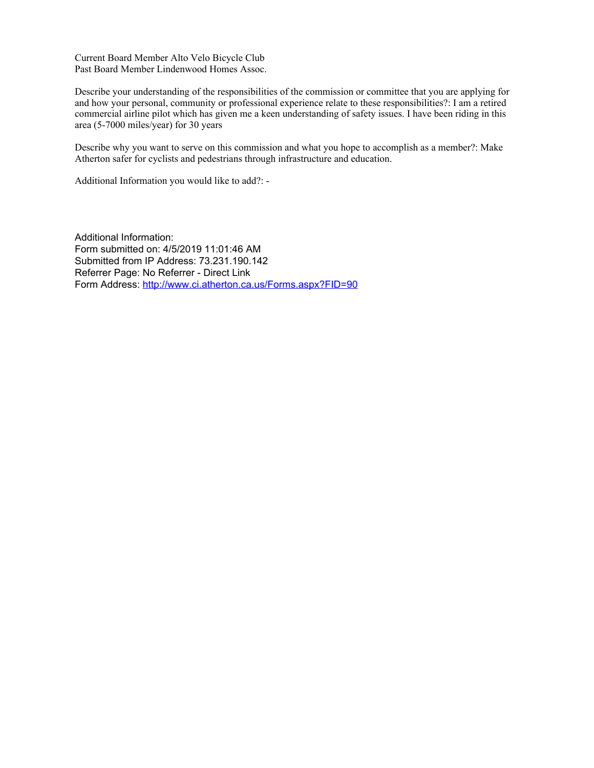Current Board Member Alto Velo Bicycle Club
Past Board Member Lindenwood Homes Assoc.

Describe your understanding of the responsibilities of the commission or committee that you are applying for and how your personal, community or professional experience relate to these responsibilities?: I am a retired commercial airline pilot which has given me a keen understanding of safety issues. I have been riding in this area (5-7000 miles/year) for 30 years

Describe why you want to serve on this commission and what you hope to accomplish as a member?: Make Atherton safer for cyclists and pedestrians through infrastructure and education.

Additional Information you would like to add?: -

Additional Information:
Form submitted on: 4/5/2019 11:01:46 AM
Submitted from IP Address: 73.231.190.142
Referrer Page: No Referrer - Direct Link
Form Address: http://www.ci.atherton.ca.us/Forms.aspx?FID=90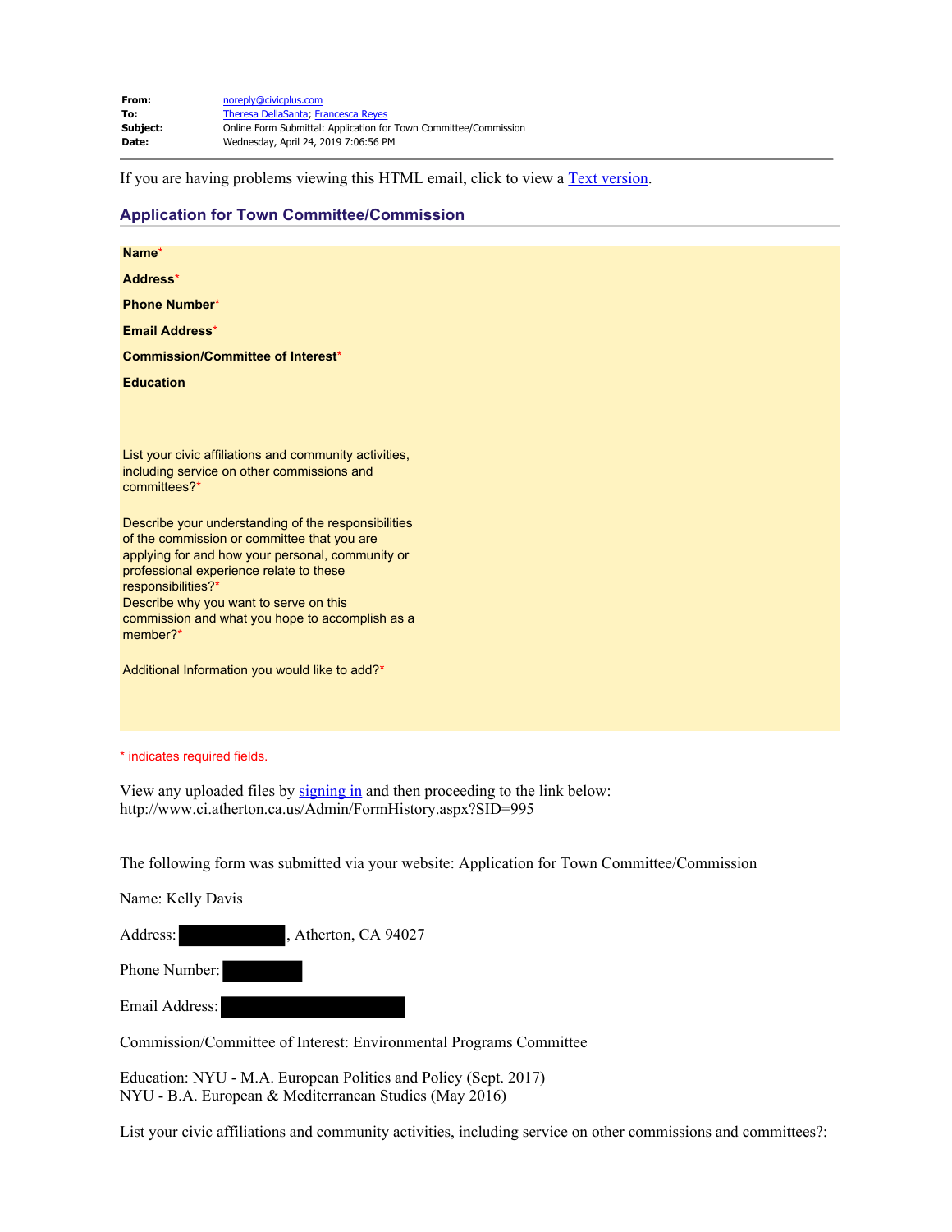| | |
|---|---|
| **From:** | noreply@civicplus.com |
| **To:** | Theresa DellaSanta; Francesca Reyes |
| **Subject:** | Online Form Submittal: Application for Town Committee/Commission |
| **Date:** | Wednesday, April 24, 2019 7:06:56 PM |

If you are having problems viewing this HTML email, click to view a Text version.

## Application for Town Committee/Commission

**Name***

**Address***

**Phone Number***

**Email Address***

**Commission/Committee of Interest***

**Education**

List your civic affiliations and community activities, including service on other commissions and committees?*

Describe your understanding of the responsibilities of the commission or committee that you are applying for and how your personal, community or professional experience relate to these responsibilities?*

Describe why you want to serve on this commission and what you hope to accomplish as a member?*

Additional Information you would like to add?*

\* indicates required fields.

View any uploaded files by signing in and then proceeding to the link below:
http://www.ci.atherton.ca.us/Admin/FormHistory.aspx?SID=995

The following form was submitted via your website: Application for Town Committee/Commission

Name: Kelly Davis

Address: [REDACTED], Atherton, CA 94027

Phone Number: [REDACTED]

Email Address: [REDACTED]

Commission/Committee of Interest: Environmental Programs Committee

Education: NYU - M.A. European Politics and Policy (Sept. 2017)
NYU - B.A. European & Mediterranean Studies (May 2016)

List your civic affiliations and community activities, including service on other commissions and committees?: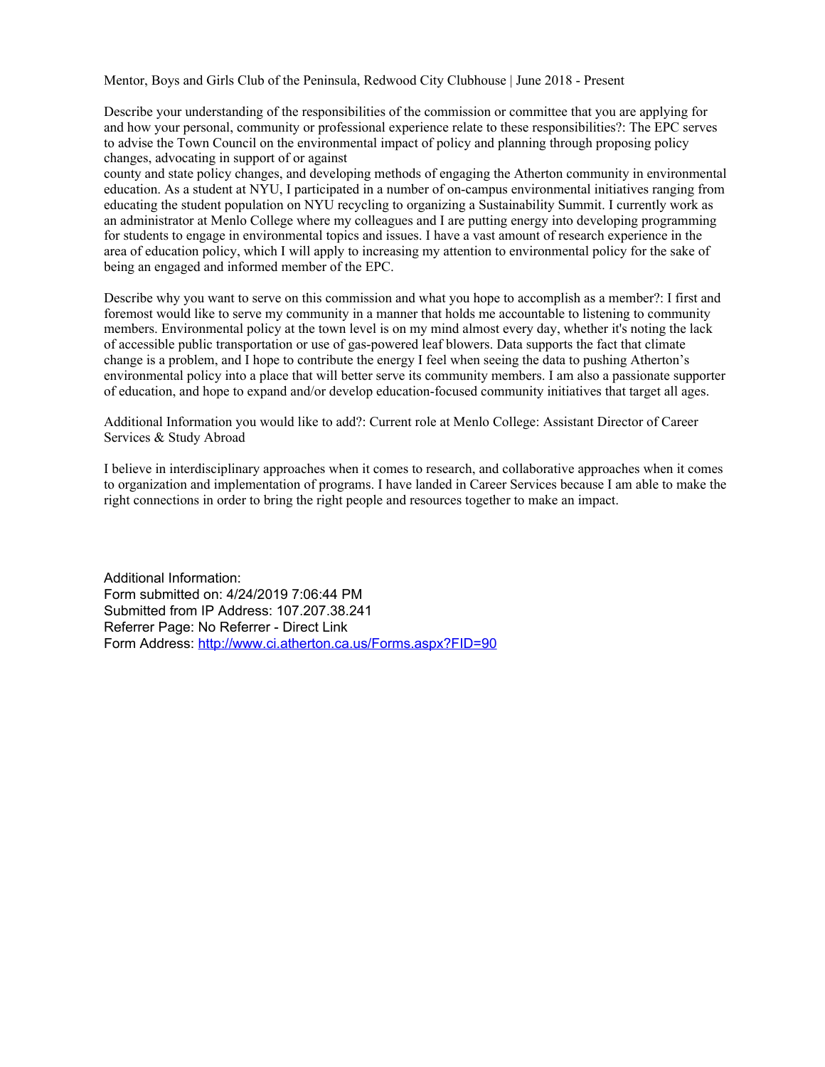Mentor, Boys and Girls Club of the Peninsula, Redwood City Clubhouse | June 2018 - Present

Describe your understanding of the responsibilities of the commission or committee that you are applying for and how your personal, community or professional experience relate to these responsibilities?: The EPC serves to advise the Town Council on the environmental impact of policy and planning through proposing policy changes, advocating in support of or against county and state policy changes, and developing methods of engaging the Atherton community in environmental education. As a student at NYU, I participated in a number of on-campus environmental initiatives ranging from educating the student population on NYU recycling to organizing a Sustainability Summit. I currently work as an administrator at Menlo College where my colleagues and I are putting energy into developing programming for students to engage in environmental topics and issues. I have a vast amount of research experience in the area of education policy, which I will apply to increasing my attention to environmental policy for the sake of being an engaged and informed member of the EPC.

Describe why you want to serve on this commission and what you hope to accomplish as a member?: I first and foremost would like to serve my community in a manner that holds me accountable to listening to community members. Environmental policy at the town level is on my mind almost every day, whether it's noting the lack of accessible public transportation or use of gas-powered leaf blowers. Data supports the fact that climate change is a problem, and I hope to contribute the energy I feel when seeing the data to pushing Atherton's environmental policy into a place that will better serve its community members. I am also a passionate supporter of education, and hope to expand and/or develop education-focused community initiatives that target all ages.

Additional Information you would like to add?: Current role at Menlo College: Assistant Director of Career Services & Study Abroad

I believe in interdisciplinary approaches when it comes to research, and collaborative approaches when it comes to organization and implementation of programs. I have landed in Career Services because I am able to make the right connections in order to bring the right people and resources together to make an impact.

Additional Information:
Form submitted on: 4/24/2019 7:06:44 PM
Submitted from IP Address: 107.207.38.241
Referrer Page: No Referrer - Direct Link
Form Address: http://www.ci.atherton.ca.us/Forms.aspx?FID=90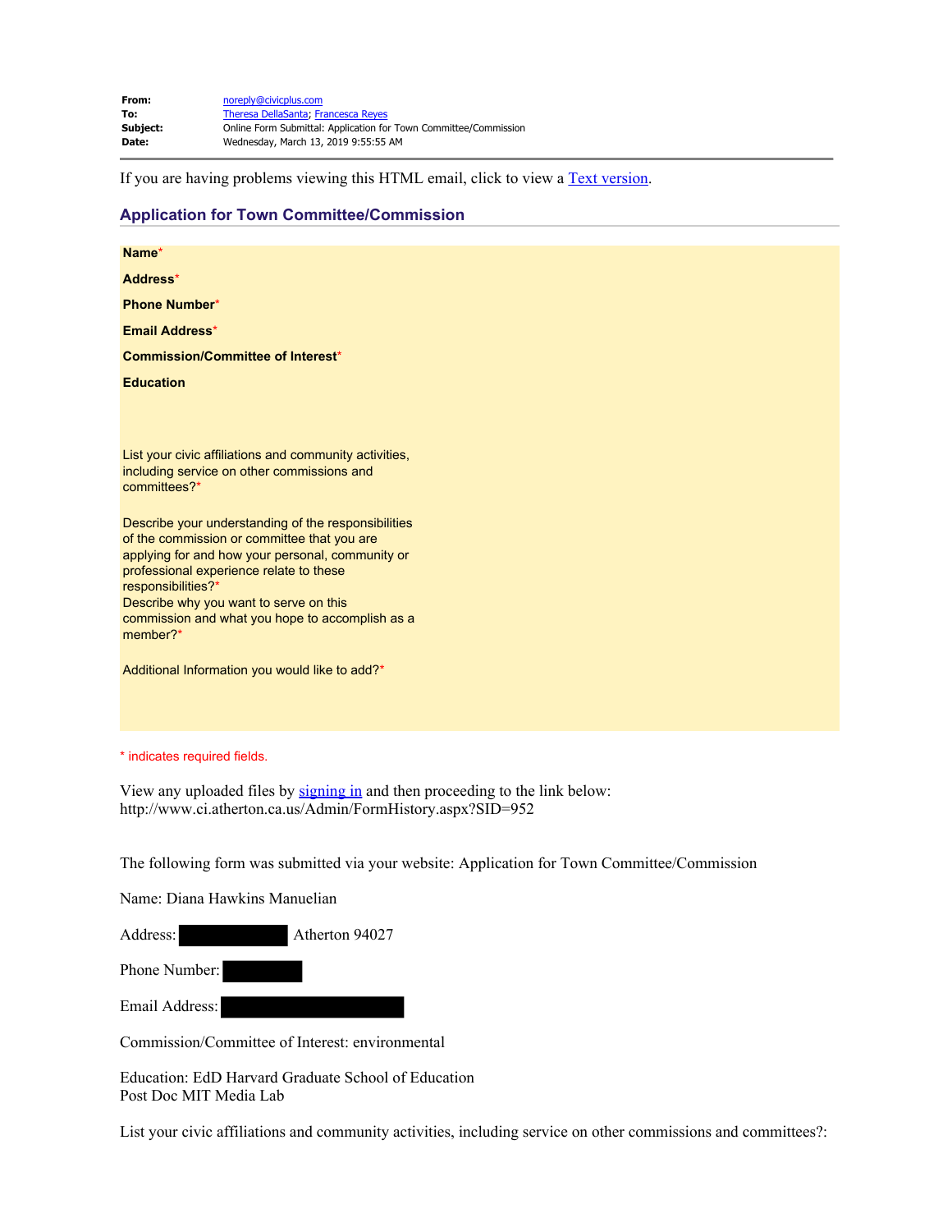| | |
|---|---|
| **From:** | noreply@civicplus.com |
| **To:** | Theresa DellaSanta; Francesca Reyes |
| **Subject:** | Online Form Submittal: Application for Town Committee/Commission |
| **Date:** | Wednesday, March 13, 2019 9:55:55 AM |

If you are having problems viewing this HTML email, click to view a Text version.

## Application for Town Committee/Commission

**Name***

**Address***

**Phone Number***

**Email Address***

**Commission/Committee of Interest***

**Education**

List your civic affiliations and community activities, including service on other commissions and committees?*

Describe your understanding of the responsibilities of the commission or committee that you are applying for and how your personal, community or professional experience relate to these responsibilities?*

Describe why you want to serve on this commission and what you hope to accomplish as a member?*

Additional Information you would like to add?*

* indicates required fields.

View any uploaded files by signing in and then proceeding to the link below:
http://www.ci.atherton.ca.us/Admin/FormHistory.aspx?SID=952

The following form was submitted via your website: Application for Town Committee/Commission

Name: Diana Hawkins Manuelian

Address: [REDACTED] Atherton 94027

Phone Number: [REDACTED]

Email Address: [REDACTED]

Commission/Committee of Interest: environmental

Education: EdD Harvard Graduate School of Education
Post Doc MIT Media Lab

List your civic affiliations and community activities, including service on other commissions and committees?: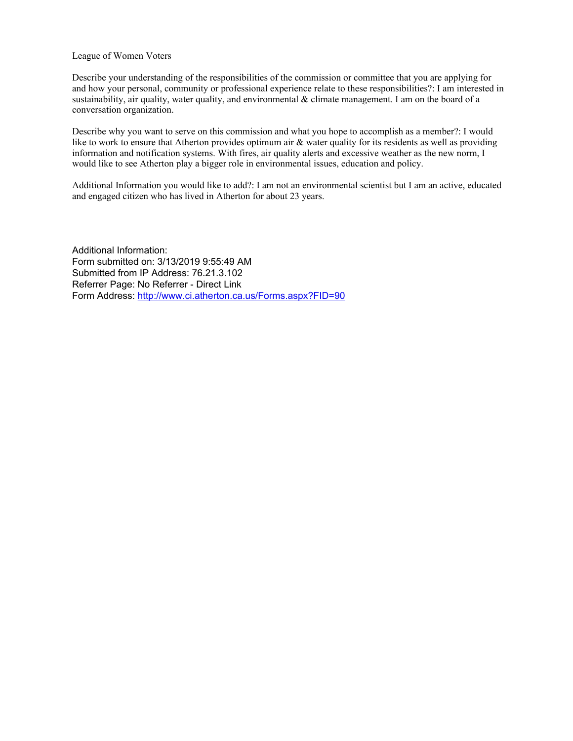League of Women Voters

Describe your understanding of the responsibilities of the commission or committee that you are applying for and how your personal, community or professional experience relate to these responsibilities?: I am interested in sustainability, air quality, water quality, and environmental & climate management. I am on the board of a conversation organization.

Describe why you want to serve on this commission and what you hope to accomplish as a member?: I would like to work to ensure that Atherton provides optimum air & water quality for its residents as well as providing information and notification systems. With fires, air quality alerts and excessive weather as the new norm, I would like to see Atherton play a bigger role in environmental issues, education and policy.

Additional Information you would like to add?: I am not an environmental scientist but I am an active, educated and engaged citizen who has lived in Atherton for about 23 years.

Additional Information:
Form submitted on: 3/13/2019 9:55:49 AM
Submitted from IP Address: 76.21.3.102
Referrer Page: No Referrer - Direct Link
Form Address: [http://www.ci.atherton.ca.us/Forms.aspx?FID=90](http://www.ci.atherton.ca.us/Forms.aspx?FID=90)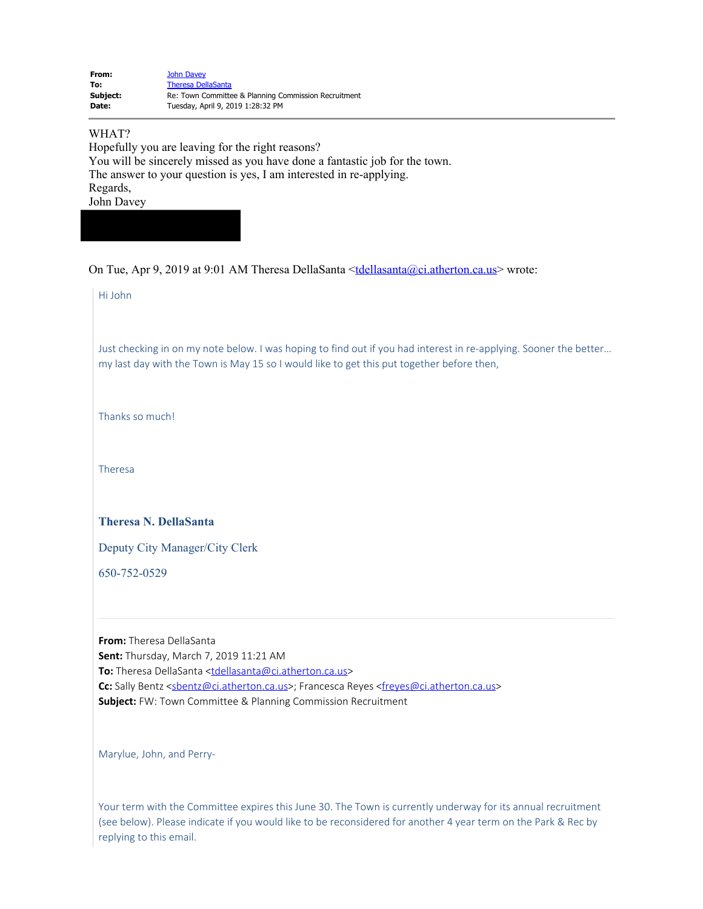**From:** John Davey
**To:** Theresa DellaSanta
**Subject:** Re: Town Committee & Planning Commission Recruitment
**Date:** Tuesday, April 9, 2019 1:28:32 PM

---

WHAT?
Hopefully you are leaving for the right reasons?
You will be sincerely missed as you have done a fantastic job for the town.
The answer to your question is yes, I am interested in re-applying.
Regards,
John Davey

On Tue, Apr 9, 2019 at 9:01 AM Theresa DellaSanta <tdellasanta@ci.atherton.ca.us> wrote:

> Hi John
>
> Just checking in on my note below. I was hoping to find out if you had interest in re-applying. Sooner the better… my last day with the Town is May 15 so I would like to get this put together before then,
>
> Thanks so much!
>
> Theresa
>
> **Theresa N. DellaSanta**
>
> Deputy City Manager/City Clerk
>
> 650-752-0529
>
> ---
>
> **From:** Theresa DellaSanta
> **Sent:** Thursday, March 7, 2019 11:21 AM
> **To:** Theresa DellaSanta <tdellasanta@ci.atherton.ca.us>
> **Cc:** Sally Bentz <sbentz@ci.atherton.ca.us>; Francesca Reyes <freyes@ci.atherton.ca.us>
> **Subject:** FW: Town Committee & Planning Commission Recruitment
>
> Marylue, John, and Perry-
>
> Your term with the Committee expires this June 30. The Town is currently underway for its annual recruitment (see below). Please indicate if you would like to be reconsidered for another 4 year term on the Park & Rec by replying to this email.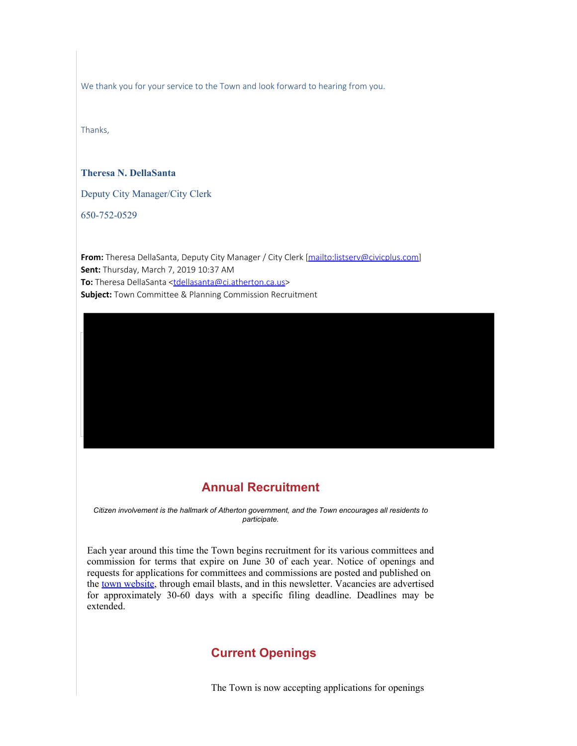We thank you for your service to the Town and look forward to hearing from you.

Thanks,

**Theresa N. DellaSanta**

Deputy City Manager/City Clerk

650-752-0529

**From:** Theresa DellaSanta, Deputy City Manager / City Clerk [mailto:listserv@civicplus.com]
**Sent:** Thursday, March 7, 2019 10:37 AM
**To:** Theresa DellaSanta <tdellasanta@ci.atherton.ca.us>
**Subject:** Town Committee & Planning Commission Recruitment

## Annual Recruitment

*Citizen involvement is the hallmark of Atherton government, and the Town encourages all residents to participate.*

Each year around this time the Town begins recruitment for its various committees and commission for terms that expire on June 30 of each year. Notice of openings and requests for applications for committees and commissions are posted and published on the town website, through email blasts, and in this newsletter. Vacancies are advertised for approximately 30-60 days with a specific filing deadline. Deadlines may be extended.

## Current Openings

The Town is now accepting applications for openings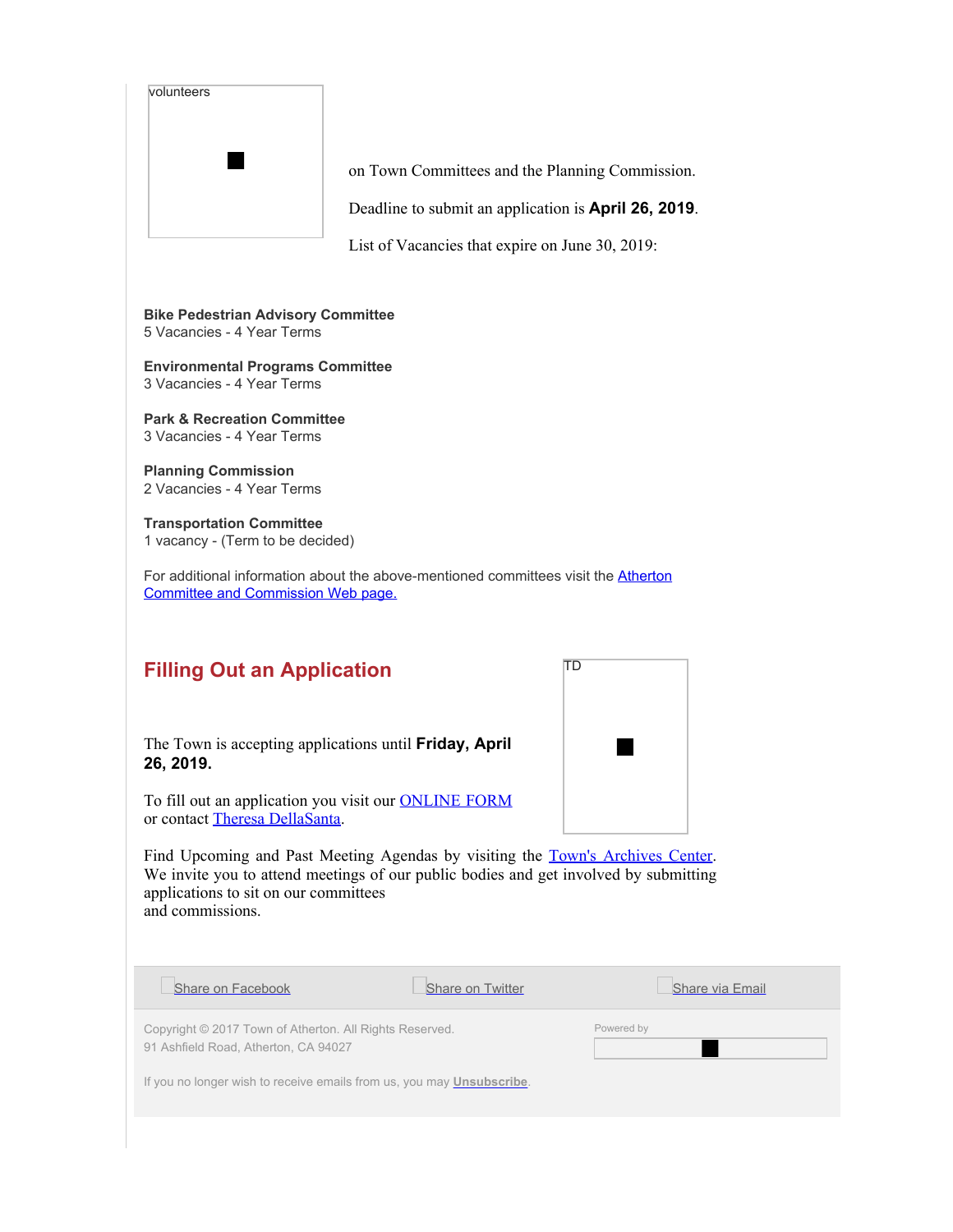volunteers

on Town Committees and the Planning Commission.

Deadline to submit an application is **April 26, 2019**.

List of Vacancies that expire on June 30, 2019:

**Bike Pedestrian Advisory Committee**
5 Vacancies - 4 Year Terms

**Environmental Programs Committee**
3 Vacancies - 4 Year Terms

**Park & Recreation Committee**
3 Vacancies - 4 Year Terms

**Planning Commission**
2 Vacancies - 4 Year Terms

**Transportation Committee**
1 vacancy - (Term to be decided)

For additional information about the above-mentioned committees visit the Atherton Committee and Commission Web page.

## Filling Out an Application

TD

The Town is accepting applications until **Friday, April 26, 2019.**

To fill out an application you visit our ONLINE FORM or contact Theresa DellaSanta.

Find Upcoming and Past Meeting Agendas by visiting the Town's Archives Center. We invite you to attend meetings of our public bodies and get involved by submitting applications to sit on our committees and commissions.

Share on Facebook | Share on Twitter | Share via Email

Copyright © 2017 Town of Atherton. All Rights Reserved.
91 Ashfield Road, Atherton, CA 94027

Powered by

If you no longer wish to receive emails from us, you may **Unsubscribe**.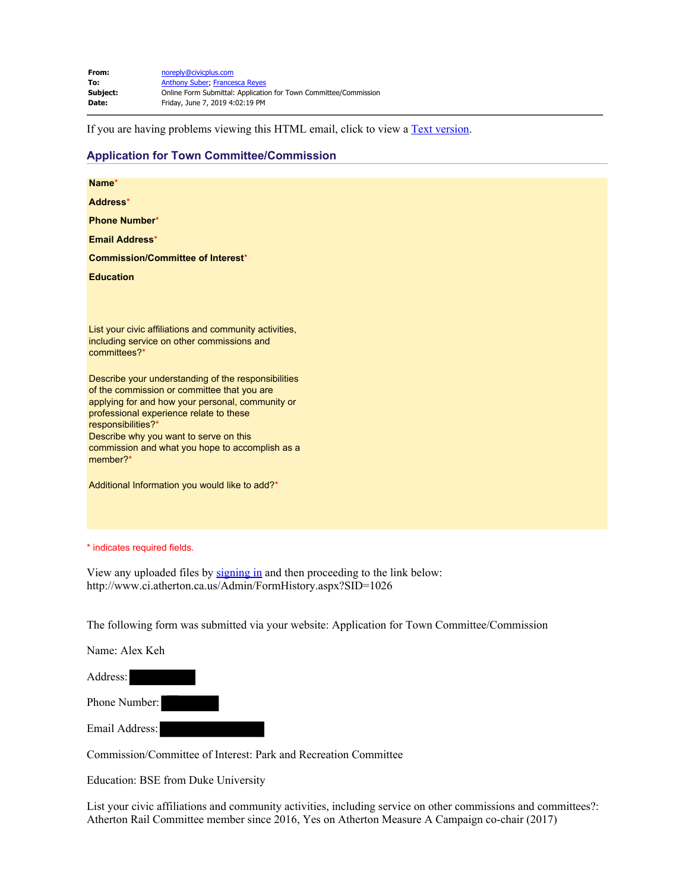| | |
|---|---|
| **From:** | noreply@civicplus.com |
| **To:** | Anthony Suber; Francesca Reyes |
| **Subject:** | Online Form Submittal: Application for Town Committee/Commission |
| **Date:** | Friday, June 7, 2019 4:02:19 PM |

If you are having problems viewing this HTML email, click to view a Text version.

## Application for Town Committee/Commission

**Name***

**Address***

**Phone Number***

**Email Address***

**Commission/Committee of Interest***

**Education**

List your civic affiliations and community activities, including service on other commissions and committees?*

Describe your understanding of the responsibilities of the commission or committee that you are applying for and how your personal, community or professional experience relate to these responsibilities?*

Describe why you want to serve on this commission and what you hope to accomplish as a member?*

Additional Information you would like to add?*

* indicates required fields.

View any uploaded files by signing in and then proceeding to the link below:
http://www.ci.atherton.ca.us/Admin/FormHistory.aspx?SID=1026

The following form was submitted via your website: Application for Town Committee/Commission

Name: Alex Keh

Address: [REDACTED]

Phone Number: [REDACTED]

Email Address: [REDACTED]

Commission/Committee of Interest: Park and Recreation Committee

Education: BSE from Duke University

List your civic affiliations and community activities, including service on other commissions and committees?: Atherton Rail Committee member since 2016, Yes on Atherton Measure A Campaign co-chair (2017)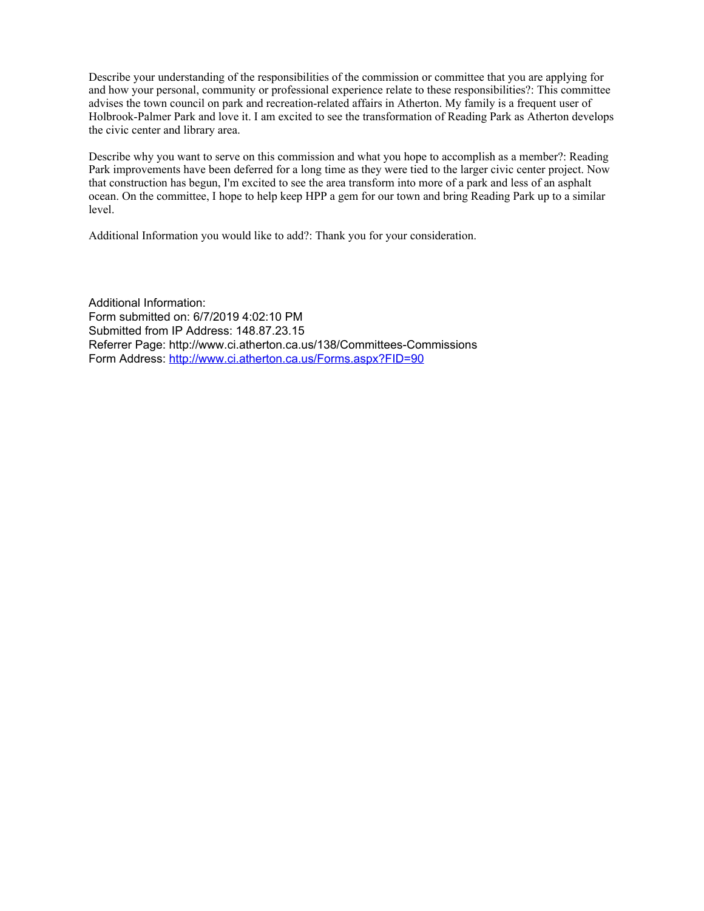Describe your understanding of the responsibilities of the commission or committee that you are applying for and how your personal, community or professional experience relate to these responsibilities?: This committee advises the town council on park and recreation-related affairs in Atherton. My family is a frequent user of Holbrook-Palmer Park and love it. I am excited to see the transformation of Reading Park as Atherton develops the civic center and library area.

Describe why you want to serve on this commission and what you hope to accomplish as a member?: Reading Park improvements have been deferred for a long time as they were tied to the larger civic center project. Now that construction has begun, I'm excited to see the area transform into more of a park and less of an asphalt ocean. On the committee, I hope to help keep HPP a gem for our town and bring Reading Park up to a similar level.

Additional Information you would like to add?: Thank you for your consideration.

Additional Information:
Form submitted on: 6/7/2019 4:02:10 PM
Submitted from IP Address: 148.87.23.15
Referrer Page: http://www.ci.atherton.ca.us/138/Committees-Commissions
Form Address: [http://www.ci.atherton.ca.us/Forms.aspx?FID=90](http://www.ci.atherton.ca.us/Forms.aspx?FID=90)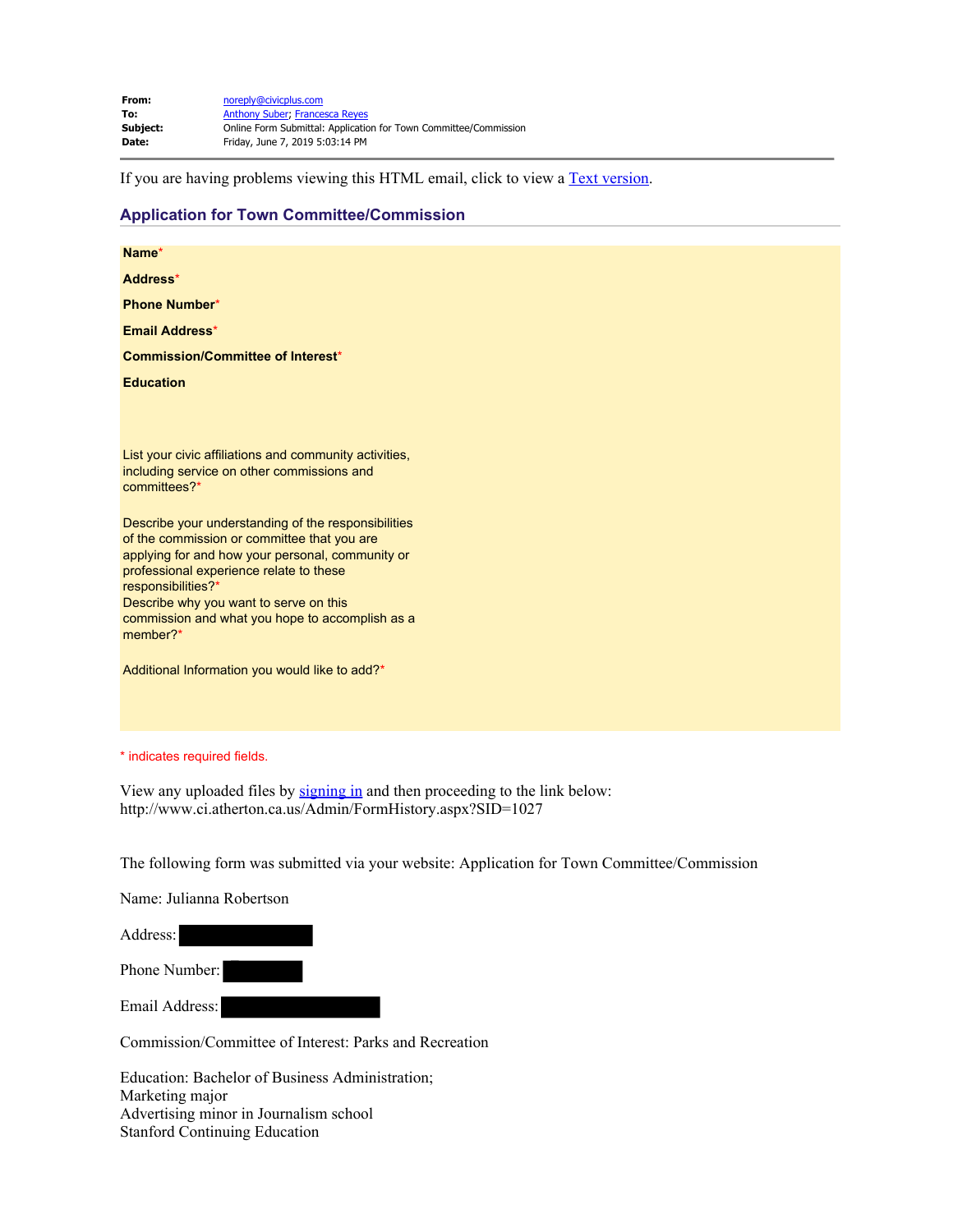**From:** noreply@civicplus.com
**To:** Anthony Suber; Francesca Reyes
**Subject:** Online Form Submittal: Application for Town Committee/Commission
**Date:** Friday, June 7, 2019 5:03:14 PM

If you are having problems viewing this HTML email, click to view a Text version.

## Application for Town Committee/Commission

**Name***

**Address***

**Phone Number***

**Email Address***

**Commission/Committee of Interest***

**Education**

List your civic affiliations and community activities, including service on other commissions and committees?*

Describe your understanding of the responsibilities of the commission or committee that you are applying for and how your personal, community or professional experience relate to these responsibilities?*

Describe why you want to serve on this commission and what you hope to accomplish as a member?*

Additional Information you would like to add?*

* indicates required fields.

View any uploaded files by signing in and then proceeding to the link below:
http://www.ci.atherton.ca.us/Admin/FormHistory.aspx?SID=1027

The following form was submitted via your website: Application for Town Committee/Commission

Name: Julianna Robertson

Address: [REDACTED]

Phone Number: [REDACTED]

Email Address: [REDACTED]

Commission/Committee of Interest: Parks and Recreation

Education: Bachelor of Business Administration;
Marketing major
Advertising minor in Journalism school
Stanford Continuing Education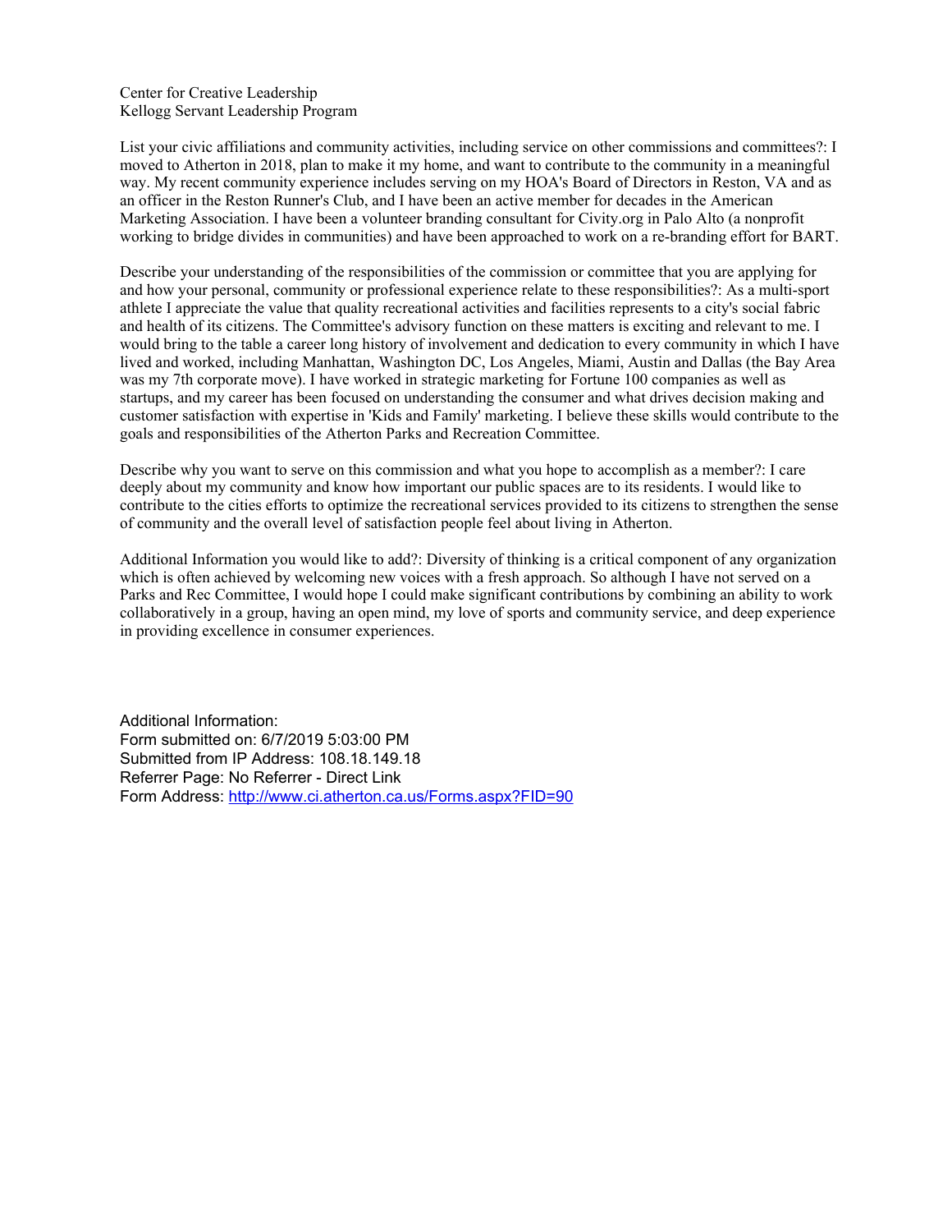Center for Creative Leadership
Kellogg Servant Leadership Program

List your civic affiliations and community activities, including service on other commissions and committees?: I moved to Atherton in 2018, plan to make it my home, and want to contribute to the community in a meaningful way. My recent community experience includes serving on my HOA's Board of Directors in Reston, VA and as an officer in the Reston Runner's Club, and I have been an active member for decades in the American Marketing Association. I have been a volunteer branding consultant for Civity.org in Palo Alto (a nonprofit working to bridge divides in communities) and have been approached to work on a re-branding effort for BART.

Describe your understanding of the responsibilities of the commission or committee that you are applying for and how your personal, community or professional experience relate to these responsibilities?: As a multi-sport athlete I appreciate the value that quality recreational activities and facilities represents to a city's social fabric and health of its citizens. The Committee's advisory function on these matters is exciting and relevant to me. I would bring to the table a career long history of involvement and dedication to every community in which I have lived and worked, including Manhattan, Washington DC, Los Angeles, Miami, Austin and Dallas (the Bay Area was my 7th corporate move). I have worked in strategic marketing for Fortune 100 companies as well as startups, and my career has been focused on understanding the consumer and what drives decision making and customer satisfaction with expertise in 'Kids and Family' marketing. I believe these skills would contribute to the goals and responsibilities of the Atherton Parks and Recreation Committee.

Describe why you want to serve on this commission and what you hope to accomplish as a member?: I care deeply about my community and know how important our public spaces are to its residents. I would like to contribute to the cities efforts to optimize the recreational services provided to its citizens to strengthen the sense of community and the overall level of satisfaction people feel about living in Atherton.

Additional Information you would like to add?: Diversity of thinking is a critical component of any organization which is often achieved by welcoming new voices with a fresh approach. So although I have not served on a Parks and Rec Committee, I would hope I could make significant contributions by combining an ability to work collaboratively in a group, having an open mind, my love of sports and community service, and deep experience in providing excellence in consumer experiences.

Additional Information:
Form submitted on: 6/7/2019 5:03:00 PM
Submitted from IP Address: 108.18.149.18
Referrer Page: No Referrer - Direct Link
Form Address: [http://www.ci.atherton.ca.us/Forms.aspx?FID=90](http://www.ci.atherton.ca.us/Forms.aspx?FID=90)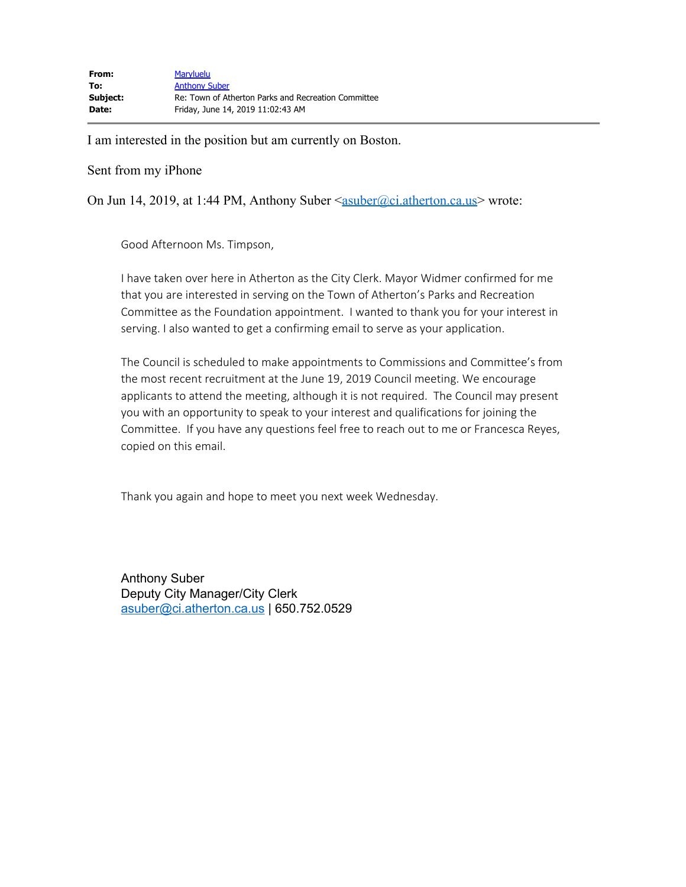| | |
|---|---|
| **From:** | Maryluelu |
| **To:** | Anthony Suber |
| **Subject:** | Re: Town of Atherton Parks and Recreation Committee |
| **Date:** | Friday, June 14, 2019 11:02:43 AM |

---

I am interested in the position but am currently on Boston.

Sent from my iPhone

On Jun 14, 2019, at 1:44 PM, Anthony Suber <asuber@ci.atherton.ca.us> wrote:

> Good Afternoon Ms. Timpson,
>
> I have taken over here in Atherton as the City Clerk. Mayor Widmer confirmed for me that you are interested in serving on the Town of Atherton's Parks and Recreation Committee as the Foundation appointment. I wanted to thank you for your interest in serving. I also wanted to get a confirming email to serve as your application.
>
> The Council is scheduled to make appointments to Commissions and Committee's from the most recent recruitment at the June 19, 2019 Council meeting. We encourage applicants to attend the meeting, although it is not required. The Council may present you with an opportunity to speak to your interest and qualifications for joining the Committee. If you have any questions feel free to reach out to me or Francesca Reyes, copied on this email.
>
> Thank you again and hope to meet you next week Wednesday.
>
> Anthony Suber
> Deputy City Manager/City Clerk
> asuber@ci.atherton.ca.us | 650.752.0529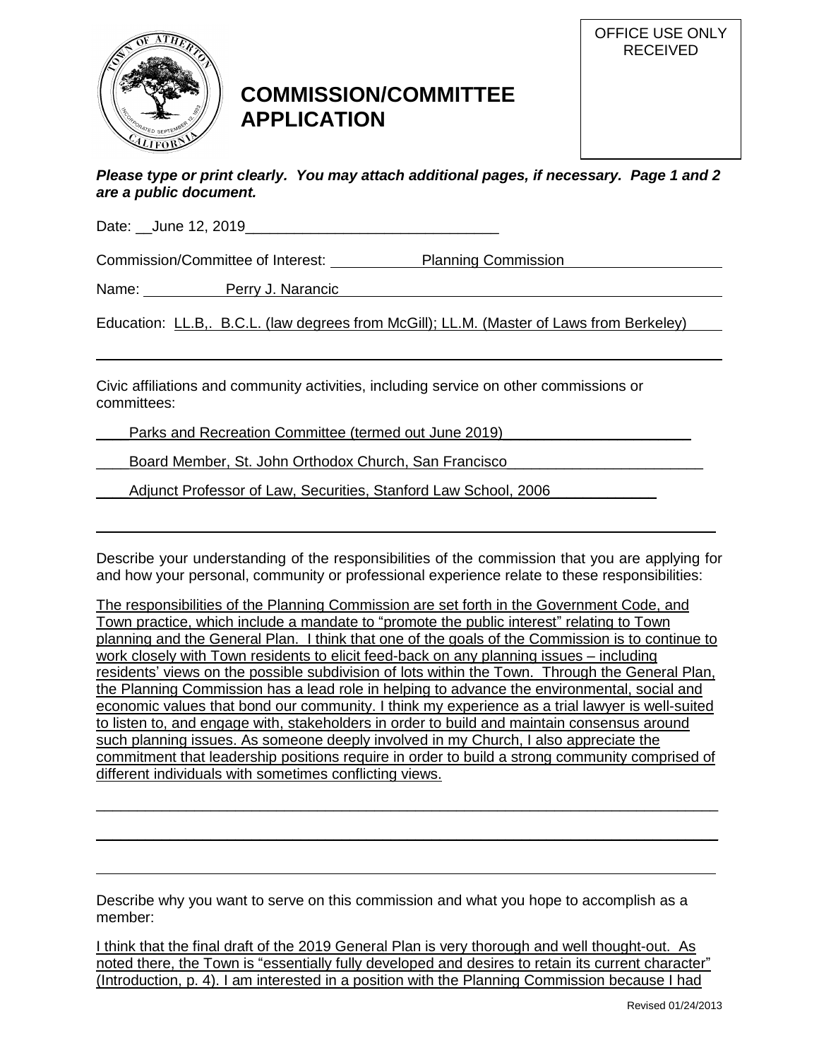OFFICE USE ONLY
RECEIVED

# COMMISSION/COMMITTEE APPLICATION

***Please type or print clearly. You may attach additional pages, if necessary. Page 1 and 2 are a public document.***

Date: June 12, 2019

Commission/Committee of Interest: Planning Commission

Name: Perry J. Narancic

Education: LL.B,. B.C.L. (law degrees from McGill); LL.M. (Master of Laws from Berkeley)

Civic affiliations and community activities, including service on other commissions or committees:

Parks and Recreation Committee (termed out June 2019)

Board Member, St. John Orthodox Church, San Francisco

Adjunct Professor of Law, Securities, Stanford Law School, 2006

Describe your understanding of the responsibilities of the commission that you are applying for and how your personal, community or professional experience relate to these responsibilities:

The responsibilities of the Planning Commission are set forth in the Government Code, and Town practice, which include a mandate to "promote the public interest" relating to Town planning and the General Plan. I think that one of the goals of the Commission is to continue to work closely with Town residents to elicit feed-back on any planning issues – including residents' views on the possible subdivision of lots within the Town. Through the General Plan, the Planning Commission has a lead role in helping to advance the environmental, social and economic values that bond our community. I think my experience as a trial lawyer is well-suited to listen to, and engage with, stakeholders in order to build and maintain consensus around such planning issues. As someone deeply involved in my Church, I also appreciate the commitment that leadership positions require in order to build a strong community comprised of different individuals with sometimes conflicting views.

Describe why you want to serve on this commission and what you hope to accomplish as a member:

I think that the final draft of the 2019 General Plan is very thorough and well thought-out. As noted there, the Town is "essentially fully developed and desires to retain its current character" (Introduction, p. 4). I am interested in a position with the Planning Commission because I had

Revised 01/24/2013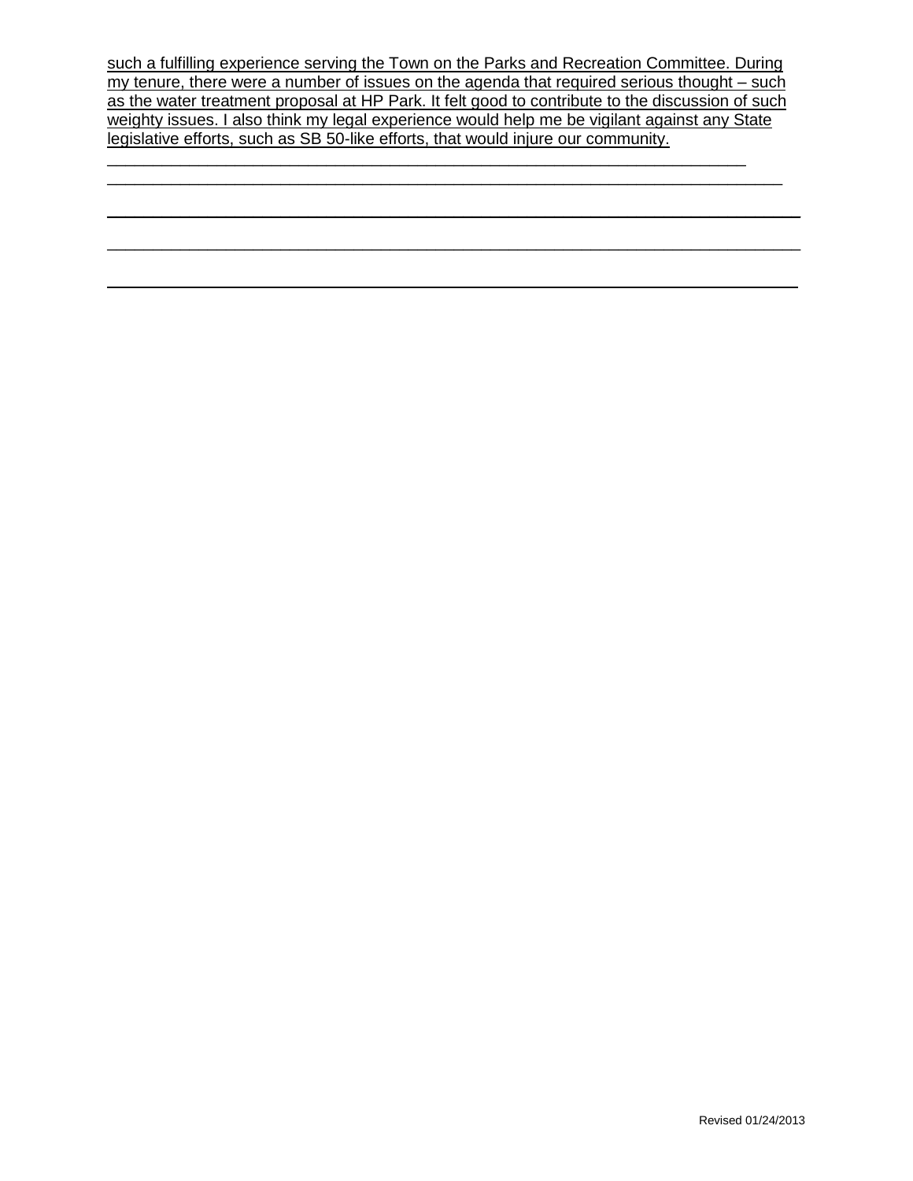such a fulfilling experience serving the Town on the Parks and Recreation Committee. During my tenure, there were a number of issues on the agenda that required serious thought – such as the water treatment proposal at HP Park. It felt good to contribute to the discussion of such weighty issues. I also think my legal experience would help me be vigilant against any State legislative efforts, such as SB 50-like efforts, that would injure our community.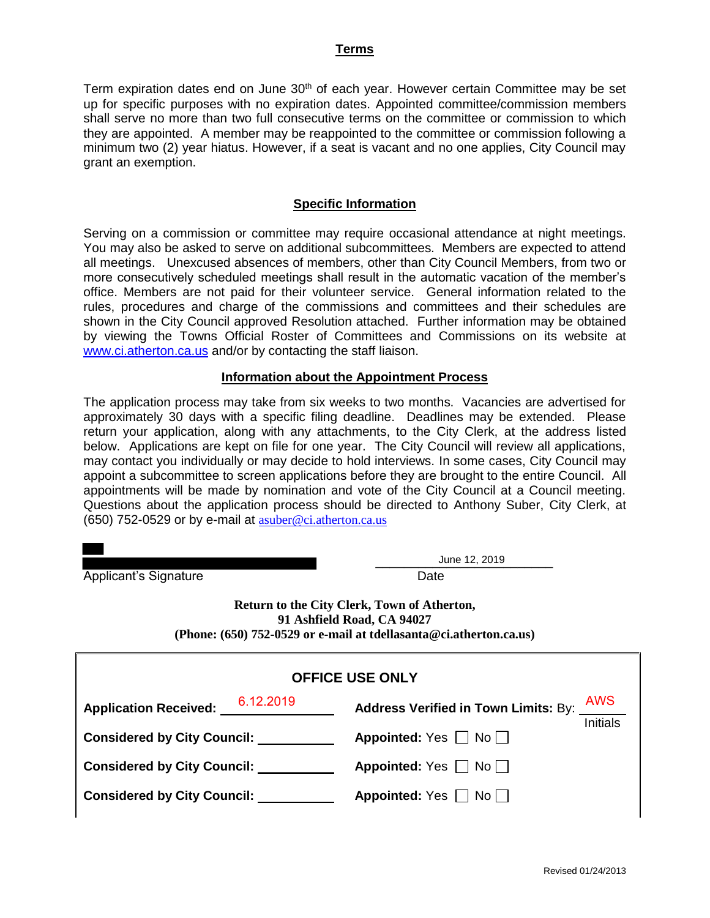## Terms

Term expiration dates end on June 30th of each year. However certain Committee may be set up for specific purposes with no expiration dates. Appointed committee/commission members shall serve no more than two full consecutive terms on the committee or commission to which they are appointed. A member may be reappointed to the committee or commission following a minimum two (2) year hiatus. However, if a seat is vacant and no one applies, City Council may grant an exemption.

## Specific Information

Serving on a commission or committee may require occasional attendance at night meetings. You may also be asked to serve on additional subcommittees. Members are expected to attend all meetings. Unexcused absences of members, other than City Council Members, from two or more consecutively scheduled meetings shall result in the automatic vacation of the member's office. Members are not paid for their volunteer service. General information related to the rules, procedures and charge of the commissions and committees and their schedules are shown in the City Council approved Resolution attached. Further information may be obtained by viewing the Towns Official Roster of Committees and Commissions on its website at www.ci.atherton.ca.us and/or by contacting the staff liaison.

## Information about the Appointment Process

The application process may take from six weeks to two months. Vacancies are advertised for approximately 30 days with a specific filing deadline. Deadlines may be extended. Please return your application, along with any attachments, to the City Clerk, at the address listed below. Applications are kept on file for one year. The City Council will review all applications, may contact you individually or may decide to hold interviews. In some cases, City Council may appoint a subcommittee to screen applications before they are brought to the entire Council. All appointments will be made by nomination and vote of the City Council at a Council meeting. Questions about the application process should be directed to Anthony Suber, City Clerk, at (650) 752-0529 or by e-mail at asuber@ci.atherton.ca.us

| | |
|---|---|
| [REDACTED] | June 12, 2019 |
| Applicant's Signature | Date |

**Return to the City Clerk, Town of Atherton,**
**91 Ashfield Road, CA 94027**
**(Phone: (650) 752-0529 or e-mail at tdellasanta@ci.atherton.ca.us)**

**OFFICE USE ONLY**

| | |
|---|---|
| **Application Received:** 6.12.2019 | **Address Verified in Town Limits:** By: AWS (Initials) |
| **Considered by City Council:** ______ | **Appointed:** Yes ☐ No ☐ |
| **Considered by City Council:** ______ | **Appointed:** Yes ☐ No ☐ |
| **Considered by City Council:** ______ | **Appointed:** Yes ☐ No ☐ |

Revised 01/24/2013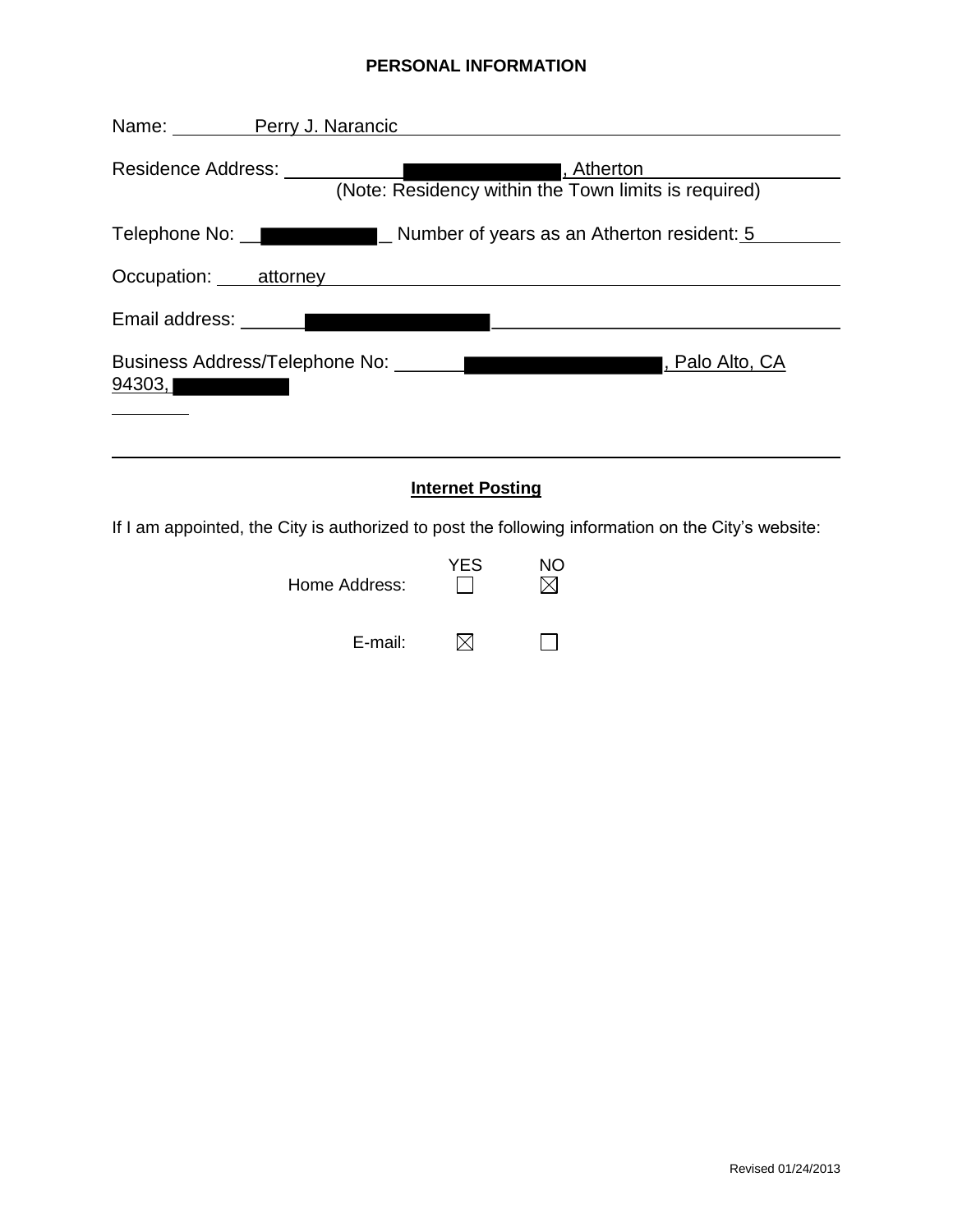# PERSONAL INFORMATION

Name: Perry J. Narancic

Residence Address: ██████████, Atherton
(Note: Residency within the Town limits is required)

Telephone No: ██████████ Number of years as an Atherton resident: 5

Occupation: attorney

Email address: ██████████

Business Address/Telephone No: ██████████, Palo Alto, CA 94303, ██████████

## Internet Posting

If I am appointed, the City is authorized to post the following information on the City's website:

| | YES | NO |
|---|---|---|
| Home Address: | ☐ | ☒ |
| E-mail: | ☒ | ☐ |

Revised 01/24/2013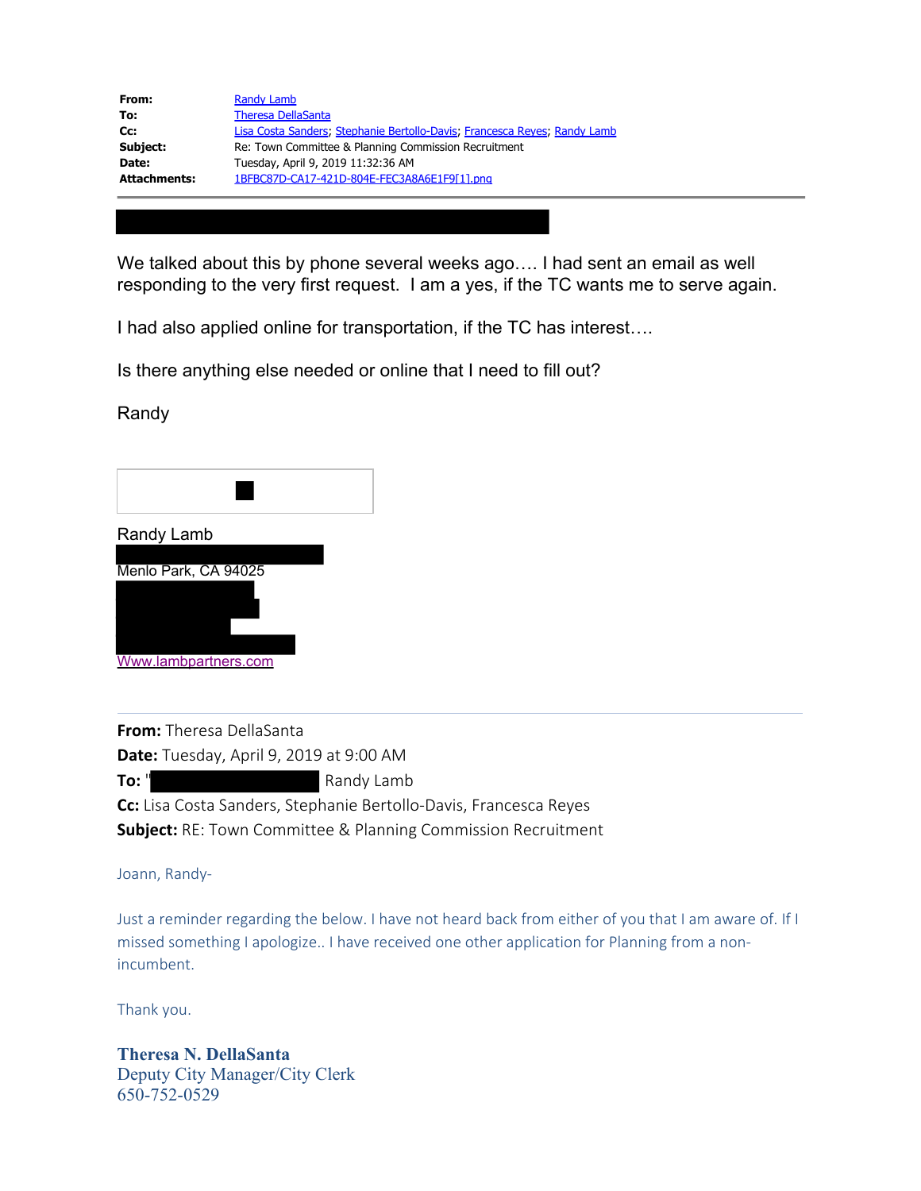| | |
|---|---|
| **From:** | Randy Lamb |
| **To:** | Theresa DellaSanta |
| **Cc:** | Lisa Costa Sanders; Stephanie Bertollo-Davis; Francesca Reyes; Randy Lamb |
| **Subject:** | Re: Town Committee & Planning Commission Recruitment |
| **Date:** | Tuesday, April 9, 2019 11:32:36 AM |
| **Attachments:** | 1BFBC87D-CA17-421D-804E-FEC3A8A6E1F9[1].png |

---

We talked about this by phone several weeks ago…. I had sent an email as well responding to the very first request. I am a yes, if the TC wants me to serve again.

I had also applied online for transportation, if the TC has interest….

Is there anything else needed or online that I need to fill out?

Randy

Randy Lamb

Menlo Park, CA 94025

Www.lambpartners.com

---

**From:** Theresa DellaSanta
**Date:** Tuesday, April 9, 2019 at 9:00 AM
**To:** " Randy Lamb
**Cc:** Lisa Costa Sanders, Stephanie Bertollo-Davis, Francesca Reyes
**Subject:** RE: Town Committee & Planning Commission Recruitment

Joann, Randy-

Just a reminder regarding the below. I have not heard back from either of you that I am aware of. If I missed something I apologize.. I have received one other application for Planning from a non-incumbent.

Thank you.

**Theresa N. DellaSanta**
Deputy City Manager/City Clerk
650-752-0529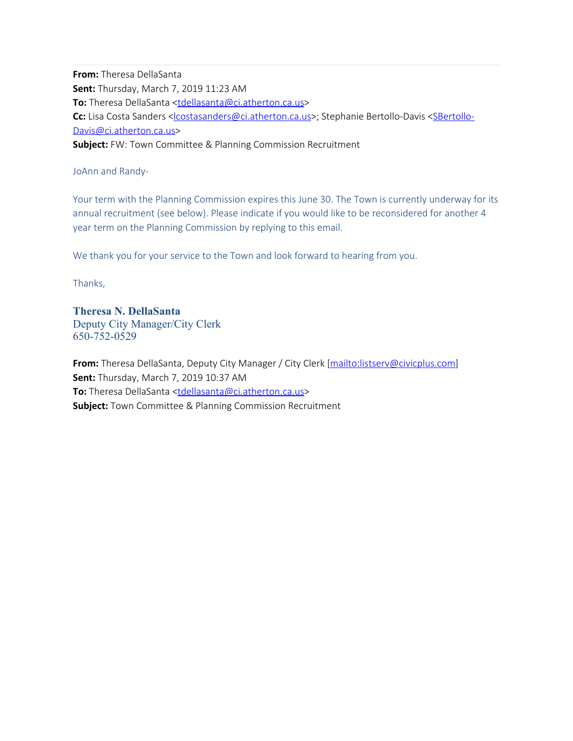**From:** Theresa DellaSanta
**Sent:** Thursday, March 7, 2019 11:23 AM
**To:** Theresa DellaSanta <tdellasanta@ci.atherton.ca.us>
**Cc:** Lisa Costa Sanders <lcostasanders@ci.atherton.ca.us>; Stephanie Bertollo-Davis <SBertollo-Davis@ci.atherton.ca.us>
**Subject:** FW: Town Committee & Planning Commission Recruitment

JoAnn and Randy-

Your term with the Planning Commission expires this June 30. The Town is currently underway for its annual recruitment (see below). Please indicate if you would like to be reconsidered for another 4 year term on the Planning Commission by replying to this email.

We thank you for your service to the Town and look forward to hearing from you.

Thanks,

**Theresa N. DellaSanta**
Deputy City Manager/City Clerk
650-752-0529

**From:** Theresa DellaSanta, Deputy City Manager / City Clerk [mailto:listserv@civicplus.com]
**Sent:** Thursday, March 7, 2019 10:37 AM
**To:** Theresa DellaSanta <tdellasanta@ci.atherton.ca.us>
**Subject:** Town Committee & Planning Commission Recruitment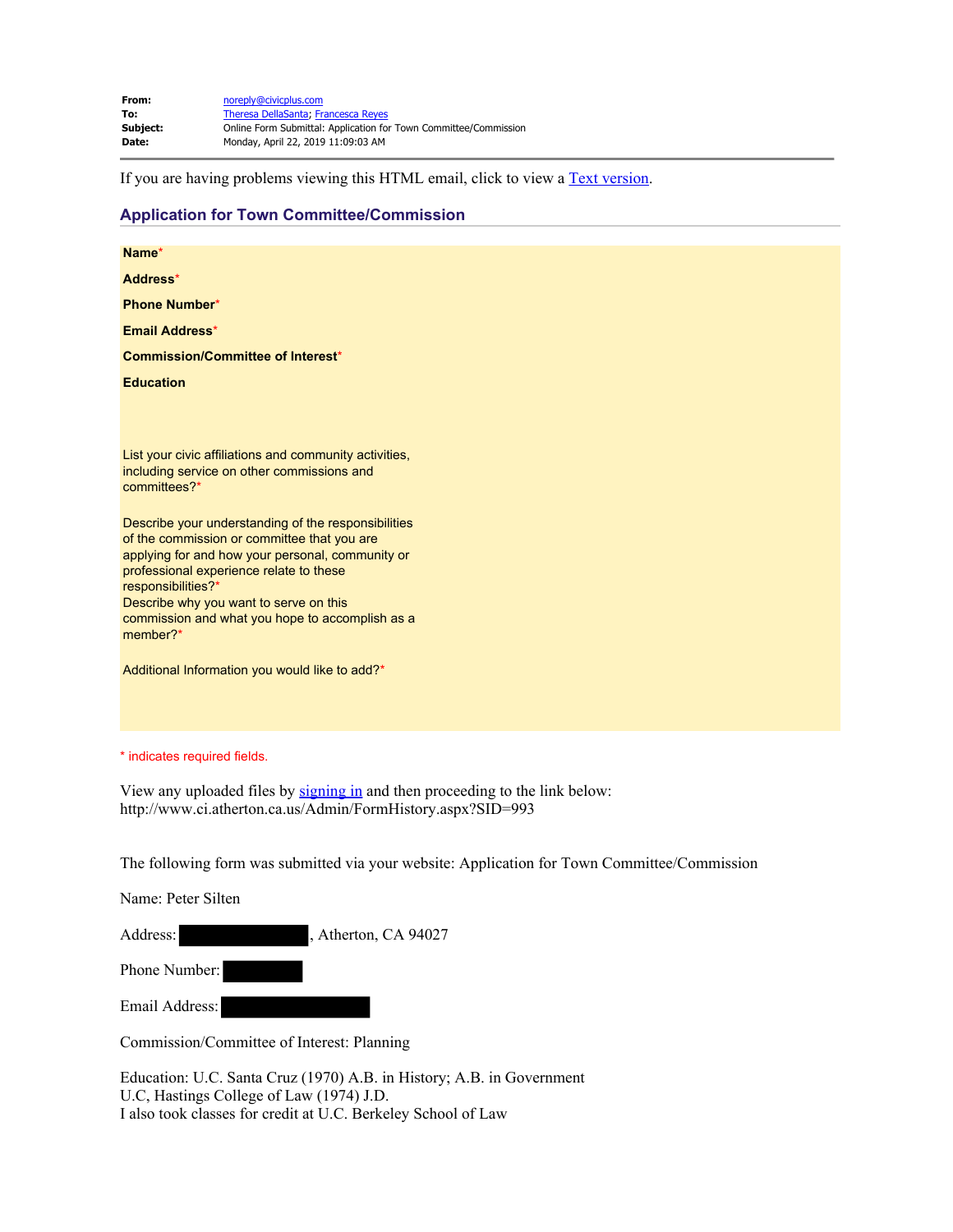| | |
|---|---|
| **From:** | noreply@civicplus.com |
| **To:** | Theresa DellaSanta; Francesca Reyes |
| **Subject:** | Online Form Submittal: Application for Town Committee/Commission |
| **Date:** | Monday, April 22, 2019 11:09:03 AM |

---

If you are having problems viewing this HTML email, click to view a Text version.

## Application for Town Committee/Commission

**Name***

**Address***

**Phone Number***

**Email Address***

**Commission/Committee of Interest***

**Education**

List your civic affiliations and community activities, including service on other commissions and committees?*

Describe your understanding of the responsibilities of the commission or committee that you are applying for and how your personal, community or professional experience relate to these responsibilities?*

Describe why you want to serve on this commission and what you hope to accomplish as a member?*

Additional Information you would like to add?*

* indicates required fields.

View any uploaded files by signing in and then proceeding to the link below:
http://www.ci.atherton.ca.us/Admin/FormHistory.aspx?SID=993

The following form was submitted via your website: Application for Town Committee/Commission

Name: Peter Silten

Address: [REDACTED], Atherton, CA 94027

Phone Number: [REDACTED]

Email Address: [REDACTED]

Commission/Committee of Interest: Planning

Education: U.C. Santa Cruz (1970) A.B. in History; A.B. in Government
U.C, Hastings College of Law (1974) J.D.
I also took classes for credit at U.C. Berkeley School of Law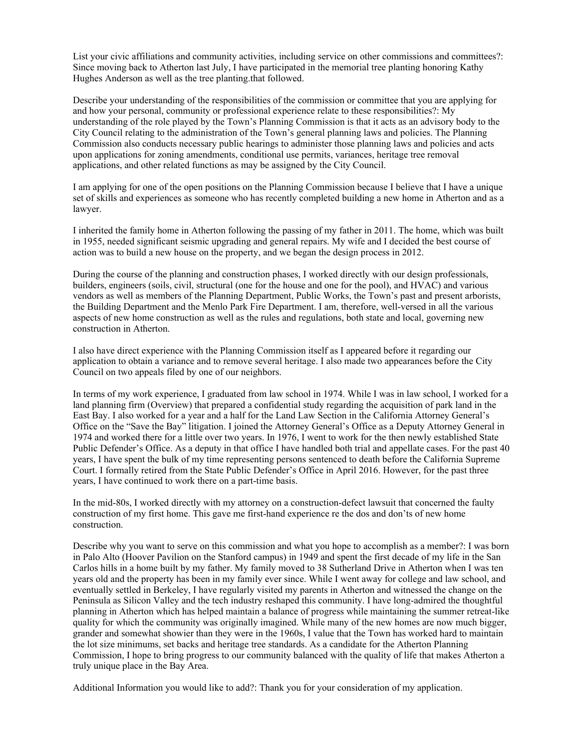List your civic affiliations and community activities, including service on other commissions and committees?: Since moving back to Atherton last July, I have participated in the memorial tree planting honoring Kathy Hughes Anderson as well as the tree planting.that followed.

Describe your understanding of the responsibilities of the commission or committee that you are applying for and how your personal, community or professional experience relate to these responsibilities?: My understanding of the role played by the Town's Planning Commission is that it acts as an advisory body to the City Council relating to the administration of the Town's general planning laws and policies. The Planning Commission also conducts necessary public hearings to administer those planning laws and policies and acts upon applications for zoning amendments, conditional use permits, variances, heritage tree removal applications, and other related functions as may be assigned by the City Council.

I am applying for one of the open positions on the Planning Commission because I believe that I have a unique set of skills and experiences as someone who has recently completed building a new home in Atherton and as a lawyer.

I inherited the family home in Atherton following the passing of my father in 2011. The home, which was built in 1955, needed significant seismic upgrading and general repairs. My wife and I decided the best course of action was to build a new house on the property, and we began the design process in 2012.

During the course of the planning and construction phases, I worked directly with our design professionals, builders, engineers (soils, civil, structural (one for the house and one for the pool), and HVAC) and various vendors as well as members of the Planning Department, Public Works, the Town's past and present arborists, the Building Department and the Menlo Park Fire Department. I am, therefore, well-versed in all the various aspects of new home construction as well as the rules and regulations, both state and local, governing new construction in Atherton.

I also have direct experience with the Planning Commission itself as I appeared before it regarding our application to obtain a variance and to remove several heritage. I also made two appearances before the City Council on two appeals filed by one of our neighbors.

In terms of my work experience, I graduated from law school in 1974. While I was in law school, I worked for a land planning firm (Overview) that prepared a confidential study regarding the acquisition of park land in the East Bay. I also worked for a year and a half for the Land Law Section in the California Attorney General's Office on the "Save the Bay" litigation. I joined the Attorney General's Office as a Deputy Attorney General in 1974 and worked there for a little over two years. In 1976, I went to work for the then newly established State Public Defender's Office. As a deputy in that office I have handled both trial and appellate cases. For the past 40 years, I have spent the bulk of my time representing persons sentenced to death before the California Supreme Court. I formally retired from the State Public Defender's Office in April 2016. However, for the past three years, I have continued to work there on a part-time basis.

In the mid-80s, I worked directly with my attorney on a construction-defect lawsuit that concerned the faulty construction of my first home. This gave me first-hand experience re the dos and don'ts of new home construction.

Describe why you want to serve on this commission and what you hope to accomplish as a member?: I was born in Palo Alto (Hoover Pavilion on the Stanford campus) in 1949 and spent the first decade of my life in the San Carlos hills in a home built by my father. My family moved to 38 Sutherland Drive in Atherton when I was ten years old and the property has been in my family ever since. While I went away for college and law school, and eventually settled in Berkeley, I have regularly visited my parents in Atherton and witnessed the change on the Peninsula as Silicon Valley and the tech industry reshaped this community. I have long-admired the thoughtful planning in Atherton which has helped maintain a balance of progress while maintaining the summer retreat-like quality for which the community was originally imagined. While many of the new homes are now much bigger, grander and somewhat showier than they were in the 1960s, I value that the Town has worked hard to maintain the lot size minimums, set backs and heritage tree standards. As a candidate for the Atherton Planning Commission, I hope to bring progress to our community balanced with the quality of life that makes Atherton a truly unique place in the Bay Area.

Additional Information you would like to add?: Thank you for your consideration of my application.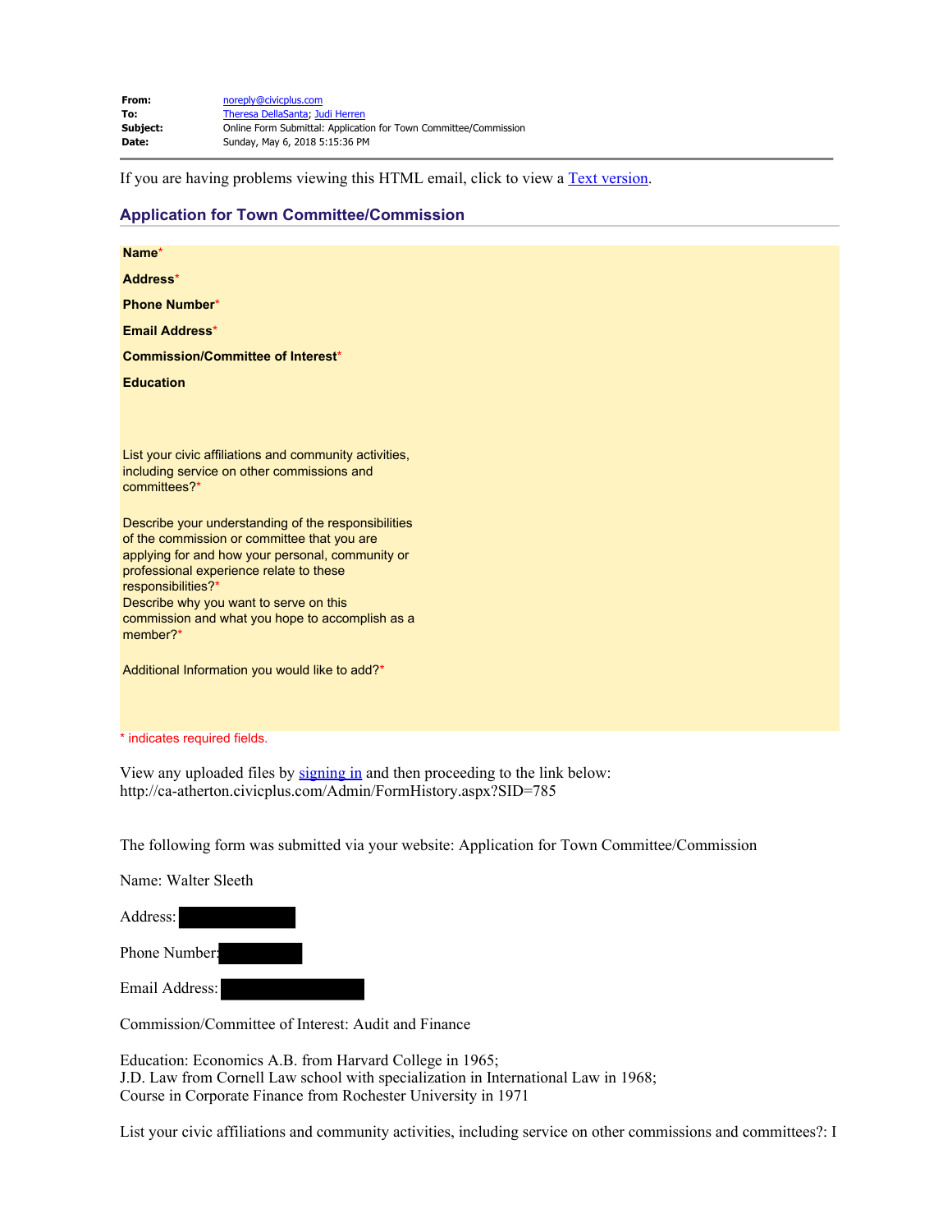**From:** noreply@civicplus.com
**To:** Theresa DellaSanta; Judi Herren
**Subject:** Online Form Submittal: Application for Town Committee/Commission
**Date:** Sunday, May 6, 2018 5:15:36 PM

If you are having problems viewing this HTML email, click to view a Text version.

## Application for Town Committee/Commission

**Name***

**Address***

**Phone Number***

**Email Address***

**Commission/Committee of Interest***

**Education**

List your civic affiliations and community activities, including service on other commissions and committees?*

Describe your understanding of the responsibilities of the commission or committee that you are applying for and how your personal, community or professional experience relate to these responsibilities?*

Describe why you want to serve on this commission and what you hope to accomplish as a member?*

Additional Information you would like to add?*

* indicates required fields.

View any uploaded files by signing in and then proceeding to the link below:
http://ca-atherton.civicplus.com/Admin/FormHistory.aspx?SID=785

The following form was submitted via your website: Application for Town Committee/Commission

Name: Walter Sleeth

Address: 

Phone Number: 

Email Address: 

Commission/Committee of Interest: Audit and Finance

Education: Economics A.B. from Harvard College in 1965;
J.D. Law from Cornell Law school with specialization in International Law in 1968;
Course in Corporate Finance from Rochester University in 1971

List your civic affiliations and community activities, including service on other commissions and committees?: I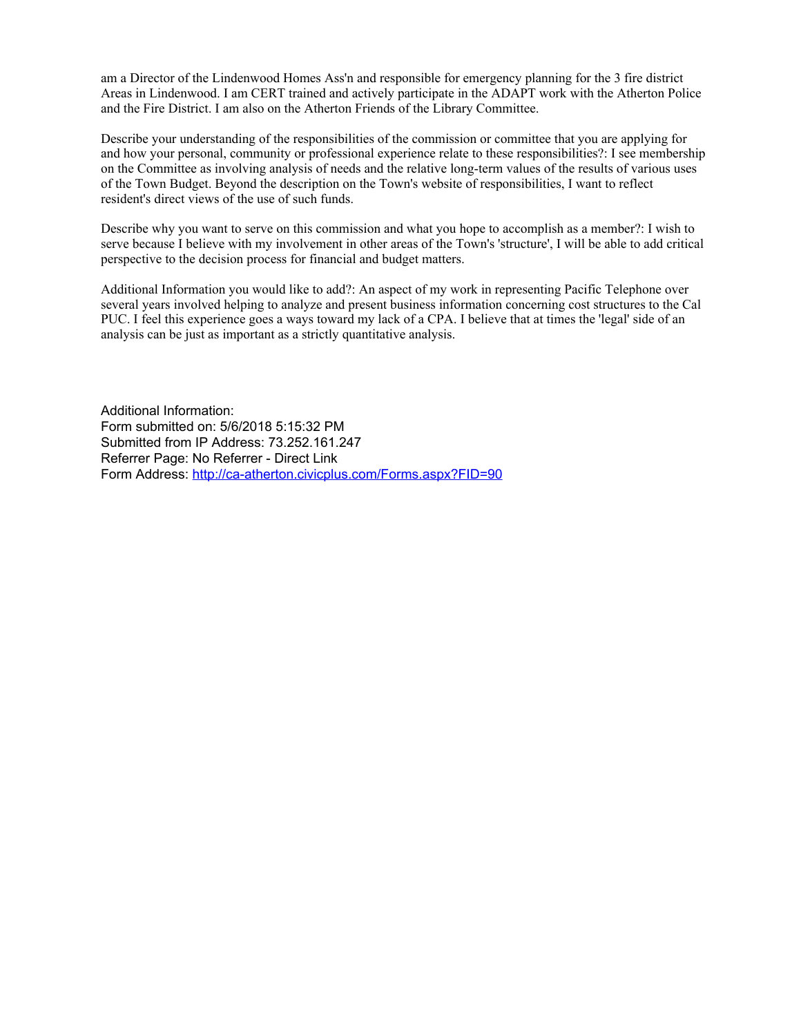am a Director of the Lindenwood Homes Ass'n and responsible for emergency planning for the 3 fire district Areas in Lindenwood. I am CERT trained and actively participate in the ADAPT work with the Atherton Police and the Fire District. I am also on the Atherton Friends of the Library Committee.

Describe your understanding of the responsibilities of the commission or committee that you are applying for and how your personal, community or professional experience relate to these responsibilities?: I see membership on the Committee as involving analysis of needs and the relative long-term values of the results of various uses of the Town Budget. Beyond the description on the Town's website of responsibilities, I want to reflect resident's direct views of the use of such funds.

Describe why you want to serve on this commission and what you hope to accomplish as a member?: I wish to serve because I believe with my involvement in other areas of the Town's 'structure', I will be able to add critical perspective to the decision process for financial and budget matters.

Additional Information you would like to add?: An aspect of my work in representing Pacific Telephone over several years involved helping to analyze and present business information concerning cost structures to the Cal PUC. I feel this experience goes a ways toward my lack of a CPA. I believe that at times the 'legal' side of an analysis can be just as important as a strictly quantitative analysis.

Additional Information:
Form submitted on: 5/6/2018 5:15:32 PM
Submitted from IP Address: 73.252.161.247
Referrer Page: No Referrer - Direct Link
Form Address: [http://ca-atherton.civicplus.com/Forms.aspx?FID=90](http://ca-atherton.civicplus.com/Forms.aspx?FID=90)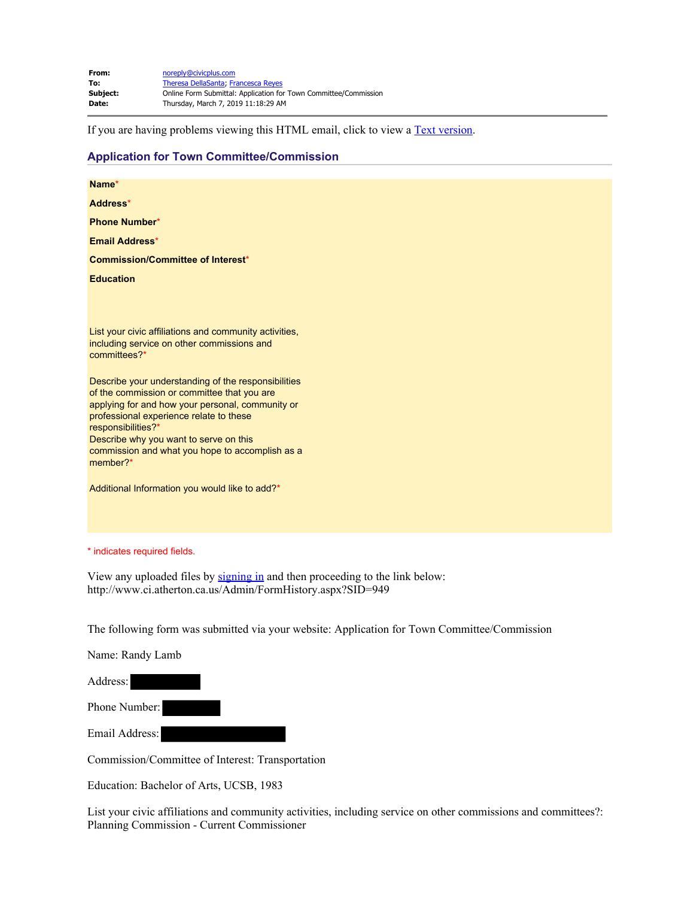| | |
|---|---|
| **From:** | noreply@civicplus.com |
| **To:** | Theresa DellaSanta; Francesca Reyes |
| **Subject:** | Online Form Submittal: Application for Town Committee/Commission |
| **Date:** | Thursday, March 7, 2019 11:18:29 AM |

If you are having problems viewing this HTML email, click to view a Text version.

## Application for Town Committee/Commission

**Name***

**Address***

**Phone Number***

**Email Address***

**Commission/Committee of Interest***

**Education**

List your civic affiliations and community activities, including service on other commissions and committees?*

Describe your understanding of the responsibilities of the commission or committee that you are applying for and how your personal, community or professional experience relate to these responsibilities?*

Describe why you want to serve on this commission and what you hope to accomplish as a member?*

Additional Information you would like to add?*

\* indicates required fields.

View any uploaded files by signing in and then proceeding to the link below:
http://www.ci.atherton.ca.us/Admin/FormHistory.aspx?SID=949

The following form was submitted via your website: Application for Town Committee/Commission

Name: Randy Lamb

Address: [REDACTED]

Phone Number: [REDACTED]

Email Address: [REDACTED]

Commission/Committee of Interest: Transportation

Education: Bachelor of Arts, UCSB, 1983

List your civic affiliations and community activities, including service on other commissions and committees?: Planning Commission - Current Commissioner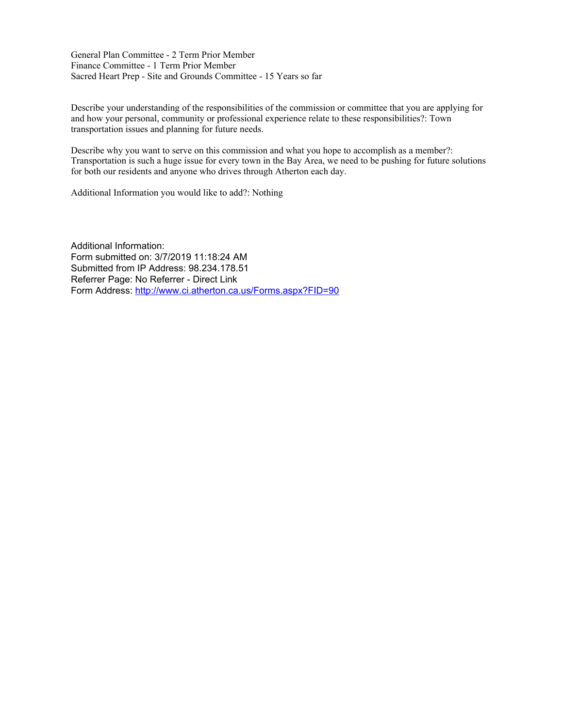General Plan Committee - 2 Term Prior Member
Finance Committee - 1 Term Prior Member
Sacred Heart Prep - Site and Grounds Committee - 15 Years so far

Describe your understanding of the responsibilities of the commission or committee that you are applying for and how your personal, community or professional experience relate to these responsibilities?: Town transportation issues and planning for future needs.

Describe why you want to serve on this commission and what you hope to accomplish as a member?: Transportation is such a huge issue for every town in the Bay Area, we need to be pushing for future solutions for both our residents and anyone who drives through Atherton each day.

Additional Information you would like to add?: Nothing

Additional Information:
Form submitted on: 3/7/2019 11:18:24 AM
Submitted from IP Address: 98.234.178.51
Referrer Page: No Referrer - Direct Link
Form Address: [http://www.ci.atherton.ca.us/Forms.aspx?FID=90](http://www.ci.atherton.ca.us/Forms.aspx?FID=90)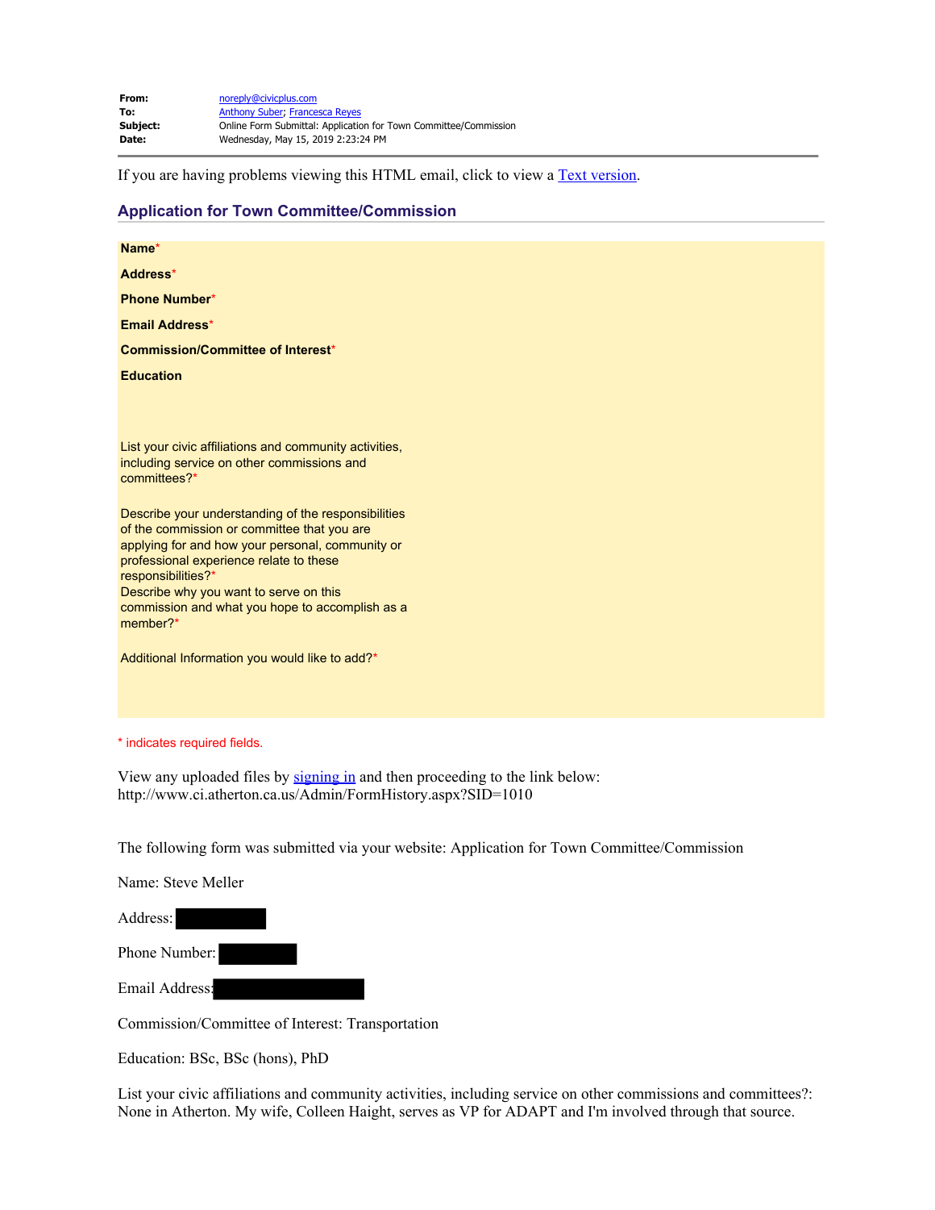**From:** noreply@civicplus.com
**To:** Anthony Suber; Francesca Reyes
**Subject:** Online Form Submittal: Application for Town Committee/Commission
**Date:** Wednesday, May 15, 2019 2:23:24 PM

---

If you are having problems viewing this HTML email, click to view a Text version.

## Application for Town Committee/Commission

**Name***

**Address***

**Phone Number***

**Email Address***

**Commission/Committee of Interest***

**Education**

List your civic affiliations and community activities, including service on other commissions and committees?*

Describe your understanding of the responsibilities of the commission or committee that you are applying for and how your personal, community or professional experience relate to these responsibilities?*

Describe why you want to serve on this commission and what you hope to accomplish as a member?*

Additional Information you would like to add?*

* indicates required fields.

View any uploaded files by signing in and then proceeding to the link below:
http://www.ci.atherton.ca.us/Admin/FormHistory.aspx?SID=1010

The following form was submitted via your website: Application for Town Committee/Commission

Name: Steve Meller

Address: [REDACTED]

Phone Number: [REDACTED]

Email Address: [REDACTED]

Commission/Committee of Interest: Transportation

Education: BSc, BSc (hons), PhD

List your civic affiliations and community activities, including service on other commissions and committees?: None in Atherton. My wife, Colleen Haight, serves as VP for ADAPT and I'm involved through that source.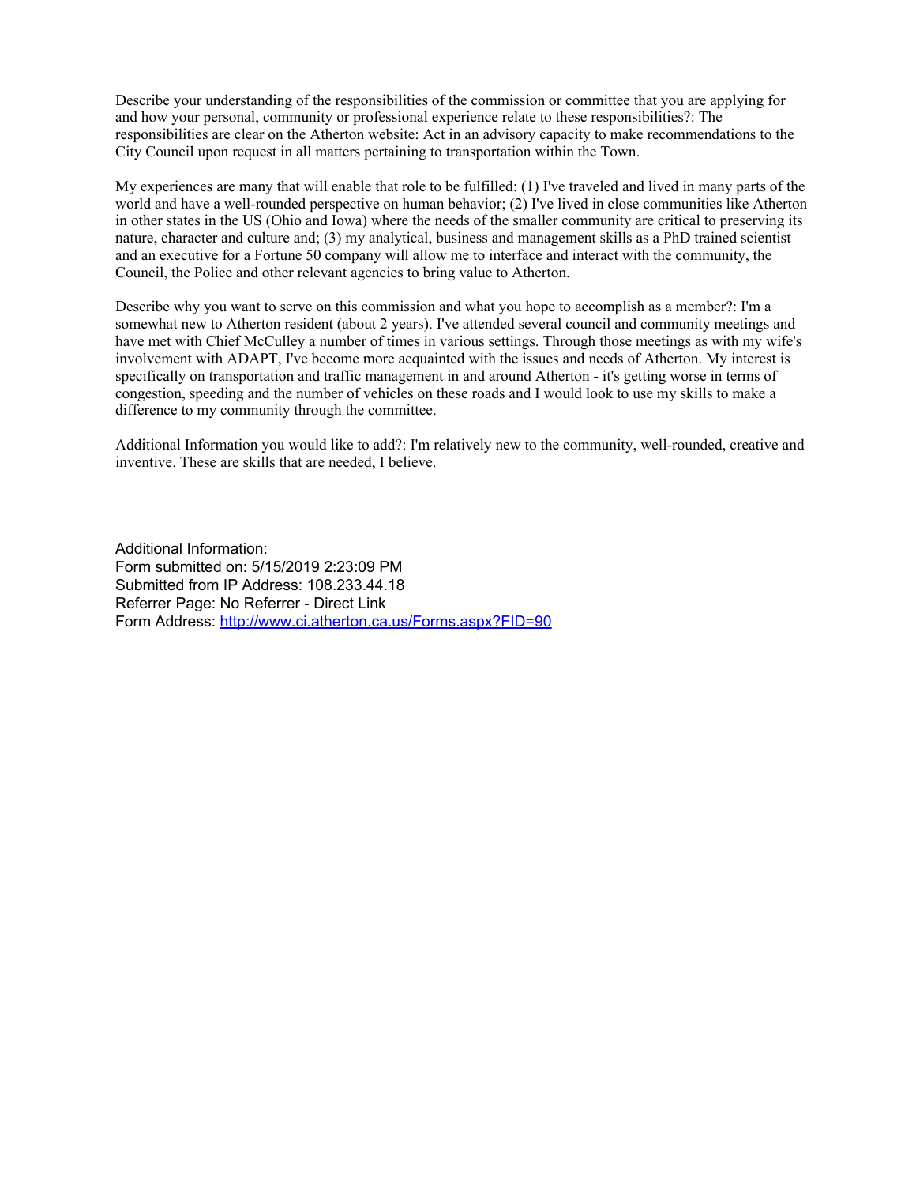Describe your understanding of the responsibilities of the commission or committee that you are applying for and how your personal, community or professional experience relate to these responsibilities?: The responsibilities are clear on the Atherton website: Act in an advisory capacity to make recommendations to the City Council upon request in all matters pertaining to transportation within the Town.

My experiences are many that will enable that role to be fulfilled: (1) I've traveled and lived in many parts of the world and have a well-rounded perspective on human behavior; (2) I've lived in close communities like Atherton in other states in the US (Ohio and Iowa) where the needs of the smaller community are critical to preserving its nature, character and culture and; (3) my analytical, business and management skills as a PhD trained scientist and an executive for a Fortune 50 company will allow me to interface and interact with the community, the Council, the Police and other relevant agencies to bring value to Atherton.

Describe why you want to serve on this commission and what you hope to accomplish as a member?: I'm a somewhat new to Atherton resident (about 2 years). I've attended several council and community meetings and have met with Chief McCulley a number of times in various settings. Through those meetings as with my wife's involvement with ADAPT, I've become more acquainted with the issues and needs of Atherton. My interest is specifically on transportation and traffic management in and around Atherton - it's getting worse in terms of congestion, speeding and the number of vehicles on these roads and I would look to use my skills to make a difference to my community through the committee.

Additional Information you would like to add?: I'm relatively new to the community, well-rounded, creative and inventive. These are skills that are needed, I believe.

Additional Information:
Form submitted on: 5/15/2019 2:23:09 PM
Submitted from IP Address: 108.233.44.18
Referrer Page: No Referrer - Direct Link
Form Address: http://www.ci.atherton.ca.us/Forms.aspx?FID=90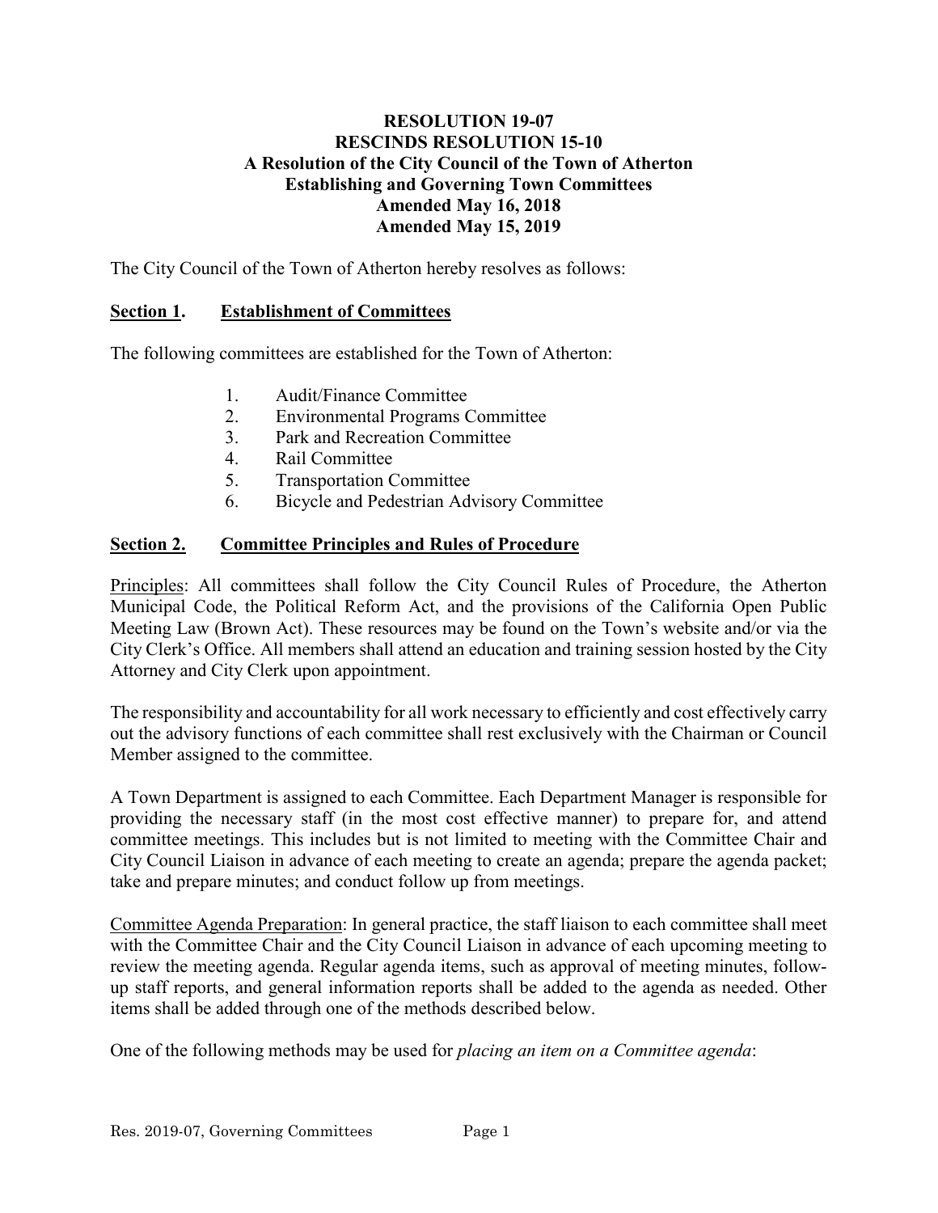**RESOLUTION 19-07**
**RESCINDS RESOLUTION 15-10**
**A Resolution of the City Council of the Town of Atherton**
**Establishing and Governing Town Committees**
**Amended May 16, 2018**
**Amended May 15, 2019**

The City Council of the Town of Atherton hereby resolves as follows:

## <u>Section 1</u>. <u>Establishment of Committees</u>

The following committees are established for the Town of Atherton:

1. Audit/Finance Committee
2. Environmental Programs Committee
3. Park and Recreation Committee
4. Rail Committee
5. Transportation Committee
6. Bicycle and Pedestrian Advisory Committee

## <u>Section 2.</u> <u>Committee Principles and Rules of Procedure</u>

<u>Principles</u>: All committees shall follow the City Council Rules of Procedure, the Atherton Municipal Code, the Political Reform Act, and the provisions of the California Open Public Meeting Law (Brown Act). These resources may be found on the Town's website and/or via the City Clerk's Office. All members shall attend an education and training session hosted by the City Attorney and City Clerk upon appointment.

The responsibility and accountability for all work necessary to efficiently and cost effectively carry out the advisory functions of each committee shall rest exclusively with the Chairman or Council Member assigned to the committee.

A Town Department is assigned to each Committee. Each Department Manager is responsible for providing the necessary staff (in the most cost effective manner) to prepare for, and attend committee meetings. This includes but is not limited to meeting with the Committee Chair and City Council Liaison in advance of each meeting to create an agenda; prepare the agenda packet; take and prepare minutes; and conduct follow up from meetings.

<u>Committee Agenda Preparation</u>: In general practice, the staff liaison to each committee shall meet with the Committee Chair and the City Council Liaison in advance of each upcoming meeting to review the meeting agenda. Regular agenda items, such as approval of meeting minutes, follow-up staff reports, and general information reports shall be added to the agenda as needed. Other items shall be added through one of the methods described below.

One of the following methods may be used for *placing an item on a Committee agenda*: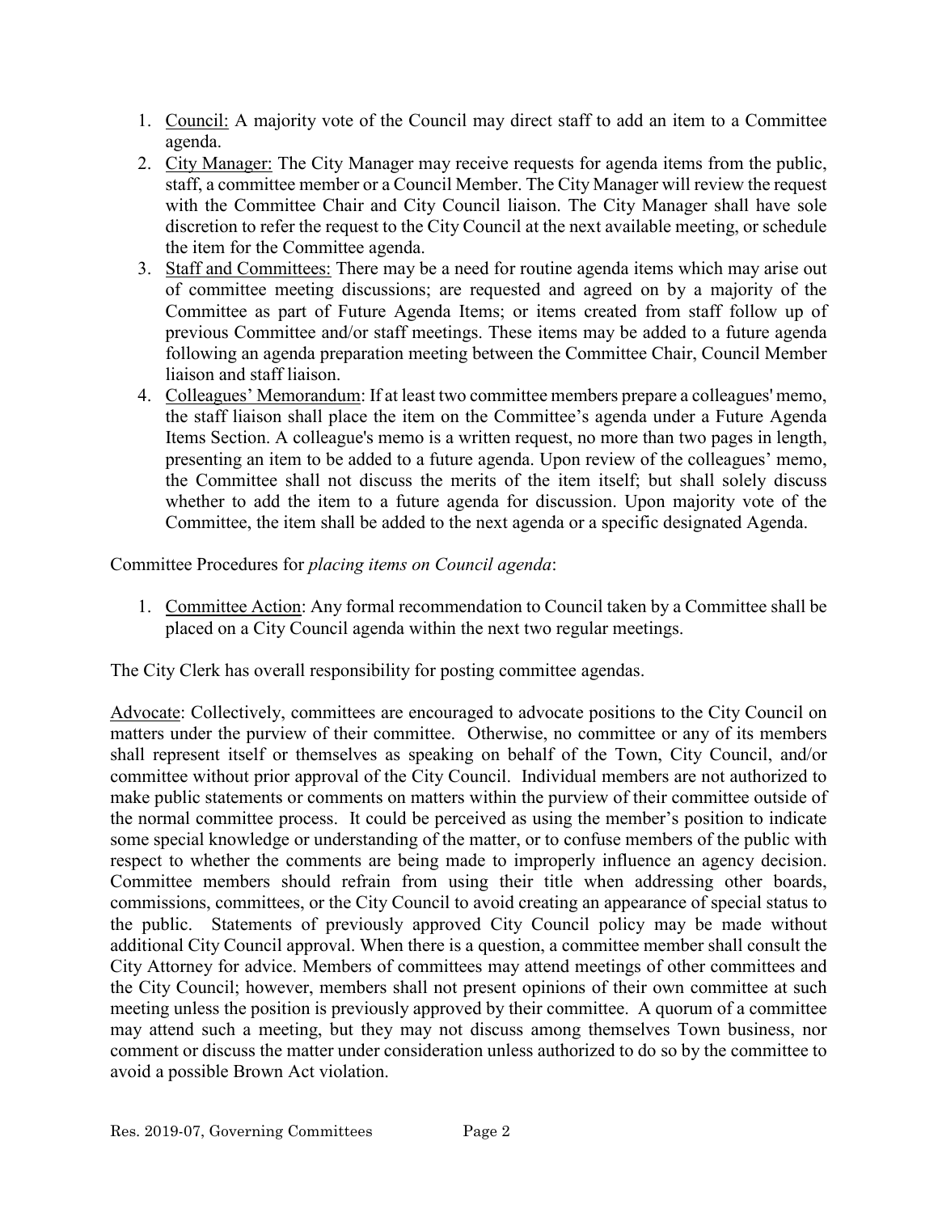1. Council: A majority vote of the Council may direct staff to add an item to a Committee agenda.
2. City Manager: The City Manager may receive requests for agenda items from the public, staff, a committee member or a Council Member. The City Manager will review the request with the Committee Chair and City Council liaison. The City Manager shall have sole discretion to refer the request to the City Council at the next available meeting, or schedule the item for the Committee agenda.
3. Staff and Committees: There may be a need for routine agenda items which may arise out of committee meeting discussions; are requested and agreed on by a majority of the Committee as part of Future Agenda Items; or items created from staff follow up of previous Committee and/or staff meetings. These items may be added to a future agenda following an agenda preparation meeting between the Committee Chair, Council Member liaison and staff liaison.
4. Colleagues' Memorandum: If at least two committee members prepare a colleagues' memo, the staff liaison shall place the item on the Committee's agenda under a Future Agenda Items Section. A colleague's memo is a written request, no more than two pages in length, presenting an item to be added to a future agenda. Upon review of the colleagues' memo, the Committee shall not discuss the merits of the item itself; but shall solely discuss whether to add the item to a future agenda for discussion. Upon majority vote of the Committee, the item shall be added to the next agenda or a specific designated Agenda.

Committee Procedures for *placing items on Council agenda*:

1. Committee Action: Any formal recommendation to Council taken by a Committee shall be placed on a City Council agenda within the next two regular meetings.

The City Clerk has overall responsibility for posting committee agendas.

Advocate: Collectively, committees are encouraged to advocate positions to the City Council on matters under the purview of their committee. Otherwise, no committee or any of its members shall represent itself or themselves as speaking on behalf of the Town, City Council, and/or committee without prior approval of the City Council. Individual members are not authorized to make public statements or comments on matters within the purview of their committee outside of the normal committee process. It could be perceived as using the member's position to indicate some special knowledge or understanding of the matter, or to confuse members of the public with respect to whether the comments are being made to improperly influence an agency decision. Committee members should refrain from using their title when addressing other boards, commissions, committees, or the City Council to avoid creating an appearance of special status to the public. Statements of previously approved City Council policy may be made without additional City Council approval. When there is a question, a committee member shall consult the City Attorney for advice. Members of committees may attend meetings of other committees and the City Council; however, members shall not present opinions of their own committee at such meeting unless the position is previously approved by their committee. A quorum of a committee may attend such a meeting, but they may not discuss among themselves Town business, nor comment or discuss the matter under consideration unless authorized to do so by the committee to avoid a possible Brown Act violation.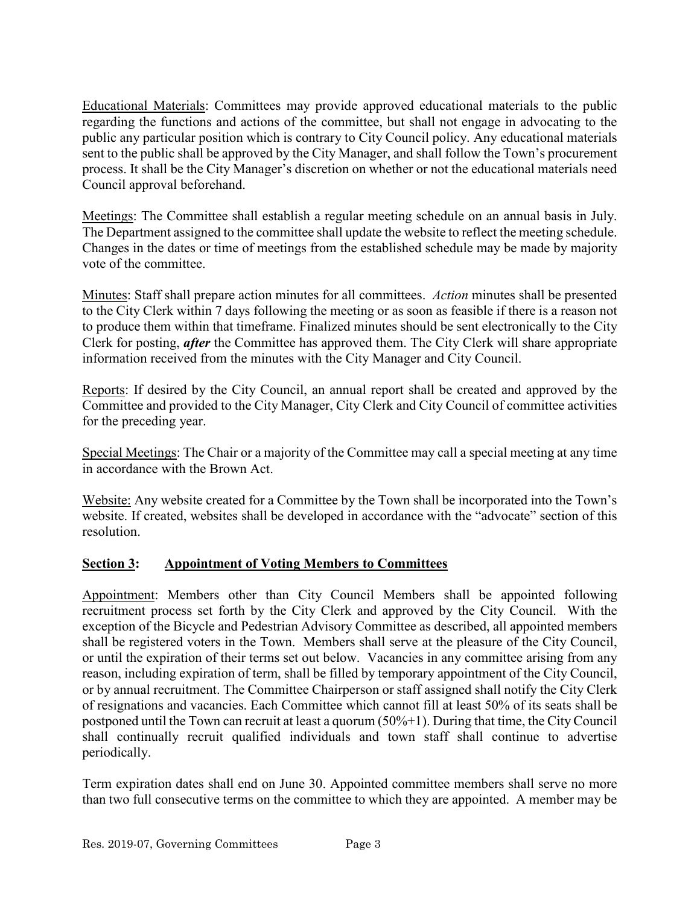Educational Materials: Committees may provide approved educational materials to the public regarding the functions and actions of the committee, but shall not engage in advocating to the public any particular position which is contrary to City Council policy. Any educational materials sent to the public shall be approved by the City Manager, and shall follow the Town's procurement process. It shall be the City Manager's discretion on whether or not the educational materials need Council approval beforehand.

Meetings: The Committee shall establish a regular meeting schedule on an annual basis in July. The Department assigned to the committee shall update the website to reflect the meeting schedule. Changes in the dates or time of meetings from the established schedule may be made by majority vote of the committee.

Minutes: Staff shall prepare action minutes for all committees. *Action* minutes shall be presented to the City Clerk within 7 days following the meeting or as soon as feasible if there is a reason not to produce them within that timeframe. Finalized minutes should be sent electronically to the City Clerk for posting, ***after*** the Committee has approved them. The City Clerk will share appropriate information received from the minutes with the City Manager and City Council.

Reports: If desired by the City Council, an annual report shall be created and approved by the Committee and provided to the City Manager, City Clerk and City Council of committee activities for the preceding year.

Special Meetings: The Chair or a majority of the Committee may call a special meeting at any time in accordance with the Brown Act.

Website: Any website created for a Committee by the Town shall be incorporated into the Town's website. If created, websites shall be developed in accordance with the "advocate" section of this resolution.

## **Section 3: Appointment of Voting Members to Committees**

Appointment: Members other than City Council Members shall be appointed following recruitment process set forth by the City Clerk and approved by the City Council. With the exception of the Bicycle and Pedestrian Advisory Committee as described, all appointed members shall be registered voters in the Town. Members shall serve at the pleasure of the City Council, or until the expiration of their terms set out below. Vacancies in any committee arising from any reason, including expiration of term, shall be filled by temporary appointment of the City Council, or by annual recruitment. The Committee Chairperson or staff assigned shall notify the City Clerk of resignations and vacancies. Each Committee which cannot fill at least 50% of its seats shall be postponed until the Town can recruit at least a quorum (50%+1). During that time, the City Council shall continually recruit qualified individuals and town staff shall continue to advertise periodically.

Term expiration dates shall end on June 30. Appointed committee members shall serve no more than two full consecutive terms on the committee to which they are appointed. A member may be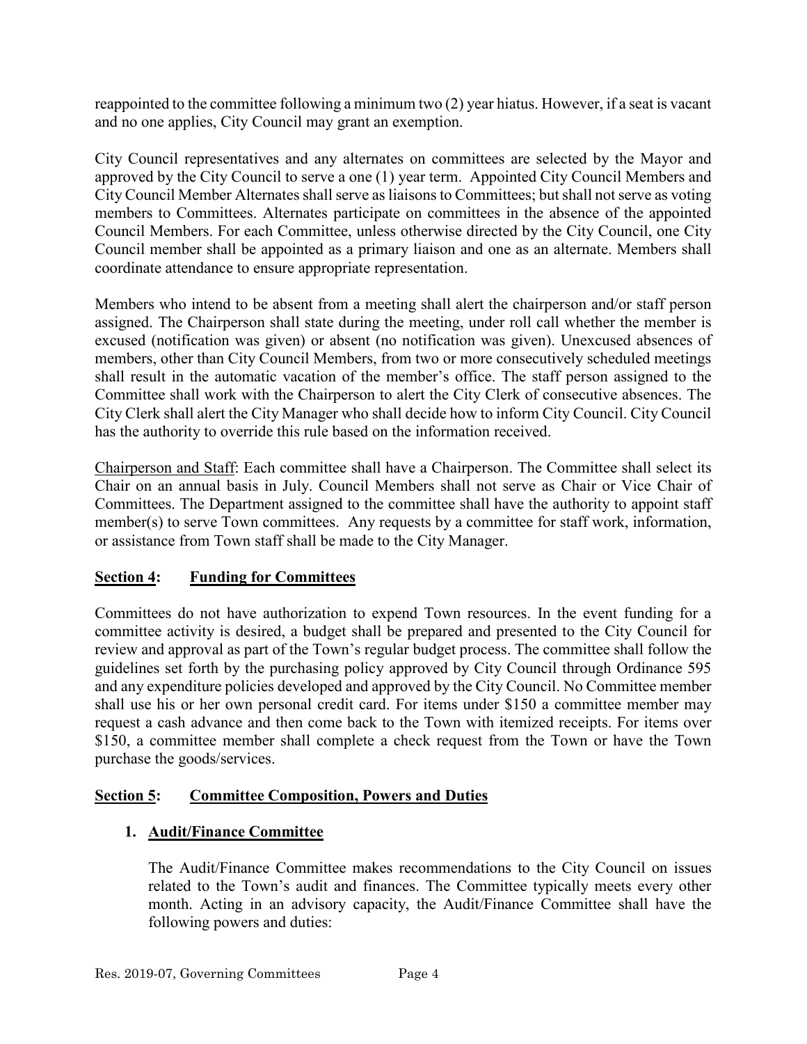reappointed to the committee following a minimum two (2) year hiatus. However, if a seat is vacant and no one applies, City Council may grant an exemption.

City Council representatives and any alternates on committees are selected by the Mayor and approved by the City Council to serve a one (1) year term. Appointed City Council Members and City Council Member Alternates shall serve as liaisons to Committees; but shall not serve as voting members to Committees. Alternates participate on committees in the absence of the appointed Council Members. For each Committee, unless otherwise directed by the City Council, one City Council member shall be appointed as a primary liaison and one as an alternate. Members shall coordinate attendance to ensure appropriate representation.

Members who intend to be absent from a meeting shall alert the chairperson and/or staff person assigned. The Chairperson shall state during the meeting, under roll call whether the member is excused (notification was given) or absent (no notification was given). Unexcused absences of members, other than City Council Members, from two or more consecutively scheduled meetings shall result in the automatic vacation of the member's office. The staff person assigned to the Committee shall work with the Chairperson to alert the City Clerk of consecutive absences. The City Clerk shall alert the City Manager who shall decide how to inform City Council. City Council has the authority to override this rule based on the information received.

Chairperson and Staff: Each committee shall have a Chairperson. The Committee shall select its Chair on an annual basis in July. Council Members shall not serve as Chair or Vice Chair of Committees. The Department assigned to the committee shall have the authority to appoint staff member(s) to serve Town committees. Any requests by a committee for staff work, information, or assistance from Town staff shall be made to the City Manager.

## Section 4: Funding for Committees

Committees do not have authorization to expend Town resources. In the event funding for a committee activity is desired, a budget shall be prepared and presented to the City Council for review and approval as part of the Town's regular budget process. The committee shall follow the guidelines set forth by the purchasing policy approved by City Council through Ordinance 595 and any expenditure policies developed and approved by the City Council. No Committee member shall use his or her own personal credit card. For items under $150 a committee member may request a cash advance and then come back to the Town with itemized receipts. For items over $150, a committee member shall complete a check request from the Town or have the Town purchase the goods/services.

## Section 5: Committee Composition, Powers and Duties

### 1. Audit/Finance Committee

The Audit/Finance Committee makes recommendations to the City Council on issues related to the Town's audit and finances. The Committee typically meets every other month. Acting in an advisory capacity, the Audit/Finance Committee shall have the following powers and duties: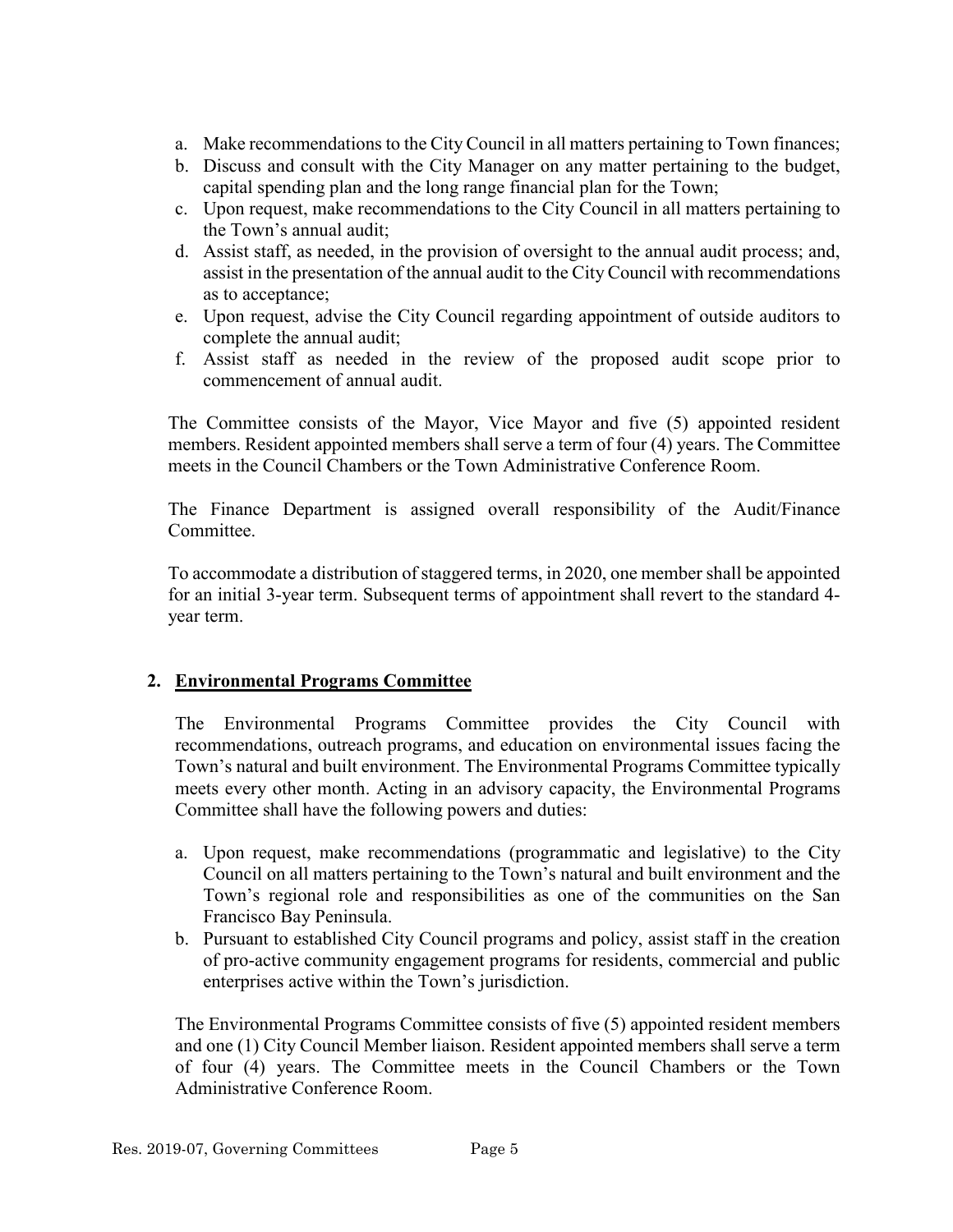a. Make recommendations to the City Council in all matters pertaining to Town finances;
b. Discuss and consult with the City Manager on any matter pertaining to the budget, capital spending plan and the long range financial plan for the Town;
c. Upon request, make recommendations to the City Council in all matters pertaining to the Town's annual audit;
d. Assist staff, as needed, in the provision of oversight to the annual audit process; and, assist in the presentation of the annual audit to the City Council with recommendations as to acceptance;
e. Upon request, advise the City Council regarding appointment of outside auditors to complete the annual audit;
f. Assist staff as needed in the review of the proposed audit scope prior to commencement of annual audit.

The Committee consists of the Mayor, Vice Mayor and five (5) appointed resident members. Resident appointed members shall serve a term of four (4) years. The Committee meets in the Council Chambers or the Town Administrative Conference Room.

The Finance Department is assigned overall responsibility of the Audit/Finance Committee.

To accommodate a distribution of staggered terms, in 2020, one member shall be appointed for an initial 3-year term. Subsequent terms of appointment shall revert to the standard 4-year term.

## 2. Environmental Programs Committee

The Environmental Programs Committee provides the City Council with recommendations, outreach programs, and education on environmental issues facing the Town's natural and built environment. The Environmental Programs Committee typically meets every other month. Acting in an advisory capacity, the Environmental Programs Committee shall have the following powers and duties:

a. Upon request, make recommendations (programmatic and legislative) to the City Council on all matters pertaining to the Town's natural and built environment and the Town's regional role and responsibilities as one of the communities on the San Francisco Bay Peninsula.
b. Pursuant to established City Council programs and policy, assist staff in the creation of pro-active community engagement programs for residents, commercial and public enterprises active within the Town's jurisdiction.

The Environmental Programs Committee consists of five (5) appointed resident members and one (1) City Council Member liaison. Resident appointed members shall serve a term of four (4) years. The Committee meets in the Council Chambers or the Town Administrative Conference Room.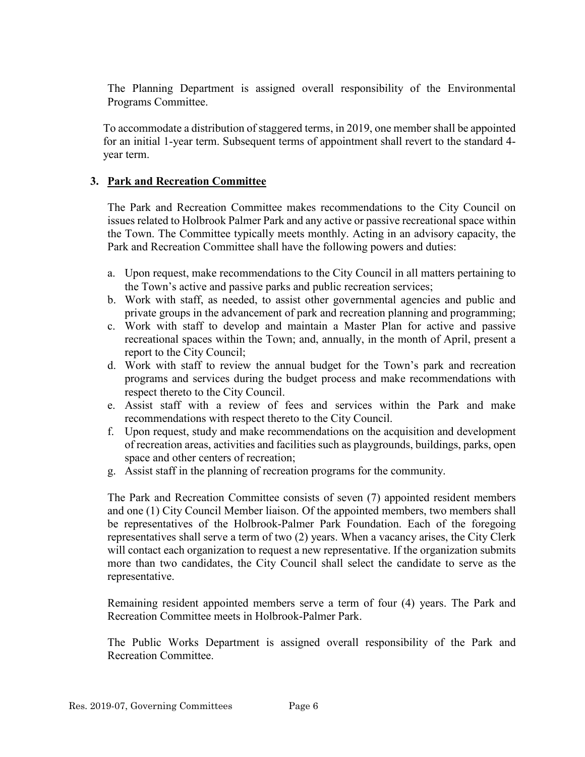The Planning Department is assigned overall responsibility of the Environmental Programs Committee.

To accommodate a distribution of staggered terms, in 2019, one member shall be appointed for an initial 1-year term. Subsequent terms of appointment shall revert to the standard 4-year term.

### 3. Park and Recreation Committee

The Park and Recreation Committee makes recommendations to the City Council on issues related to Holbrook Palmer Park and any active or passive recreational space within the Town. The Committee typically meets monthly. Acting in an advisory capacity, the Park and Recreation Committee shall have the following powers and duties:

a. Upon request, make recommendations to the City Council in all matters pertaining to the Town's active and passive parks and public recreation services;
b. Work with staff, as needed, to assist other governmental agencies and public and private groups in the advancement of park and recreation planning and programming;
c. Work with staff to develop and maintain a Master Plan for active and passive recreational spaces within the Town; and, annually, in the month of April, present a report to the City Council;
d. Work with staff to review the annual budget for the Town's park and recreation programs and services during the budget process and make recommendations with respect thereto to the City Council.
e. Assist staff with a review of fees and services within the Park and make recommendations with respect thereto to the City Council.
f. Upon request, study and make recommendations on the acquisition and development of recreation areas, activities and facilities such as playgrounds, buildings, parks, open space and other centers of recreation;
g. Assist staff in the planning of recreation programs for the community.

The Park and Recreation Committee consists of seven (7) appointed resident members and one (1) City Council Member liaison. Of the appointed members, two members shall be representatives of the Holbrook-Palmer Park Foundation. Each of the foregoing representatives shall serve a term of two (2) years. When a vacancy arises, the City Clerk will contact each organization to request a new representative. If the organization submits more than two candidates, the City Council shall select the candidate to serve as the representative.

Remaining resident appointed members serve a term of four (4) years. The Park and Recreation Committee meets in Holbrook-Palmer Park.

The Public Works Department is assigned overall responsibility of the Park and Recreation Committee.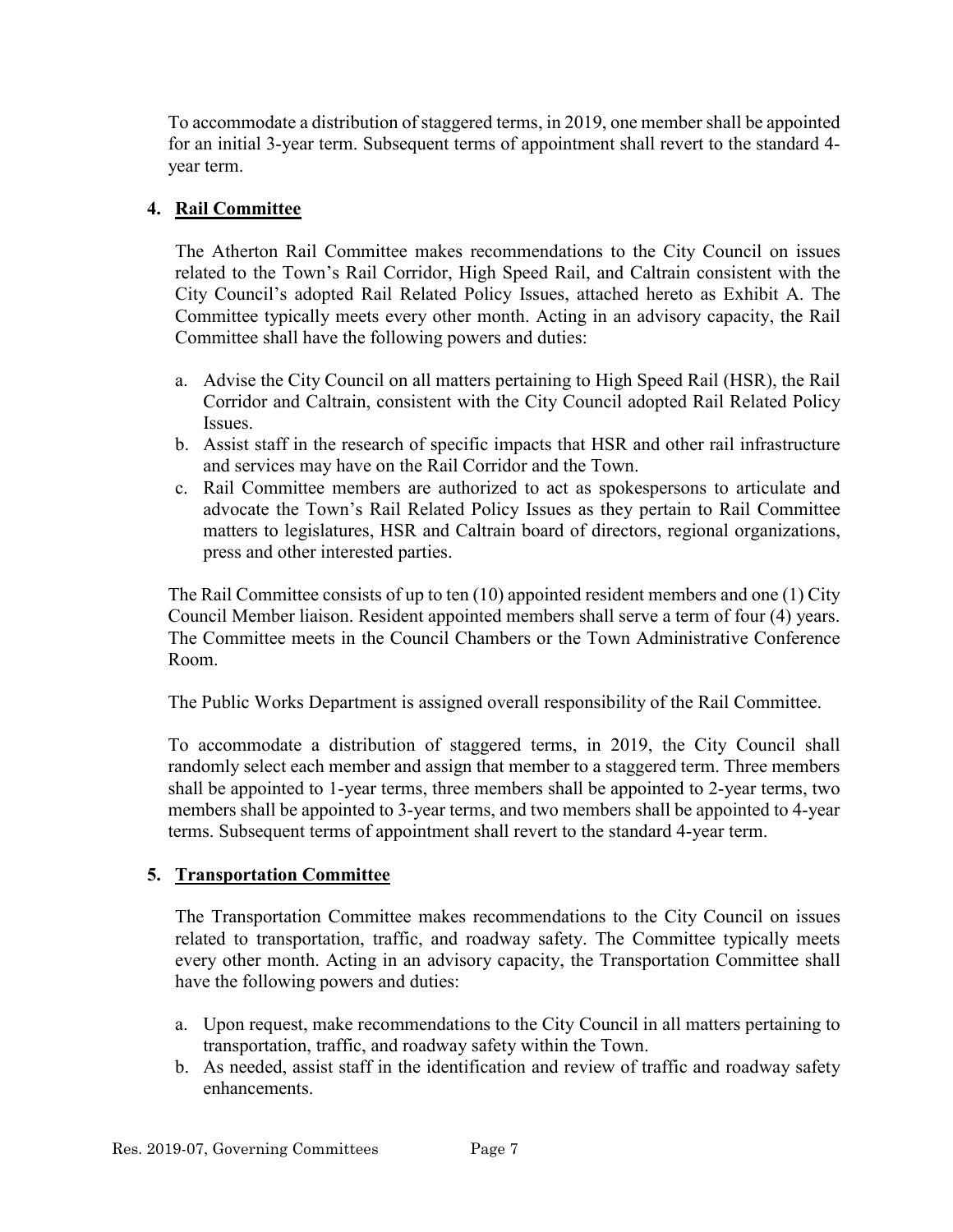To accommodate a distribution of staggered terms, in 2019, one member shall be appointed for an initial 3-year term. Subsequent terms of appointment shall revert to the standard 4-year term.

## 4. Rail Committee

The Atherton Rail Committee makes recommendations to the City Council on issues related to the Town's Rail Corridor, High Speed Rail, and Caltrain consistent with the City Council's adopted Rail Related Policy Issues, attached hereto as Exhibit A. The Committee typically meets every other month. Acting in an advisory capacity, the Rail Committee shall have the following powers and duties:

a. Advise the City Council on all matters pertaining to High Speed Rail (HSR), the Rail Corridor and Caltrain, consistent with the City Council adopted Rail Related Policy Issues.
b. Assist staff in the research of specific impacts that HSR and other rail infrastructure and services may have on the Rail Corridor and the Town.
c. Rail Committee members are authorized to act as spokespersons to articulate and advocate the Town's Rail Related Policy Issues as they pertain to Rail Committee matters to legislatures, HSR and Caltrain board of directors, regional organizations, press and other interested parties.

The Rail Committee consists of up to ten (10) appointed resident members and one (1) City Council Member liaison. Resident appointed members shall serve a term of four (4) years. The Committee meets in the Council Chambers or the Town Administrative Conference Room.

The Public Works Department is assigned overall responsibility of the Rail Committee.

To accommodate a distribution of staggered terms, in 2019, the City Council shall randomly select each member and assign that member to a staggered term. Three members shall be appointed to 1-year terms, three members shall be appointed to 2-year terms, two members shall be appointed to 3-year terms, and two members shall be appointed to 4-year terms. Subsequent terms of appointment shall revert to the standard 4-year term.

## 5. Transportation Committee

The Transportation Committee makes recommendations to the City Council on issues related to transportation, traffic, and roadway safety. The Committee typically meets every other month. Acting in an advisory capacity, the Transportation Committee shall have the following powers and duties:

a. Upon request, make recommendations to the City Council in all matters pertaining to transportation, traffic, and roadway safety within the Town.
b. As needed, assist staff in the identification and review of traffic and roadway safety enhancements.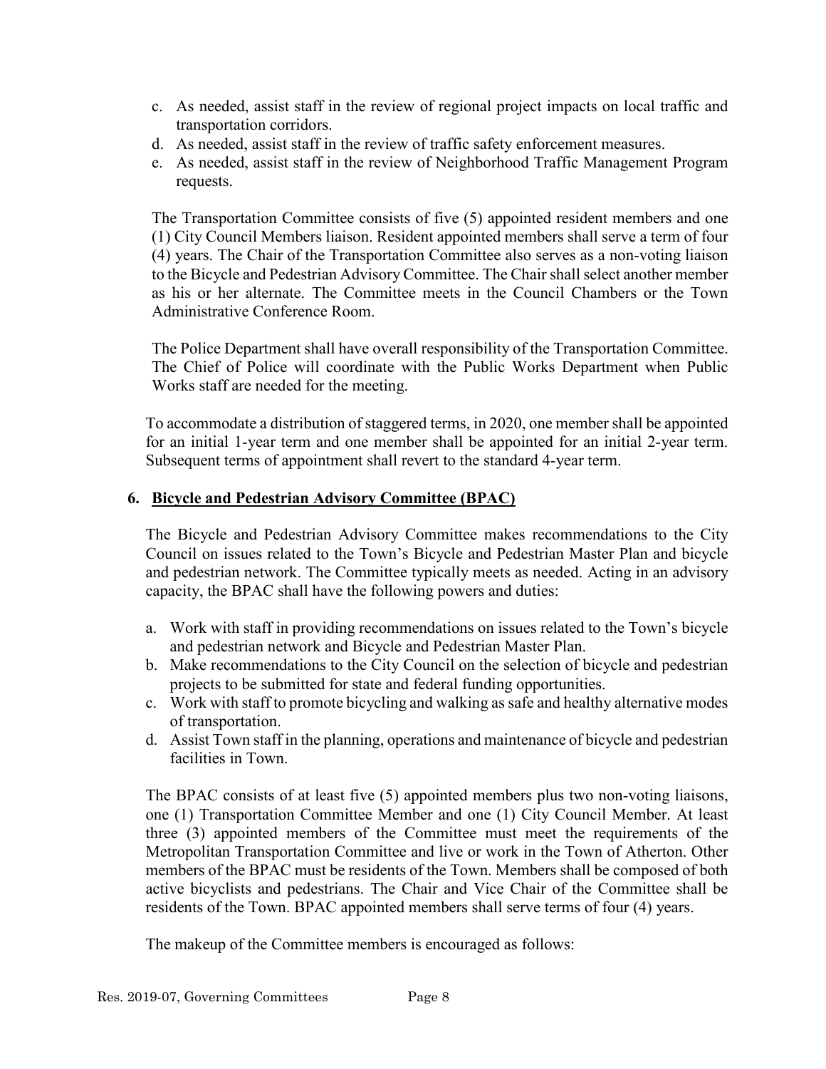c. As needed, assist staff in the review of regional project impacts on local traffic and transportation corridors.
d. As needed, assist staff in the review of traffic safety enforcement measures.
e. As needed, assist staff in the review of Neighborhood Traffic Management Program requests.

The Transportation Committee consists of five (5) appointed resident members and one (1) City Council Members liaison. Resident appointed members shall serve a term of four (4) years. The Chair of the Transportation Committee also serves as a non-voting liaison to the Bicycle and Pedestrian Advisory Committee. The Chair shall select another member as his or her alternate. The Committee meets in the Council Chambers or the Town Administrative Conference Room.

The Police Department shall have overall responsibility of the Transportation Committee. The Chief of Police will coordinate with the Public Works Department when Public Works staff are needed for the meeting.

To accommodate a distribution of staggered terms, in 2020, one member shall be appointed for an initial 1-year term and one member shall be appointed for an initial 2-year term. Subsequent terms of appointment shall revert to the standard 4-year term.

**6. Bicycle and Pedestrian Advisory Committee (BPAC)**

The Bicycle and Pedestrian Advisory Committee makes recommendations to the City Council on issues related to the Town's Bicycle and Pedestrian Master Plan and bicycle and pedestrian network. The Committee typically meets as needed. Acting in an advisory capacity, the BPAC shall have the following powers and duties:

a. Work with staff in providing recommendations on issues related to the Town's bicycle and pedestrian network and Bicycle and Pedestrian Master Plan.
b. Make recommendations to the City Council on the selection of bicycle and pedestrian projects to be submitted for state and federal funding opportunities.
c. Work with staff to promote bicycling and walking as safe and healthy alternative modes of transportation.
d. Assist Town staff in the planning, operations and maintenance of bicycle and pedestrian facilities in Town.

The BPAC consists of at least five (5) appointed members plus two non-voting liaisons, one (1) Transportation Committee Member and one (1) City Council Member. At least three (3) appointed members of the Committee must meet the requirements of the Metropolitan Transportation Committee and live or work in the Town of Atherton. Other members of the BPAC must be residents of the Town. Members shall be composed of both active bicyclists and pedestrians. The Chair and Vice Chair of the Committee shall be residents of the Town. BPAC appointed members shall serve terms of four (4) years.

The makeup of the Committee members is encouraged as follows: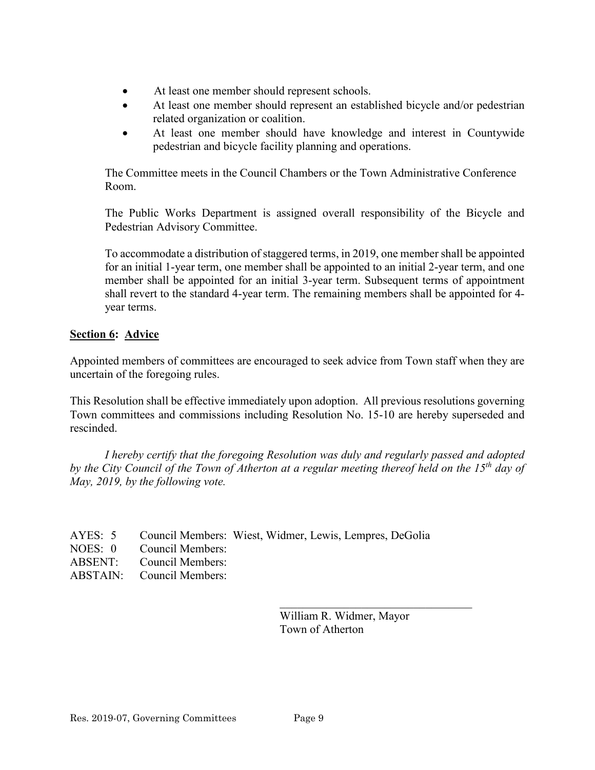- At least one member should represent schools.
- At least one member should represent an established bicycle and/or pedestrian related organization or coalition.
- At least one member should have knowledge and interest in Countywide pedestrian and bicycle facility planning and operations.

The Committee meets in the Council Chambers or the Town Administrative Conference Room.

The Public Works Department is assigned overall responsibility of the Bicycle and Pedestrian Advisory Committee.

To accommodate a distribution of staggered terms, in 2019, one member shall be appointed for an initial 1-year term, one member shall be appointed to an initial 2-year term, and one member shall be appointed for an initial 3-year term. Subsequent terms of appointment shall revert to the standard 4-year term. The remaining members shall be appointed for 4-year terms.

**Section 6: Advice**

Appointed members of committees are encouraged to seek advice from Town staff when they are uncertain of the foregoing rules.

This Resolution shall be effective immediately upon adoption. All previous resolutions governing Town committees and commissions including Resolution No. 15-10 are hereby superseded and rescinded.

*I hereby certify that the foregoing Resolution was duly and regularly passed and adopted by the City Council of the Town of Atherton at a regular meeting thereof held on the 15th day of May, 2019, by the following vote.*

AYES: 5 Council Members: Wiest, Widmer, Lewis, Lempres, DeGolia
NOES: 0 Council Members:
ABSENT: Council Members:
ABSTAIN: Council Members:

\_\_\_\_\_\_\_\_\_\_\_\_\_\_\_\_\_\_\_\_\_\_\_\_\_\_\_\_\_\_\_\_\_\_

William R. Widmer, Mayor
Town of Atherton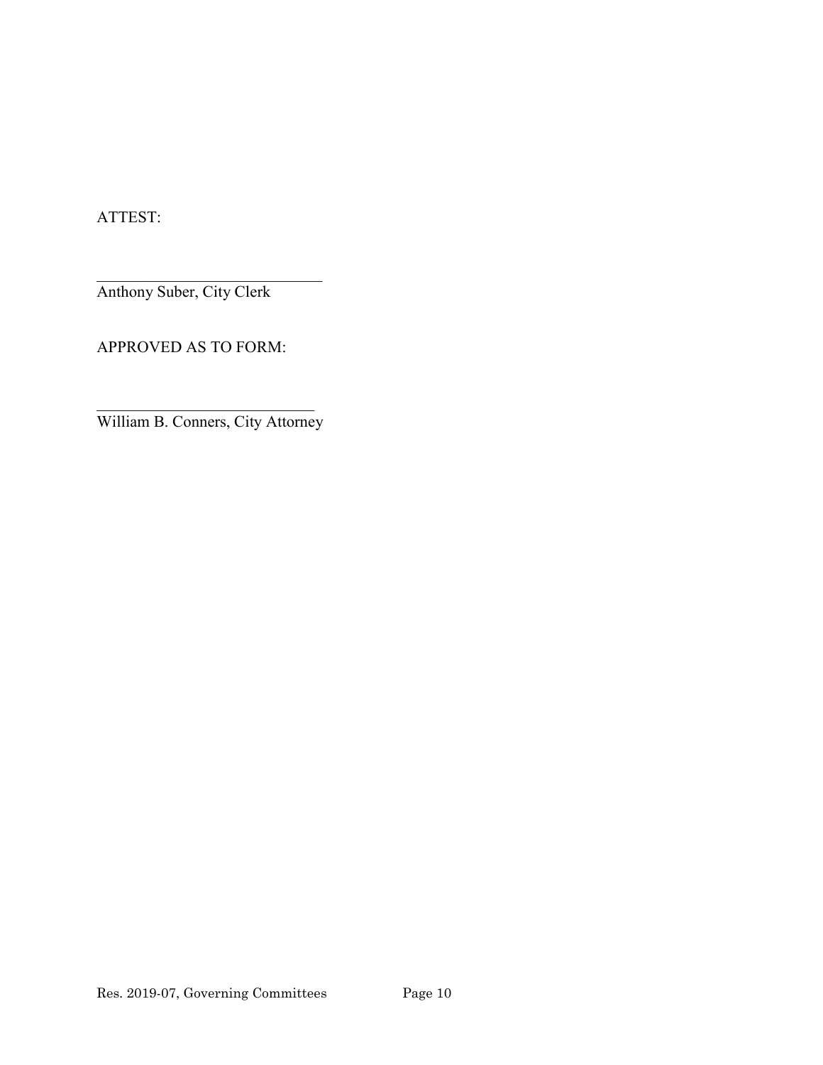ATTEST:

\_\_\_\_\_\_\_\_\_\_\_\_\_\_\_\_\_\_\_\_\_\_\_\_\_\_\_\_\_\_
Anthony Suber, City Clerk

APPROVED AS TO FORM:

\_\_\_\_\_\_\_\_\_\_\_\_\_\_\_\_\_\_\_\_\_\_\_\_\_\_\_\_\_\_
William B. Conners, City Attorney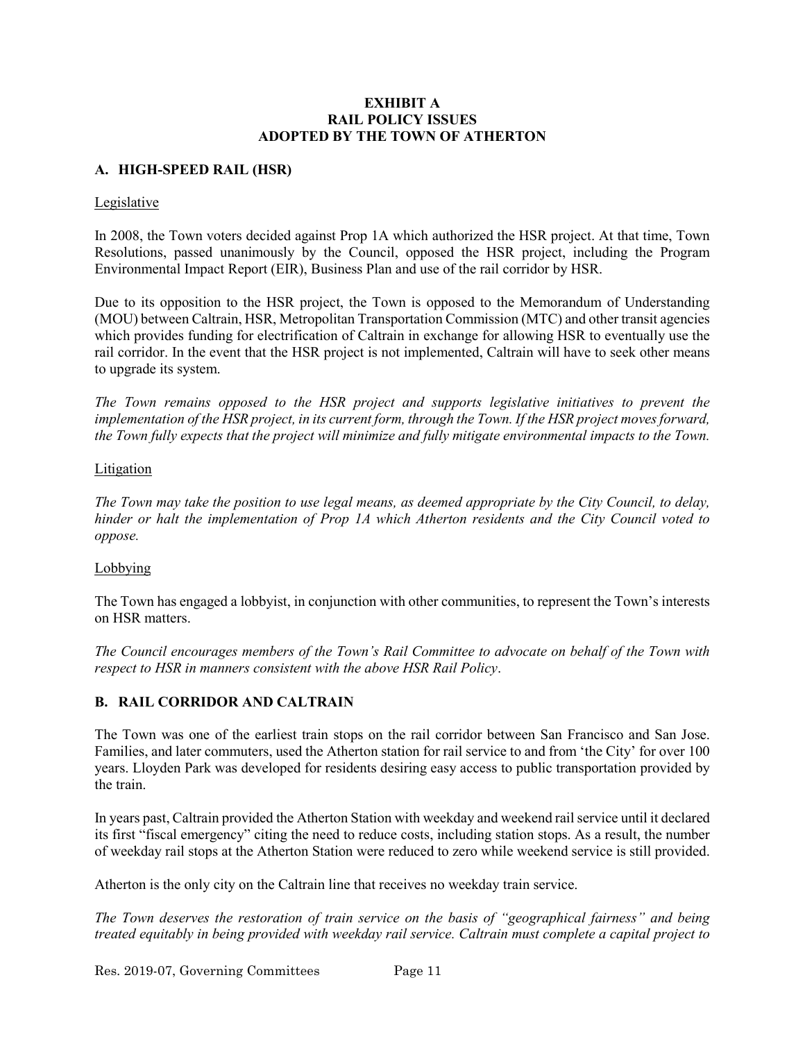**EXHIBIT A**
**RAIL POLICY ISSUES**
**ADOPTED BY THE TOWN OF ATHERTON**

## A. HIGH-SPEED RAIL (HSR)

Legislative

In 2008, the Town voters decided against Prop 1A which authorized the HSR project. At that time, Town Resolutions, passed unanimously by the Council, opposed the HSR project, including the Program Environmental Impact Report (EIR), Business Plan and use of the rail corridor by HSR.

Due to its opposition to the HSR project, the Town is opposed to the Memorandum of Understanding (MOU) between Caltrain, HSR, Metropolitan Transportation Commission (MTC) and other transit agencies which provides funding for electrification of Caltrain in exchange for allowing HSR to eventually use the rail corridor. In the event that the HSR project is not implemented, Caltrain will have to seek other means to upgrade its system.

*The Town remains opposed to the HSR project and supports legislative initiatives to prevent the implementation of the HSR project, in its current form, through the Town. If the HSR project moves forward, the Town fully expects that the project will minimize and fully mitigate environmental impacts to the Town.*

Litigation

*The Town may take the position to use legal means, as deemed appropriate by the City Council, to delay, hinder or halt the implementation of Prop 1A which Atherton residents and the City Council voted to oppose.*

Lobbying

The Town has engaged a lobbyist, in conjunction with other communities, to represent the Town's interests on HSR matters.

*The Council encourages members of the Town's Rail Committee to advocate on behalf of the Town with respect to HSR in manners consistent with the above HSR Rail Policy*.

## B. RAIL CORRIDOR AND CALTRAIN

The Town was one of the earliest train stops on the rail corridor between San Francisco and San Jose. Families, and later commuters, used the Atherton station for rail service to and from 'the City' for over 100 years. Lloyden Park was developed for residents desiring easy access to public transportation provided by the train.

In years past, Caltrain provided the Atherton Station with weekday and weekend rail service until it declared its first "fiscal emergency" citing the need to reduce costs, including station stops. As a result, the number of weekday rail stops at the Atherton Station were reduced to zero while weekend service is still provided.

Atherton is the only city on the Caltrain line that receives no weekday train service.

*The Town deserves the restoration of train service on the basis of "geographical fairness" and being treated equitably in being provided with weekday rail service. Caltrain must complete a capital project to*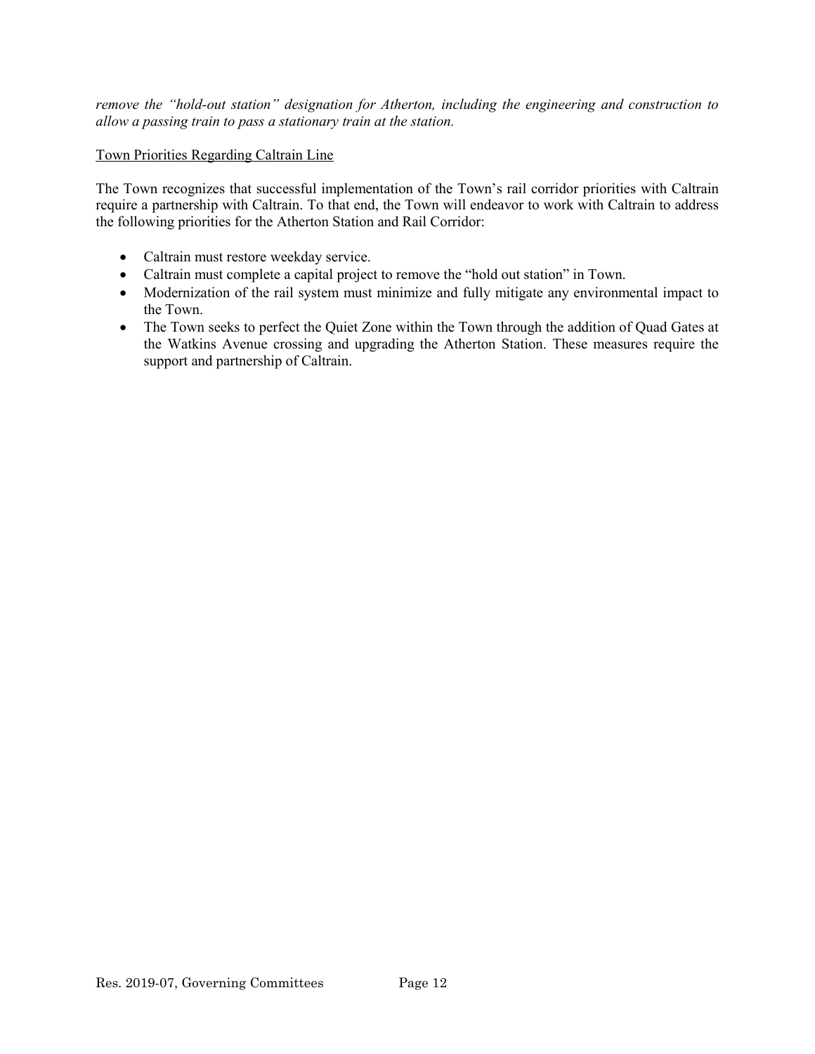*remove the "hold-out station" designation for Atherton, including the engineering and construction to allow a passing train to pass a stationary train at the station.*

Town Priorities Regarding Caltrain Line

The Town recognizes that successful implementation of the Town's rail corridor priorities with Caltrain require a partnership with Caltrain. To that end, the Town will endeavor to work with Caltrain to address the following priorities for the Atherton Station and Rail Corridor:

- Caltrain must restore weekday service.
- Caltrain must complete a capital project to remove the "hold out station" in Town.
- Modernization of the rail system must minimize and fully mitigate any environmental impact to the Town.
- The Town seeks to perfect the Quiet Zone within the Town through the addition of Quad Gates at the Watkins Avenue crossing and upgrading the Atherton Station. These measures require the support and partnership of Caltrain.